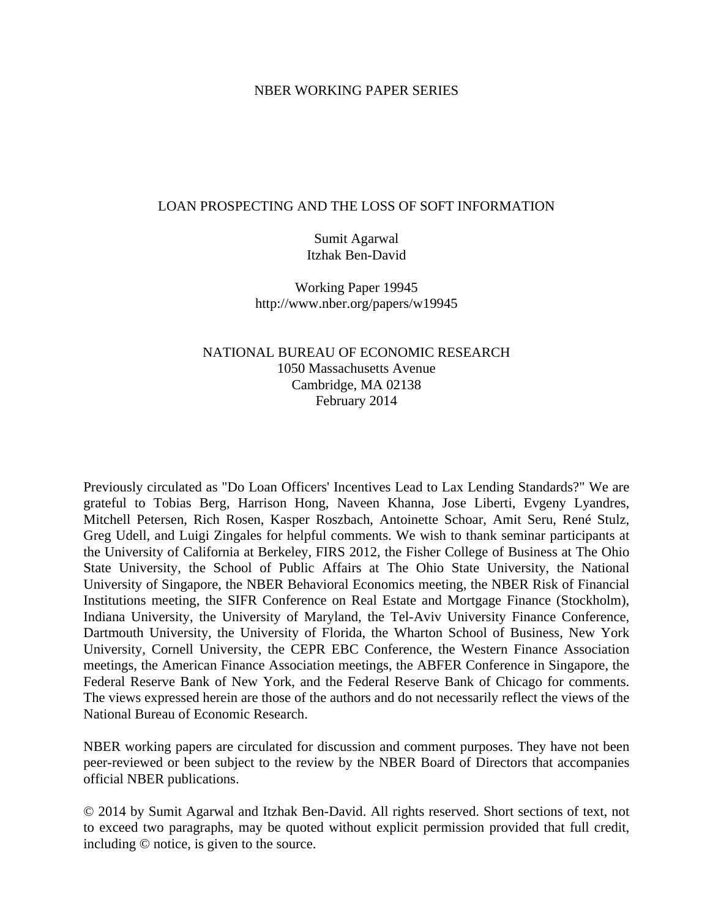NBER WORKING PAPER SERIES

# LOAN PROSPECTING AND THE LOSS OF SOFT INFORMATION

Sumit Agarwal  
Itzhak Ben-David

Working Paper 19945  
http://www.nber.org/papers/w19945

NATIONAL BUREAU OF ECONOMIC RESEARCH  
1050 Massachusetts Avenue  
Cambridge, MA 02138  
February 2014

Previously circulated as "Do Loan Officers' Incentives Lead to Lax Lending Standards?" We are grateful to Tobias Berg, Harrison Hong, Naveen Khanna, Jose Liberti, Evgeny Lyandres, Mitchell Petersen, Rich Rosen, Kasper Roszbach, Antoinette Schoar, Amit Seru, René Stulz, Greg Udell, and Luigi Zingales for helpful comments. We wish to thank seminar participants at the University of California at Berkeley, FIRS 2012, the Fisher College of Business at The Ohio State University, the School of Public Affairs at The Ohio State University, the National University of Singapore, the NBER Behavioral Economics meeting, the NBER Risk of Financial Institutions meeting, the SIFR Conference on Real Estate and Mortgage Finance (Stockholm), Indiana University, the University of Maryland, the Tel-Aviv University Finance Conference, Dartmouth University, the University of Florida, the Wharton School of Business, New York University, Cornell University, the CEPR EBC Conference, the Western Finance Association meetings, the American Finance Association meetings, the ABFER Conference in Singapore, the Federal Reserve Bank of New York, and the Federal Reserve Bank of Chicago for comments. The views expressed herein are those of the authors and do not necessarily reflect the views of the National Bureau of Economic Research.

NBER working papers are circulated for discussion and comment purposes. They have not been peer-reviewed or been subject to the review by the NBER Board of Directors that accompanies official NBER publications.

© 2014 by Sumit Agarwal and Itzhak Ben-David. All rights reserved. Short sections of text, not to exceed two paragraphs, may be quoted without explicit permission provided that full credit, including © notice, is given to the source.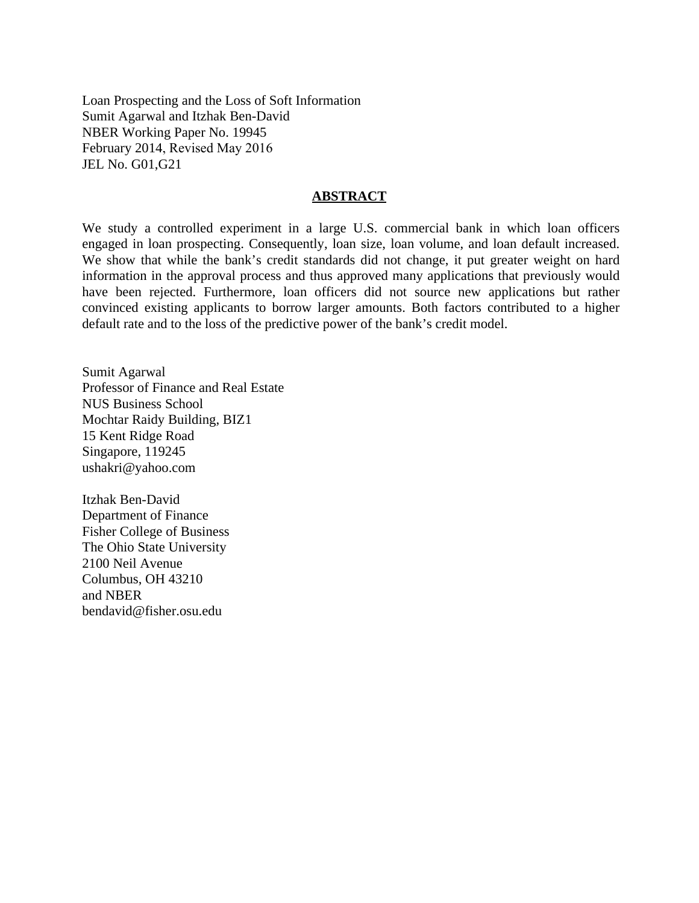Loan Prospecting and the Loss of Soft Information
Sumit Agarwal and Itzhak Ben-David
NBER Working Paper No. 19945
February 2014, Revised May 2016
JEL No. G01,G21

## ABSTRACT

We study a controlled experiment in a large U.S. commercial bank in which loan officers engaged in loan prospecting. Consequently, loan size, loan volume, and loan default increased. We show that while the bank's credit standards did not change, it put greater weight on hard information in the approval process and thus approved many applications that previously would have been rejected. Furthermore, loan officers did not source new applications but rather convinced existing applicants to borrow larger amounts. Both factors contributed to a higher default rate and to the loss of the predictive power of the bank's credit model.

Sumit Agarwal
Professor of Finance and Real Estate
NUS Business School
Mochtar Raidy Building, BIZ1
15 Kent Ridge Road
Singapore, 119245
ushakri@yahoo.com

Itzhak Ben-David
Department of Finance
Fisher College of Business
The Ohio State University
2100 Neil Avenue
Columbus, OH 43210
and NBER
bendavid@fisher.osu.edu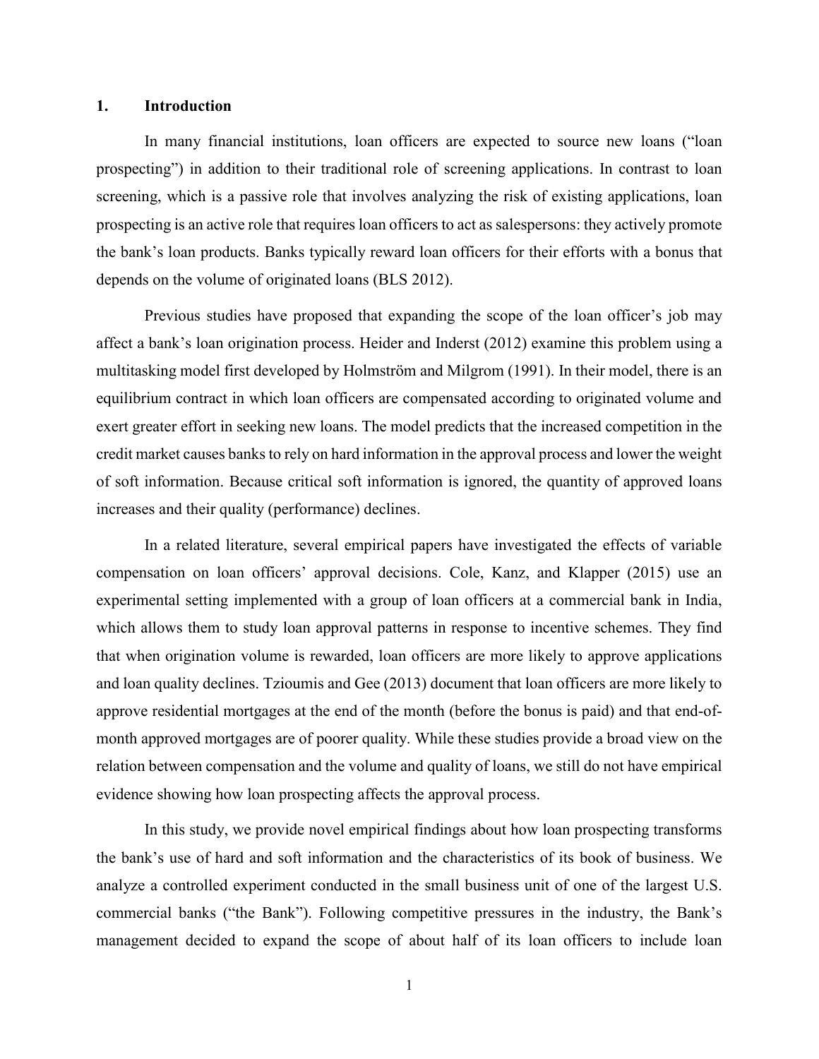## 1. Introduction

In many financial institutions, loan officers are expected to source new loans ("loan prospecting") in addition to their traditional role of screening applications. In contrast to loan screening, which is a passive role that involves analyzing the risk of existing applications, loan prospecting is an active role that requires loan officers to act as salespersons: they actively promote the bank's loan products. Banks typically reward loan officers for their efforts with a bonus that depends on the volume of originated loans (BLS 2012).

Previous studies have proposed that expanding the scope of the loan officer's job may affect a bank's loan origination process. Heider and Inderst (2012) examine this problem using a multitasking model first developed by Holmström and Milgrom (1991). In their model, there is an equilibrium contract in which loan officers are compensated according to originated volume and exert greater effort in seeking new loans. The model predicts that the increased competition in the credit market causes banks to rely on hard information in the approval process and lower the weight of soft information. Because critical soft information is ignored, the quantity of approved loans increases and their quality (performance) declines.

In a related literature, several empirical papers have investigated the effects of variable compensation on loan officers' approval decisions. Cole, Kanz, and Klapper (2015) use an experimental setting implemented with a group of loan officers at a commercial bank in India, which allows them to study loan approval patterns in response to incentive schemes. They find that when origination volume is rewarded, loan officers are more likely to approve applications and loan quality declines. Tzioumis and Gee (2013) document that loan officers are more likely to approve residential mortgages at the end of the month (before the bonus is paid) and that end-of-month approved mortgages are of poorer quality. While these studies provide a broad view on the relation between compensation and the volume and quality of loans, we still do not have empirical evidence showing how loan prospecting affects the approval process.

In this study, we provide novel empirical findings about how loan prospecting transforms the bank's use of hard and soft information and the characteristics of its book of business. We analyze a controlled experiment conducted in the small business unit of one of the largest U.S. commercial banks ("the Bank"). Following competitive pressures in the industry, the Bank's management decided to expand the scope of about half of its loan officers to include loan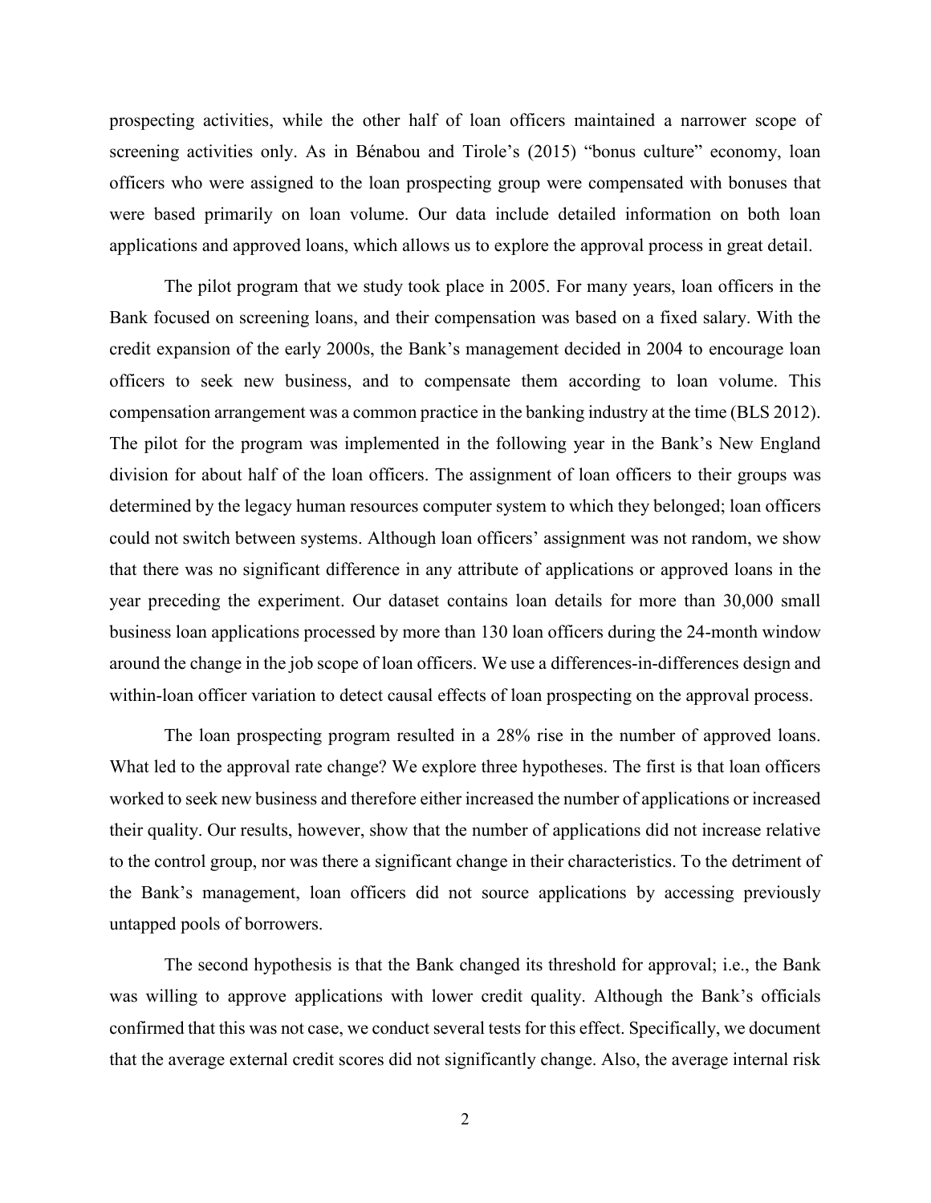prospecting activities, while the other half of loan officers maintained a narrower scope of screening activities only. As in Bénabou and Tirole's (2015) "bonus culture" economy, loan officers who were assigned to the loan prospecting group were compensated with bonuses that were based primarily on loan volume. Our data include detailed information on both loan applications and approved loans, which allows us to explore the approval process in great detail.

The pilot program that we study took place in 2005. For many years, loan officers in the Bank focused on screening loans, and their compensation was based on a fixed salary. With the credit expansion of the early 2000s, the Bank's management decided in 2004 to encourage loan officers to seek new business, and to compensate them according to loan volume. This compensation arrangement was a common practice in the banking industry at the time (BLS 2012). The pilot for the program was implemented in the following year in the Bank's New England division for about half of the loan officers. The assignment of loan officers to their groups was determined by the legacy human resources computer system to which they belonged; loan officers could not switch between systems. Although loan officers' assignment was not random, we show that there was no significant difference in any attribute of applications or approved loans in the year preceding the experiment. Our dataset contains loan details for more than 30,000 small business loan applications processed by more than 130 loan officers during the 24-month window around the change in the job scope of loan officers. We use a differences-in-differences design and within-loan officer variation to detect causal effects of loan prospecting on the approval process.

The loan prospecting program resulted in a 28% rise in the number of approved loans. What led to the approval rate change? We explore three hypotheses. The first is that loan officers worked to seek new business and therefore either increased the number of applications or increased their quality. Our results, however, show that the number of applications did not increase relative to the control group, nor was there a significant change in their characteristics. To the detriment of the Bank's management, loan officers did not source applications by accessing previously untapped pools of borrowers.

The second hypothesis is that the Bank changed its threshold for approval; i.e., the Bank was willing to approve applications with lower credit quality. Although the Bank's officials confirmed that this was not case, we conduct several tests for this effect. Specifically, we document that the average external credit scores did not significantly change. Also, the average internal risk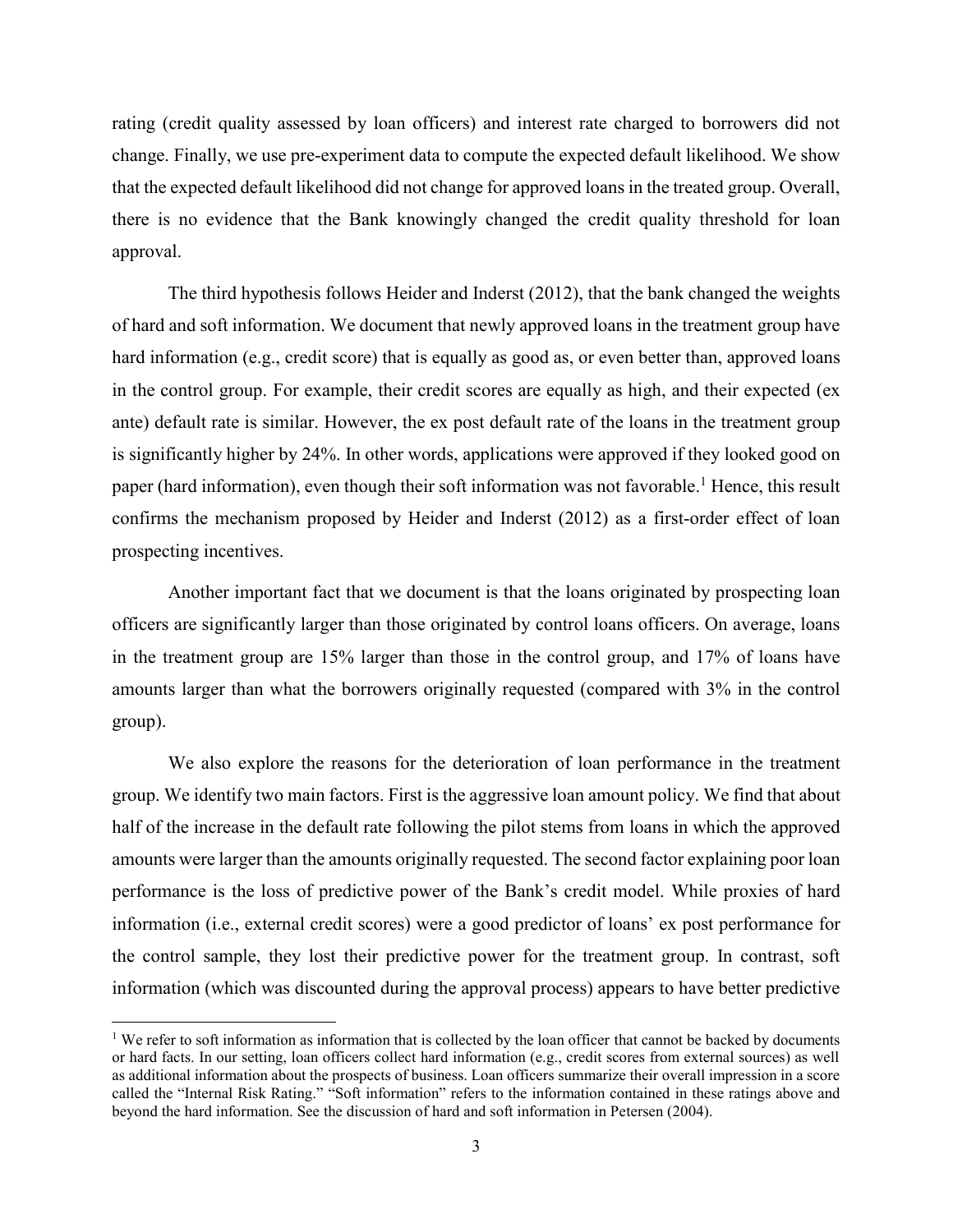rating (credit quality assessed by loan officers) and interest rate charged to borrowers did not change. Finally, we use pre-experiment data to compute the expected default likelihood. We show that the expected default likelihood did not change for approved loans in the treated group. Overall, there is no evidence that the Bank knowingly changed the credit quality threshold for loan approval.

The third hypothesis follows Heider and Inderst (2012), that the bank changed the weights of hard and soft information. We document that newly approved loans in the treatment group have hard information (e.g., credit score) that is equally as good as, or even better than, approved loans in the control group. For example, their credit scores are equally as high, and their expected (ex ante) default rate is similar. However, the ex post default rate of the loans in the treatment group is significantly higher by 24%. In other words, applications were approved if they looked good on paper (hard information), even though their soft information was not favorable.[1] Hence, this result confirms the mechanism proposed by Heider and Inderst (2012) as a first-order effect of loan prospecting incentives.

Another important fact that we document is that the loans originated by prospecting loan officers are significantly larger than those originated by control loans officers. On average, loans in the treatment group are 15% larger than those in the control group, and 17% of loans have amounts larger than what the borrowers originally requested (compared with 3% in the control group).

We also explore the reasons for the deterioration of loan performance in the treatment group. We identify two main factors. First is the aggressive loan amount policy. We find that about half of the increase in the default rate following the pilot stems from loans in which the approved amounts were larger than the amounts originally requested. The second factor explaining poor loan performance is the loss of predictive power of the Bank's credit model. While proxies of hard information (i.e., external credit scores) were a good predictor of loans' ex post performance for the control sample, they lost their predictive power for the treatment group. In contrast, soft information (which was discounted during the approval process) appears to have better predictive

[1] We refer to soft information as information that is collected by the loan officer that cannot be backed by documents or hard facts. In our setting, loan officers collect hard information (e.g., credit scores from external sources) as well as additional information about the prospects of business. Loan officers summarize their overall impression in a score called the "Internal Risk Rating." "Soft information" refers to the information contained in these ratings above and beyond the hard information. See the discussion of hard and soft information in Petersen (2004).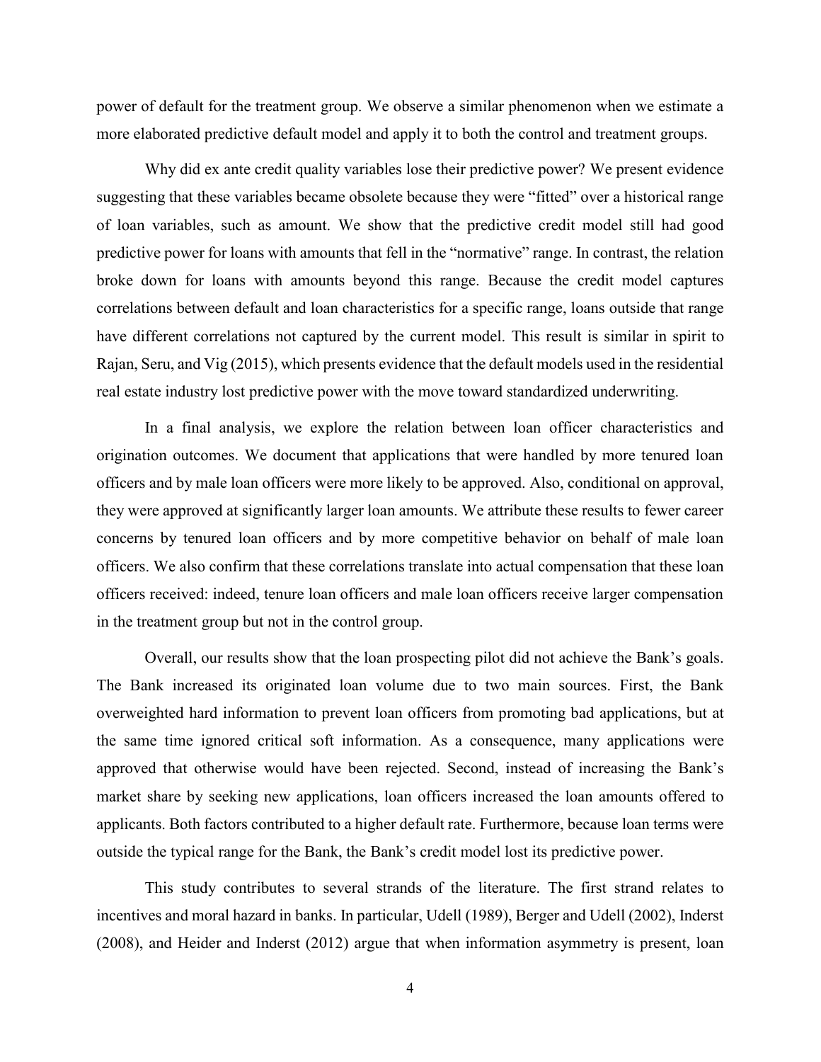power of default for the treatment group. We observe a similar phenomenon when we estimate a more elaborated predictive default model and apply it to both the control and treatment groups.

Why did ex ante credit quality variables lose their predictive power? We present evidence suggesting that these variables became obsolete because they were "fitted" over a historical range of loan variables, such as amount. We show that the predictive credit model still had good predictive power for loans with amounts that fell in the "normative" range. In contrast, the relation broke down for loans with amounts beyond this range. Because the credit model captures correlations between default and loan characteristics for a specific range, loans outside that range have different correlations not captured by the current model. This result is similar in spirit to Rajan, Seru, and Vig (2015), which presents evidence that the default models used in the residential real estate industry lost predictive power with the move toward standardized underwriting.

In a final analysis, we explore the relation between loan officer characteristics and origination outcomes. We document that applications that were handled by more tenured loan officers and by male loan officers were more likely to be approved. Also, conditional on approval, they were approved at significantly larger loan amounts. We attribute these results to fewer career concerns by tenured loan officers and by more competitive behavior on behalf of male loan officers. We also confirm that these correlations translate into actual compensation that these loan officers received: indeed, tenure loan officers and male loan officers receive larger compensation in the treatment group but not in the control group.

Overall, our results show that the loan prospecting pilot did not achieve the Bank's goals. The Bank increased its originated loan volume due to two main sources. First, the Bank overweighted hard information to prevent loan officers from promoting bad applications, but at the same time ignored critical soft information. As a consequence, many applications were approved that otherwise would have been rejected. Second, instead of increasing the Bank's market share by seeking new applications, loan officers increased the loan amounts offered to applicants. Both factors contributed to a higher default rate. Furthermore, because loan terms were outside the typical range for the Bank, the Bank's credit model lost its predictive power.

This study contributes to several strands of the literature. The first strand relates to incentives and moral hazard in banks. In particular, Udell (1989), Berger and Udell (2002), Inderst (2008), and Heider and Inderst (2012) argue that when information asymmetry is present, loan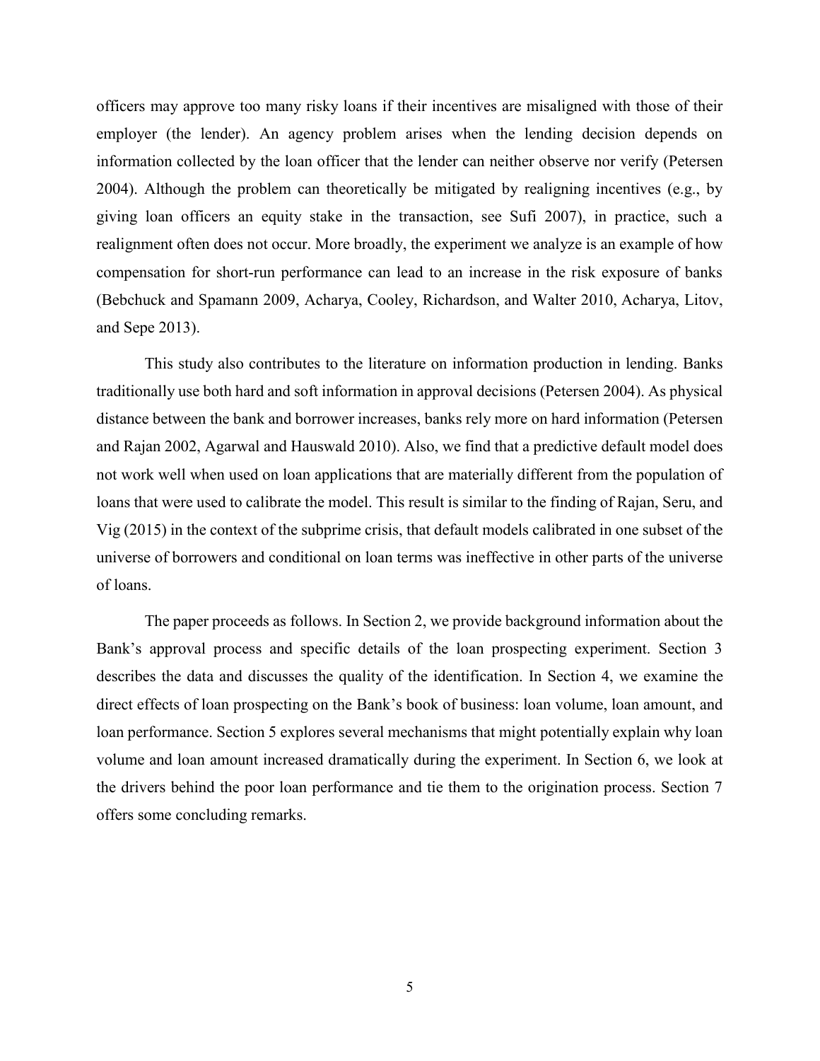officers may approve too many risky loans if their incentives are misaligned with those of their employer (the lender). An agency problem arises when the lending decision depends on information collected by the loan officer that the lender can neither observe nor verify (Petersen 2004). Although the problem can theoretically be mitigated by realigning incentives (e.g., by giving loan officers an equity stake in the transaction, see Sufi 2007), in practice, such a realignment often does not occur. More broadly, the experiment we analyze is an example of how compensation for short-run performance can lead to an increase in the risk exposure of banks (Bebchuck and Spamann 2009, Acharya, Cooley, Richardson, and Walter 2010, Acharya, Litov, and Sepe 2013).

This study also contributes to the literature on information production in lending. Banks traditionally use both hard and soft information in approval decisions (Petersen 2004). As physical distance between the bank and borrower increases, banks rely more on hard information (Petersen and Rajan 2002, Agarwal and Hauswald 2010). Also, we find that a predictive default model does not work well when used on loan applications that are materially different from the population of loans that were used to calibrate the model. This result is similar to the finding of Rajan, Seru, and Vig (2015) in the context of the subprime crisis, that default models calibrated in one subset of the universe of borrowers and conditional on loan terms was ineffective in other parts of the universe of loans.

The paper proceeds as follows. In Section 2, we provide background information about the Bank's approval process and specific details of the loan prospecting experiment. Section 3 describes the data and discusses the quality of the identification. In Section 4, we examine the direct effects of loan prospecting on the Bank's book of business: loan volume, loan amount, and loan performance. Section 5 explores several mechanisms that might potentially explain why loan volume and loan amount increased dramatically during the experiment. In Section 6, we look at the drivers behind the poor loan performance and tie them to the origination process. Section 7 offers some concluding remarks.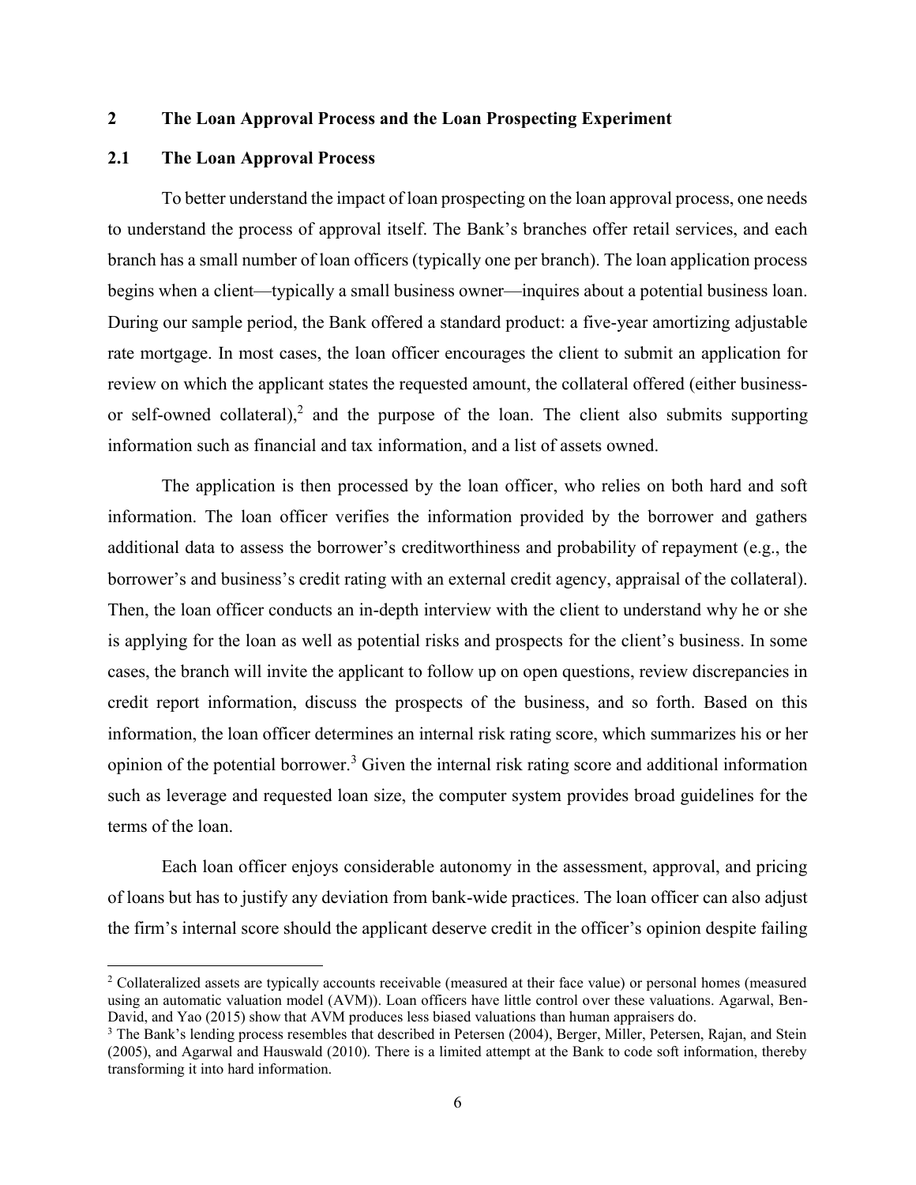## 2 The Loan Approval Process and the Loan Prospecting Experiment

### 2.1 The Loan Approval Process

To better understand the impact of loan prospecting on the loan approval process, one needs to understand the process of approval itself. The Bank's branches offer retail services, and each branch has a small number of loan officers (typically one per branch). The loan application process begins when a client—typically a small business owner—inquires about a potential business loan. During our sample period, the Bank offered a standard product: a five-year amortizing adjustable rate mortgage. In most cases, the loan officer encourages the client to submit an application for review on which the applicant states the requested amount, the collateral offered (either business- or self-owned collateral),[2] and the purpose of the loan. The client also submits supporting information such as financial and tax information, and a list of assets owned.

The application is then processed by the loan officer, who relies on both hard and soft information. The loan officer verifies the information provided by the borrower and gathers additional data to assess the borrower's creditworthiness and probability of repayment (e.g., the borrower's and business's credit rating with an external credit agency, appraisal of the collateral). Then, the loan officer conducts an in-depth interview with the client to understand why he or she is applying for the loan as well as potential risks and prospects for the client's business. In some cases, the branch will invite the applicant to follow up on open questions, review discrepancies in credit report information, discuss the prospects of the business, and so forth. Based on this information, the loan officer determines an internal risk rating score, which summarizes his or her opinion of the potential borrower.[3] Given the internal risk rating score and additional information such as leverage and requested loan size, the computer system provides broad guidelines for the terms of the loan.

Each loan officer enjoys considerable autonomy in the assessment, approval, and pricing of loans but has to justify any deviation from bank-wide practices. The loan officer can also adjust the firm's internal score should the applicant deserve credit in the officer's opinion despite failing

---

[2] Collateralized assets are typically accounts receivable (measured at their face value) or personal homes (measured using an automatic valuation model (AVM)). Loan officers have little control over these valuations. Agarwal, Ben-David, and Yao (2015) show that AVM produces less biased valuations than human appraisers do.

[3] The Bank's lending process resembles that described in Petersen (2004), Berger, Miller, Petersen, Rajan, and Stein (2005), and Agarwal and Hauswald (2010). There is a limited attempt at the Bank to code soft information, thereby transforming it into hard information.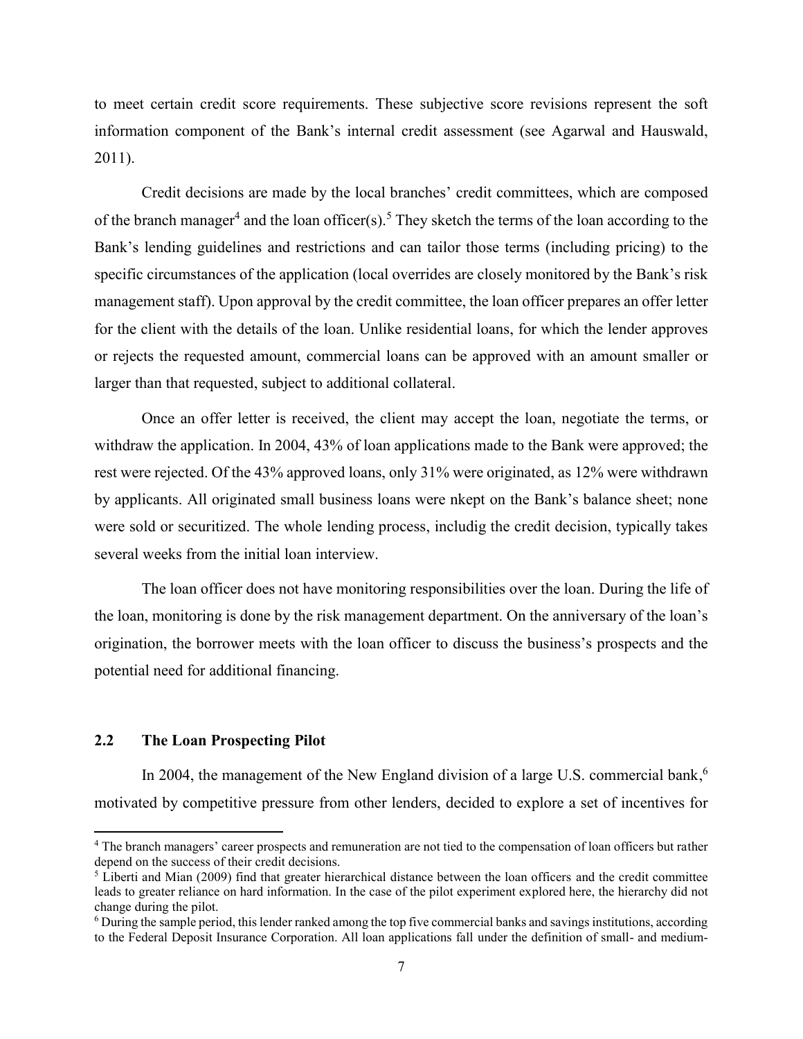to meet certain credit score requirements. These subjective score revisions represent the soft information component of the Bank's internal credit assessment (see Agarwal and Hauswald, 2011).

Credit decisions are made by the local branches' credit committees, which are composed of the branch manager[4] and the loan officer(s).[5] They sketch the terms of the loan according to the Bank's lending guidelines and restrictions and can tailor those terms (including pricing) to the specific circumstances of the application (local overrides are closely monitored by the Bank's risk management staff). Upon approval by the credit committee, the loan officer prepares an offer letter for the client with the details of the loan. Unlike residential loans, for which the lender approves or rejects the requested amount, commercial loans can be approved with an amount smaller or larger than that requested, subject to additional collateral.

Once an offer letter is received, the client may accept the loan, negotiate the terms, or withdraw the application. In 2004, 43% of loan applications made to the Bank were approved; the rest were rejected. Of the 43% approved loans, only 31% were originated, as 12% were withdrawn by applicants. All originated small business loans were nkept on the Bank's balance sheet; none were sold or securitized. The whole lending process, includig the credit decision, typically takes several weeks from the initial loan interview.

The loan officer does not have monitoring responsibilities over the loan. During the life of the loan, monitoring is done by the risk management department. On the anniversary of the loan's origination, the borrower meets with the loan officer to discuss the business's prospects and the potential need for additional financing.

### 2.2 The Loan Prospecting Pilot

In 2004, the management of the New England division of a large U.S. commercial bank,[6] motivated by competitive pressure from other lenders, decided to explore a set of incentives for

[4] The branch managers' career prospects and remuneration are not tied to the compensation of loan officers but rather depend on the success of their credit decisions.

[5] Liberti and Mian (2009) find that greater hierarchical distance between the loan officers and the credit committee leads to greater reliance on hard information. In the case of the pilot experiment explored here, the hierarchy did not change during the pilot.

[6] During the sample period, this lender ranked among the top five commercial banks and savings institutions, according to the Federal Deposit Insurance Corporation. All loan applications fall under the definition of small- and medium-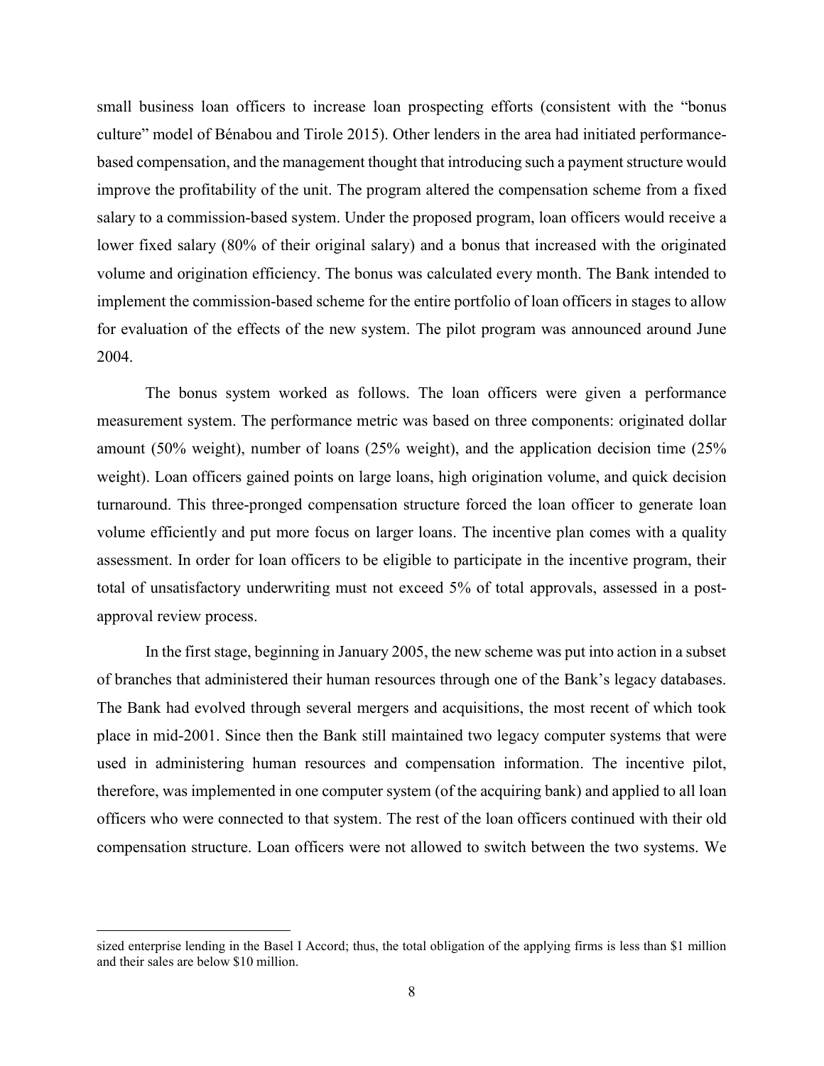small business loan officers to increase loan prospecting efforts (consistent with the "bonus culture" model of Bénabou and Tirole 2015). Other lenders in the area had initiated performance-based compensation, and the management thought that introducing such a payment structure would improve the profitability of the unit. The program altered the compensation scheme from a fixed salary to a commission-based system. Under the proposed program, loan officers would receive a lower fixed salary (80% of their original salary) and a bonus that increased with the originated volume and origination efficiency. The bonus was calculated every month. The Bank intended to implement the commission-based scheme for the entire portfolio of loan officers in stages to allow for evaluation of the effects of the new system. The pilot program was announced around June 2004.

The bonus system worked as follows. The loan officers were given a performance measurement system. The performance metric was based on three components: originated dollar amount (50% weight), number of loans (25% weight), and the application decision time (25% weight). Loan officers gained points on large loans, high origination volume, and quick decision turnaround. This three-pronged compensation structure forced the loan officer to generate loan volume efficiently and put more focus on larger loans. The incentive plan comes with a quality assessment. In order for loan officers to be eligible to participate in the incentive program, their total of unsatisfactory underwriting must not exceed 5% of total approvals, assessed in a post-approval review process.

In the first stage, beginning in January 2005, the new scheme was put into action in a subset of branches that administered their human resources through one of the Bank's legacy databases. The Bank had evolved through several mergers and acquisitions, the most recent of which took place in mid-2001. Since then the Bank still maintained two legacy computer systems that were used in administering human resources and compensation information. The incentive pilot, therefore, was implemented in one computer system (of the acquiring bank) and applied to all loan officers who were connected to that system. The rest of the loan officers continued with their old compensation structure. Loan officers were not allowed to switch between the two systems. We

---

sized enterprise lending in the Basel I Accord; thus, the total obligation of the applying firms is less than $1 million and their sales are below $10 million.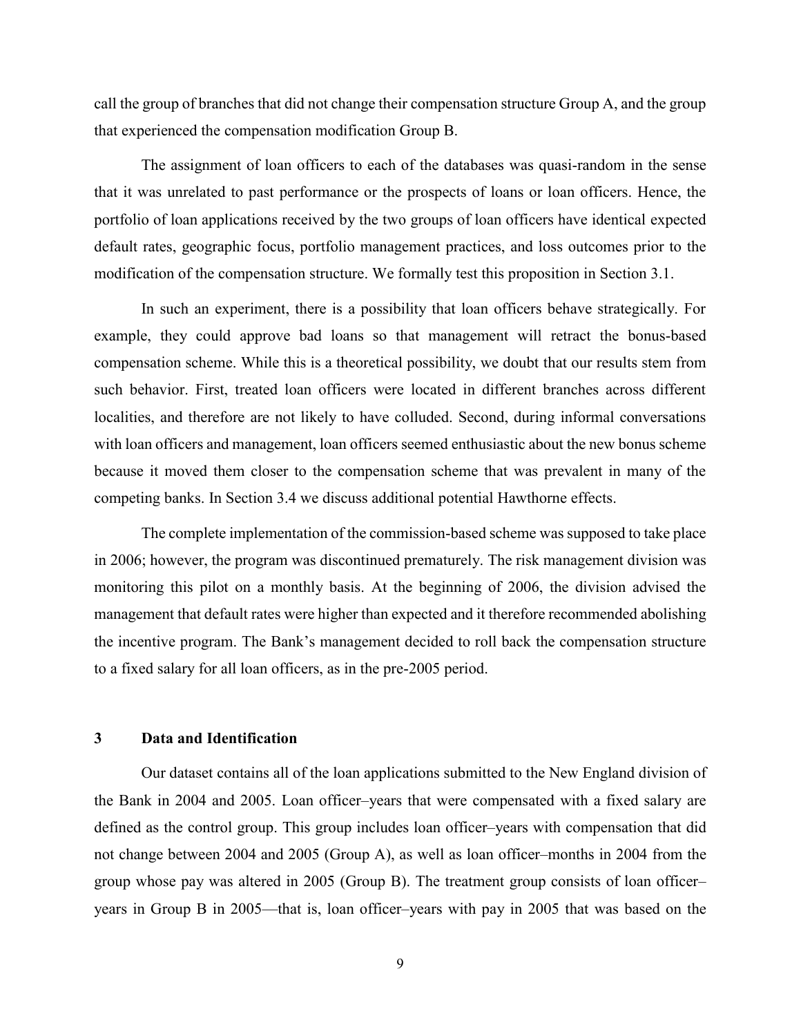call the group of branches that did not change their compensation structure Group A, and the group that experienced the compensation modification Group B.

The assignment of loan officers to each of the databases was quasi-random in the sense that it was unrelated to past performance or the prospects of loans or loan officers. Hence, the portfolio of loan applications received by the two groups of loan officers have identical expected default rates, geographic focus, portfolio management practices, and loss outcomes prior to the modification of the compensation structure. We formally test this proposition in Section 3.1.

In such an experiment, there is a possibility that loan officers behave strategically. For example, they could approve bad loans so that management will retract the bonus-based compensation scheme. While this is a theoretical possibility, we doubt that our results stem from such behavior. First, treated loan officers were located in different branches across different localities, and therefore are not likely to have colluded. Second, during informal conversations with loan officers and management, loan officers seemed enthusiastic about the new bonus scheme because it moved them closer to the compensation scheme that was prevalent in many of the competing banks. In Section 3.4 we discuss additional potential Hawthorne effects.

The complete implementation of the commission-based scheme was supposed to take place in 2006; however, the program was discontinued prematurely. The risk management division was monitoring this pilot on a monthly basis. At the beginning of 2006, the division advised the management that default rates were higher than expected and it therefore recommended abolishing the incentive program. The Bank's management decided to roll back the compensation structure to a fixed salary for all loan officers, as in the pre-2005 period.

## 3 Data and Identification

Our dataset contains all of the loan applications submitted to the New England division of the Bank in 2004 and 2005. Loan officer–years that were compensated with a fixed salary are defined as the control group. This group includes loan officer–years with compensation that did not change between 2004 and 2005 (Group A), as well as loan officer–months in 2004 from the group whose pay was altered in 2005 (Group B). The treatment group consists of loan officer–years in Group B in 2005—that is, loan officer–years with pay in 2005 that was based on the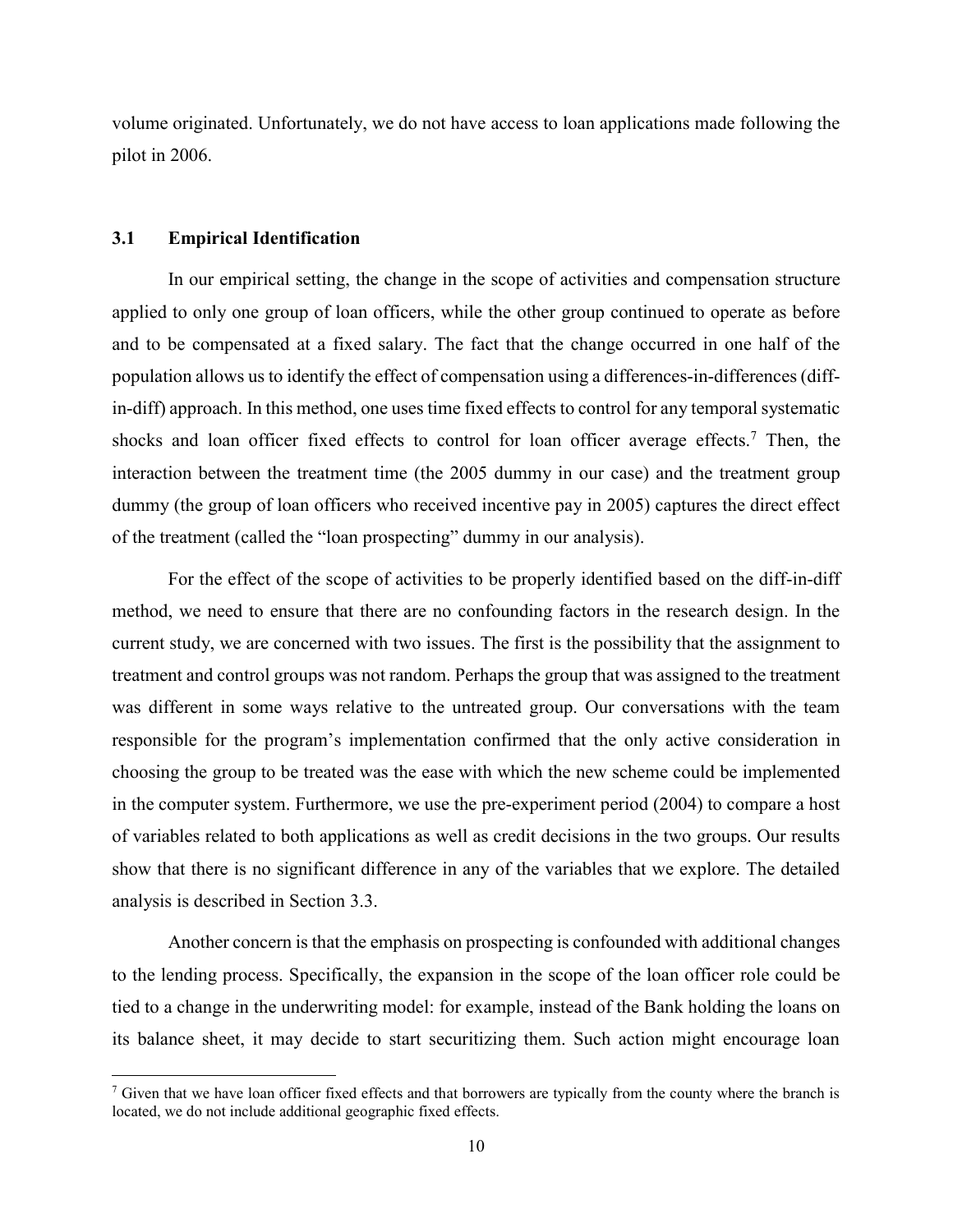volume originated. Unfortunately, we do not have access to loan applications made following the pilot in 2006.

### 3.1 Empirical Identification

In our empirical setting, the change in the scope of activities and compensation structure applied to only one group of loan officers, while the other group continued to operate as before and to be compensated at a fixed salary. The fact that the change occurred in one half of the population allows us to identify the effect of compensation using a differences-in-differences (diff-in-diff) approach. In this method, one uses time fixed effects to control for any temporal systematic shocks and loan officer fixed effects to control for loan officer average effects.[7] Then, the interaction between the treatment time (the 2005 dummy in our case) and the treatment group dummy (the group of loan officers who received incentive pay in 2005) captures the direct effect of the treatment (called the "loan prospecting" dummy in our analysis).

For the effect of the scope of activities to be properly identified based on the diff-in-diff method, we need to ensure that there are no confounding factors in the research design. In the current study, we are concerned with two issues. The first is the possibility that the assignment to treatment and control groups was not random. Perhaps the group that was assigned to the treatment was different in some ways relative to the untreated group. Our conversations with the team responsible for the program's implementation confirmed that the only active consideration in choosing the group to be treated was the ease with which the new scheme could be implemented in the computer system. Furthermore, we use the pre-experiment period (2004) to compare a host of variables related to both applications as well as credit decisions in the two groups. Our results show that there is no significant difference in any of the variables that we explore. The detailed analysis is described in Section 3.3.

Another concern is that the emphasis on prospecting is confounded with additional changes to the lending process. Specifically, the expansion in the scope of the loan officer role could be tied to a change in the underwriting model: for example, instead of the Bank holding the loans on its balance sheet, it may decide to start securitizing them. Such action might encourage loan

[7] Given that we have loan officer fixed effects and that borrowers are typically from the county where the branch is located, we do not include additional geographic fixed effects.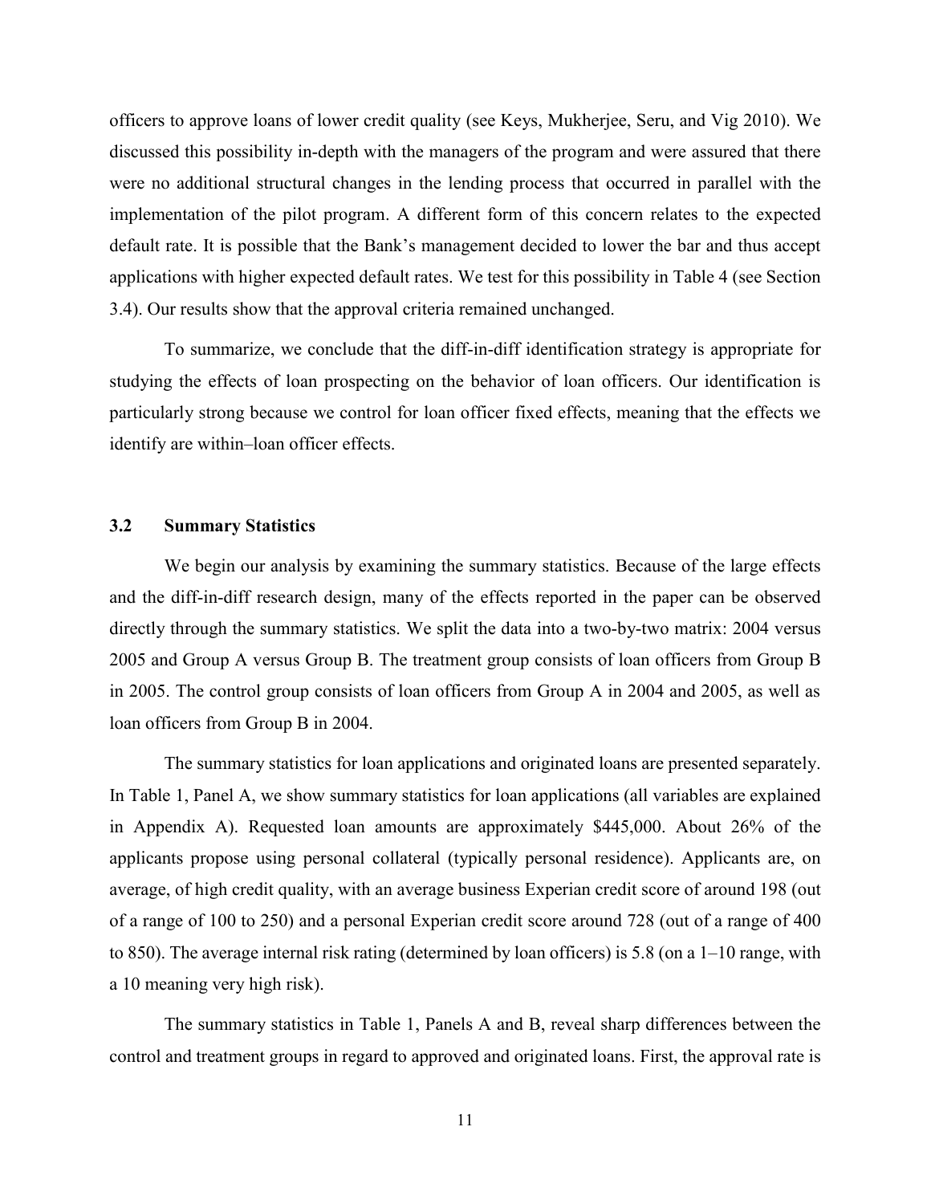officers to approve loans of lower credit quality (see Keys, Mukherjee, Seru, and Vig 2010). We discussed this possibility in-depth with the managers of the program and were assured that there were no additional structural changes in the lending process that occurred in parallel with the implementation of the pilot program. A different form of this concern relates to the expected default rate. It is possible that the Bank's management decided to lower the bar and thus accept applications with higher expected default rates. We test for this possibility in Table 4 (see Section 3.4). Our results show that the approval criteria remained unchanged.

To summarize, we conclude that the diff-in-diff identification strategy is appropriate for studying the effects of loan prospecting on the behavior of loan officers. Our identification is particularly strong because we control for loan officer fixed effects, meaning that the effects we identify are within–loan officer effects.

### 3.2 Summary Statistics

We begin our analysis by examining the summary statistics. Because of the large effects and the diff-in-diff research design, many of the effects reported in the paper can be observed directly through the summary statistics. We split the data into a two-by-two matrix: 2004 versus 2005 and Group A versus Group B. The treatment group consists of loan officers from Group B in 2005. The control group consists of loan officers from Group A in 2004 and 2005, as well as loan officers from Group B in 2004.

The summary statistics for loan applications and originated loans are presented separately. In Table 1, Panel A, we show summary statistics for loan applications (all variables are explained in Appendix A). Requested loan amounts are approximately \$445,000. About 26% of the applicants propose using personal collateral (typically personal residence). Applicants are, on average, of high credit quality, with an average business Experian credit score of around 198 (out of a range of 100 to 250) and a personal Experian credit score around 728 (out of a range of 400 to 850). The average internal risk rating (determined by loan officers) is 5.8 (on a 1–10 range, with a 10 meaning very high risk).

The summary statistics in Table 1, Panels A and B, reveal sharp differences between the control and treatment groups in regard to approved and originated loans. First, the approval rate is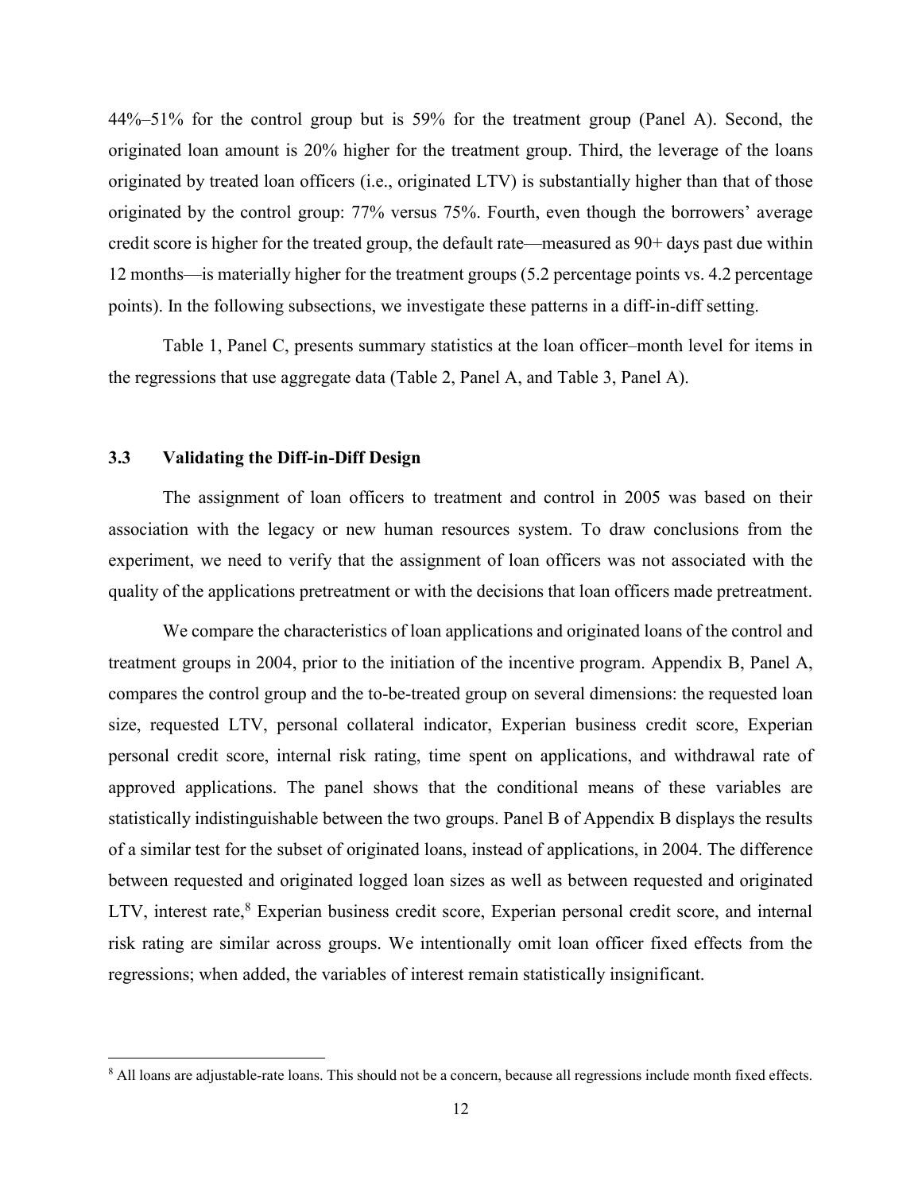44%–51% for the control group but is 59% for the treatment group (Panel A). Second, the originated loan amount is 20% higher for the treatment group. Third, the leverage of the loans originated by treated loan officers (i.e., originated LTV) is substantially higher than that of those originated by the control group: 77% versus 75%. Fourth, even though the borrowers' average credit score is higher for the treated group, the default rate—measured as 90+ days past due within 12 months—is materially higher for the treatment groups (5.2 percentage points vs. 4.2 percentage points). In the following subsections, we investigate these patterns in a diff-in-diff setting.

Table 1, Panel C, presents summary statistics at the loan officer–month level for items in the regressions that use aggregate data (Table 2, Panel A, and Table 3, Panel A).

### 3.3 Validating the Diff-in-Diff Design

The assignment of loan officers to treatment and control in 2005 was based on their association with the legacy or new human resources system. To draw conclusions from the experiment, we need to verify that the assignment of loan officers was not associated with the quality of the applications pretreatment or with the decisions that loan officers made pretreatment.

We compare the characteristics of loan applications and originated loans of the control and treatment groups in 2004, prior to the initiation of the incentive program. Appendix B, Panel A, compares the control group and the to-be-treated group on several dimensions: the requested loan size, requested LTV, personal collateral indicator, Experian business credit score, Experian personal credit score, internal risk rating, time spent on applications, and withdrawal rate of approved applications. The panel shows that the conditional means of these variables are statistically indistinguishable between the two groups. Panel B of Appendix B displays the results of a similar test for the subset of originated loans, instead of applications, in 2004. The difference between requested and originated logged loan sizes as well as between requested and originated LTV, interest rate,[8] Experian business credit score, Experian personal credit score, and internal risk rating are similar across groups. We intentionally omit loan officer fixed effects from the regressions; when added, the variables of interest remain statistically insignificant.

---

[8] All loans are adjustable-rate loans. This should not be a concern, because all regressions include month fixed effects.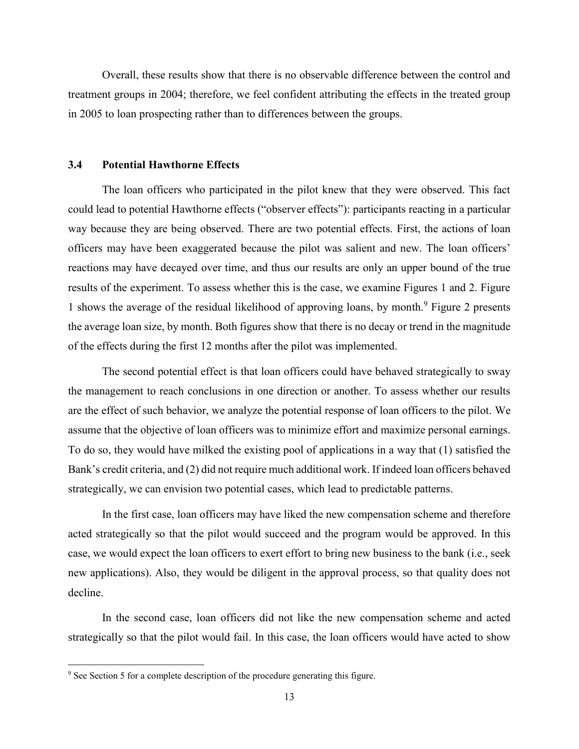Overall, these results show that there is no observable difference between the control and treatment groups in 2004; therefore, we feel confident attributing the effects in the treated group in 2005 to loan prospecting rather than to differences between the groups.

### 3.4 Potential Hawthorne Effects

The loan officers who participated in the pilot knew that they were observed. This fact could lead to potential Hawthorne effects ("observer effects"): participants reacting in a particular way because they are being observed. There are two potential effects. First, the actions of loan officers may have been exaggerated because the pilot was salient and new. The loan officers' reactions may have decayed over time, and thus our results are only an upper bound of the true results of the experiment. To assess whether this is the case, we examine Figures 1 and 2. Figure 1 shows the average of the residual likelihood of approving loans, by month.[9] Figure 2 presents the average loan size, by month. Both figures show that there is no decay or trend in the magnitude of the effects during the first 12 months after the pilot was implemented.

The second potential effect is that loan officers could have behaved strategically to sway the management to reach conclusions in one direction or another. To assess whether our results are the effect of such behavior, we analyze the potential response of loan officers to the pilot. We assume that the objective of loan officers was to minimize effort and maximize personal earnings. To do so, they would have milked the existing pool of applications in a way that (1) satisfied the Bank's credit criteria, and (2) did not require much additional work. If indeed loan officers behaved strategically, we can envision two potential cases, which lead to predictable patterns.

In the first case, loan officers may have liked the new compensation scheme and therefore acted strategically so that the pilot would succeed and the program would be approved. In this case, we would expect the loan officers to exert effort to bring new business to the bank (i.e., seek new applications). Also, they would be diligent in the approval process, so that quality does not decline.

In the second case, loan officers did not like the new compensation scheme and acted strategically so that the pilot would fail. In this case, the loan officers would have acted to show

[9] See Section 5 for a complete description of the procedure generating this figure.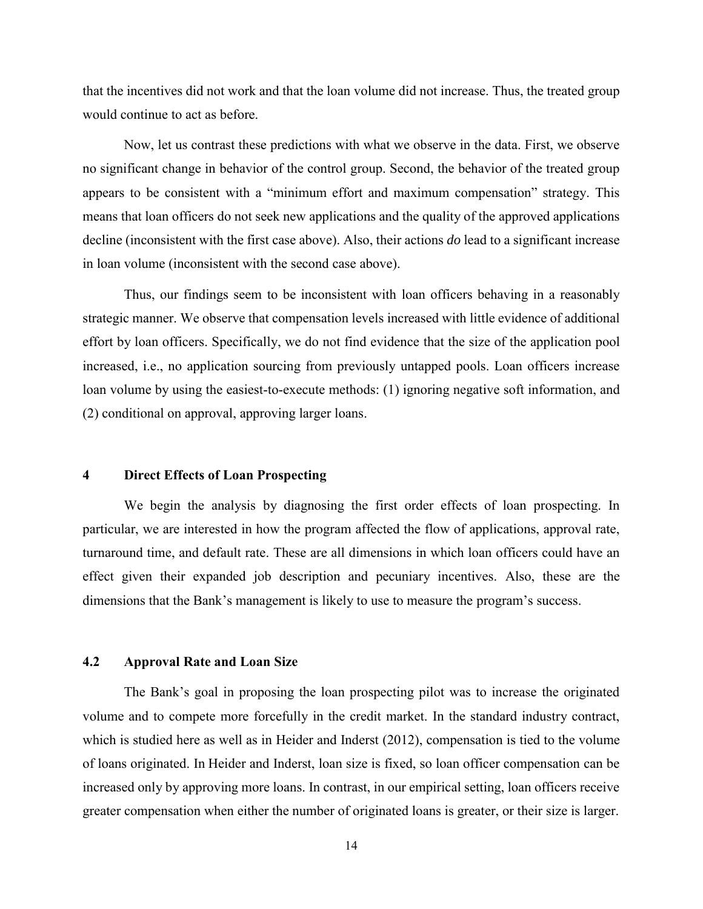that the incentives did not work and that the loan volume did not increase. Thus, the treated group would continue to act as before.

Now, let us contrast these predictions with what we observe in the data. First, we observe no significant change in behavior of the control group. Second, the behavior of the treated group appears to be consistent with a "minimum effort and maximum compensation" strategy. This means that loan officers do not seek new applications and the quality of the approved applications decline (inconsistent with the first case above). Also, their actions *do* lead to a significant increase in loan volume (inconsistent with the second case above).

Thus, our findings seem to be inconsistent with loan officers behaving in a reasonably strategic manner. We observe that compensation levels increased with little evidence of additional effort by loan officers. Specifically, we do not find evidence that the size of the application pool increased, i.e., no application sourcing from previously untapped pools. Loan officers increase loan volume by using the easiest-to-execute methods: (1) ignoring negative soft information, and (2) conditional on approval, approving larger loans.

## 4 Direct Effects of Loan Prospecting

We begin the analysis by diagnosing the first order effects of loan prospecting. In particular, we are interested in how the program affected the flow of applications, approval rate, turnaround time, and default rate. These are all dimensions in which loan officers could have an effect given their expanded job description and pecuniary incentives. Also, these are the dimensions that the Bank's management is likely to use to measure the program's success.

### 4.2 Approval Rate and Loan Size

The Bank's goal in proposing the loan prospecting pilot was to increase the originated volume and to compete more forcefully in the credit market. In the standard industry contract, which is studied here as well as in Heider and Inderst (2012), compensation is tied to the volume of loans originated. In Heider and Inderst, loan size is fixed, so loan officer compensation can be increased only by approving more loans. In contrast, in our empirical setting, loan officers receive greater compensation when either the number of originated loans is greater, or their size is larger.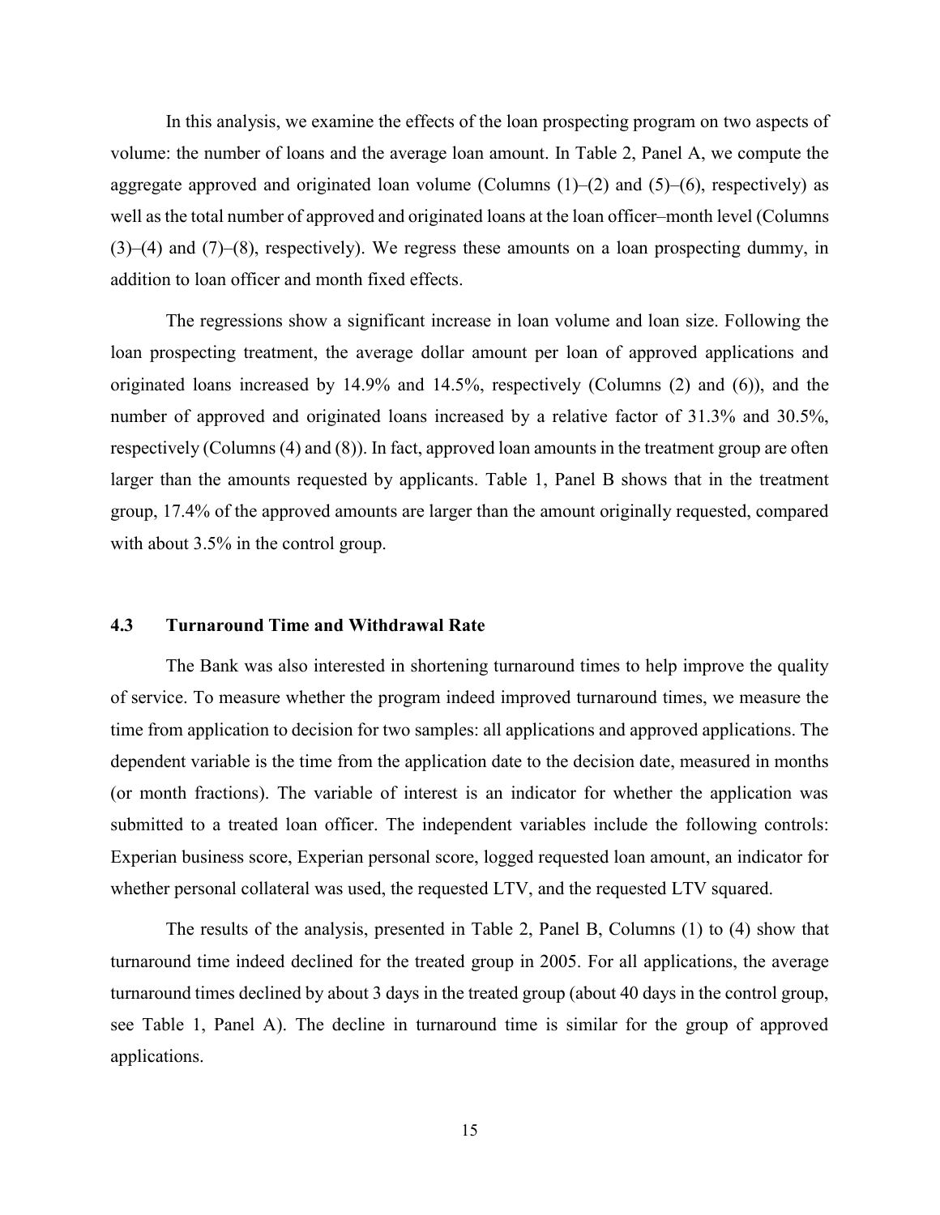In this analysis, we examine the effects of the loan prospecting program on two aspects of volume: the number of loans and the average loan amount. In Table 2, Panel A, we compute the aggregate approved and originated loan volume (Columns (1)–(2) and (5)–(6), respectively) as well as the total number of approved and originated loans at the loan officer–month level (Columns (3)–(4) and (7)–(8), respectively). We regress these amounts on a loan prospecting dummy, in addition to loan officer and month fixed effects.

The regressions show a significant increase in loan volume and loan size. Following the loan prospecting treatment, the average dollar amount per loan of approved applications and originated loans increased by 14.9% and 14.5%, respectively (Columns (2) and (6)), and the number of approved and originated loans increased by a relative factor of 31.3% and 30.5%, respectively (Columns (4) and (8)). In fact, approved loan amounts in the treatment group are often larger than the amounts requested by applicants. Table 1, Panel B shows that in the treatment group, 17.4% of the approved amounts are larger than the amount originally requested, compared with about 3.5% in the control group.

### 4.3 Turnaround Time and Withdrawal Rate

The Bank was also interested in shortening turnaround times to help improve the quality of service. To measure whether the program indeed improved turnaround times, we measure the time from application to decision for two samples: all applications and approved applications. The dependent variable is the time from the application date to the decision date, measured in months (or month fractions). The variable of interest is an indicator for whether the application was submitted to a treated loan officer. The independent variables include the following controls: Experian business score, Experian personal score, logged requested loan amount, an indicator for whether personal collateral was used, the requested LTV, and the requested LTV squared.

The results of the analysis, presented in Table 2, Panel B, Columns (1) to (4) show that turnaround time indeed declined for the treated group in 2005. For all applications, the average turnaround times declined by about 3 days in the treated group (about 40 days in the control group, see Table 1, Panel A). The decline in turnaround time is similar for the group of approved applications.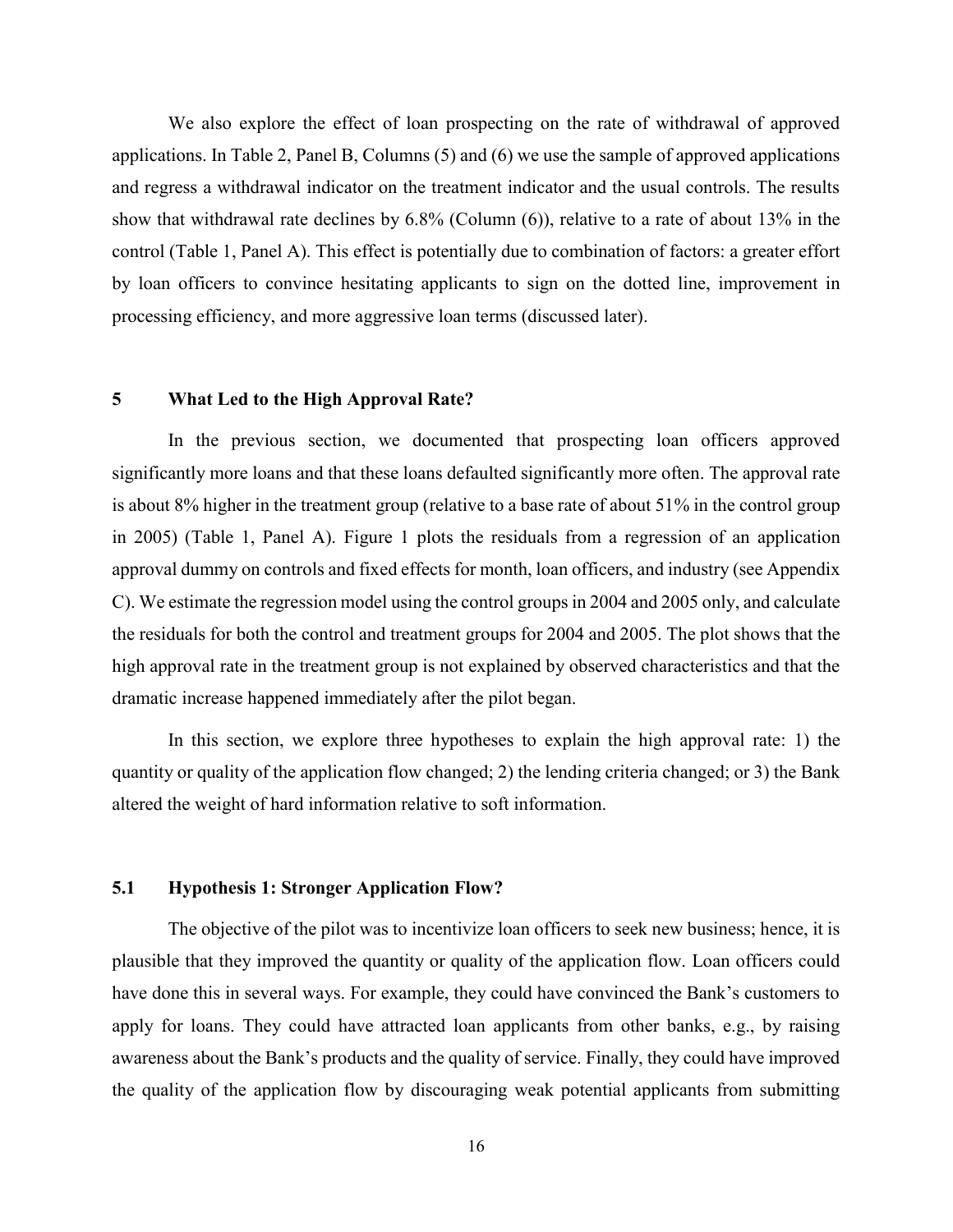We also explore the effect of loan prospecting on the rate of withdrawal of approved applications. In Table 2, Panel B, Columns (5) and (6) we use the sample of approved applications and regress a withdrawal indicator on the treatment indicator and the usual controls. The results show that withdrawal rate declines by 6.8% (Column (6)), relative to a rate of about 13% in the control (Table 1, Panel A). This effect is potentially due to combination of factors: a greater effort by loan officers to convince hesitating applicants to sign on the dotted line, improvement in processing efficiency, and more aggressive loan terms (discussed later).

## 5 What Led to the High Approval Rate?

In the previous section, we documented that prospecting loan officers approved significantly more loans and that these loans defaulted significantly more often. The approval rate is about 8% higher in the treatment group (relative to a base rate of about 51% in the control group in 2005) (Table 1, Panel A). Figure 1 plots the residuals from a regression of an application approval dummy on controls and fixed effects for month, loan officers, and industry (see Appendix C). We estimate the regression model using the control groups in 2004 and 2005 only, and calculate the residuals for both the control and treatment groups for 2004 and 2005. The plot shows that the high approval rate in the treatment group is not explained by observed characteristics and that the dramatic increase happened immediately after the pilot began.

In this section, we explore three hypotheses to explain the high approval rate: 1) the quantity or quality of the application flow changed; 2) the lending criteria changed; or 3) the Bank altered the weight of hard information relative to soft information.

### 5.1 Hypothesis 1: Stronger Application Flow?

The objective of the pilot was to incentivize loan officers to seek new business; hence, it is plausible that they improved the quantity or quality of the application flow. Loan officers could have done this in several ways. For example, they could have convinced the Bank's customers to apply for loans. They could have attracted loan applicants from other banks, e.g., by raising awareness about the Bank's products and the quality of service. Finally, they could have improved the quality of the application flow by discouraging weak potential applicants from submitting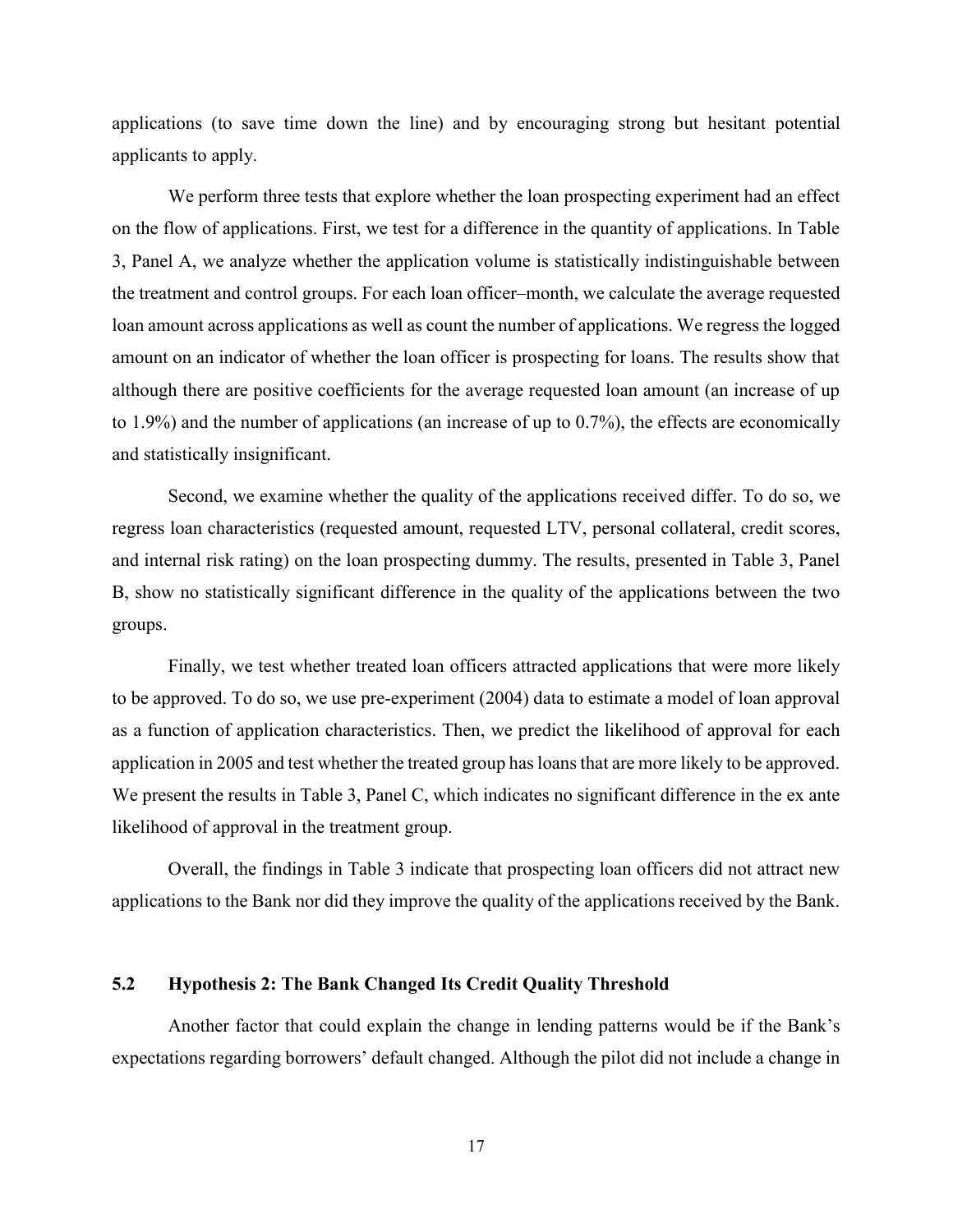applications (to save time down the line) and by encouraging strong but hesitant potential applicants to apply.

We perform three tests that explore whether the loan prospecting experiment had an effect on the flow of applications. First, we test for a difference in the quantity of applications. In Table 3, Panel A, we analyze whether the application volume is statistically indistinguishable between the treatment and control groups. For each loan officer–month, we calculate the average requested loan amount across applications as well as count the number of applications. We regress the logged amount on an indicator of whether the loan officer is prospecting for loans. The results show that although there are positive coefficients for the average requested loan amount (an increase of up to 1.9%) and the number of applications (an increase of up to 0.7%), the effects are economically and statistically insignificant.

Second, we examine whether the quality of the applications received differ. To do so, we regress loan characteristics (requested amount, requested LTV, personal collateral, credit scores, and internal risk rating) on the loan prospecting dummy. The results, presented in Table 3, Panel B, show no statistically significant difference in the quality of the applications between the two groups.

Finally, we test whether treated loan officers attracted applications that were more likely to be approved. To do so, we use pre-experiment (2004) data to estimate a model of loan approval as a function of application characteristics. Then, we predict the likelihood of approval for each application in 2005 and test whether the treated group has loans that are more likely to be approved. We present the results in Table 3, Panel C, which indicates no significant difference in the ex ante likelihood of approval in the treatment group.

Overall, the findings in Table 3 indicate that prospecting loan officers did not attract new applications to the Bank nor did they improve the quality of the applications received by the Bank.

### 5.2 Hypothesis 2: The Bank Changed Its Credit Quality Threshold

Another factor that could explain the change in lending patterns would be if the Bank's expectations regarding borrowers' default changed. Although the pilot did not include a change in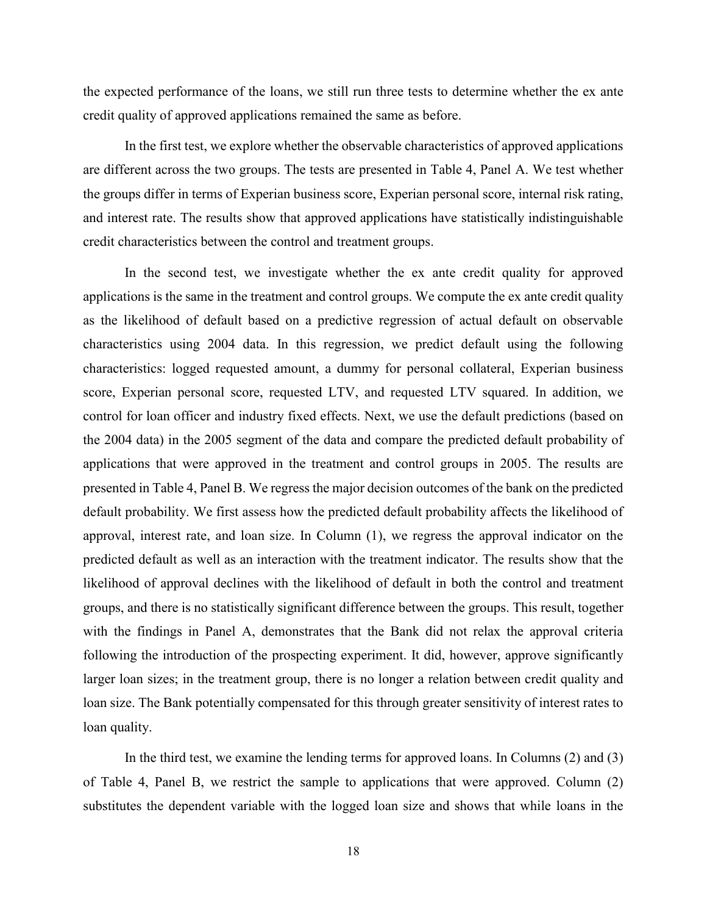the expected performance of the loans, we still run three tests to determine whether the ex ante credit quality of approved applications remained the same as before.

In the first test, we explore whether the observable characteristics of approved applications are different across the two groups. The tests are presented in Table 4, Panel A. We test whether the groups differ in terms of Experian business score, Experian personal score, internal risk rating, and interest rate. The results show that approved applications have statistically indistinguishable credit characteristics between the control and treatment groups.

In the second test, we investigate whether the ex ante credit quality for approved applications is the same in the treatment and control groups. We compute the ex ante credit quality as the likelihood of default based on a predictive regression of actual default on observable characteristics using 2004 data. In this regression, we predict default using the following characteristics: logged requested amount, a dummy for personal collateral, Experian business score, Experian personal score, requested LTV, and requested LTV squared. In addition, we control for loan officer and industry fixed effects. Next, we use the default predictions (based on the 2004 data) in the 2005 segment of the data and compare the predicted default probability of applications that were approved in the treatment and control groups in 2005. The results are presented in Table 4, Panel B. We regress the major decision outcomes of the bank on the predicted default probability. We first assess how the predicted default probability affects the likelihood of approval, interest rate, and loan size. In Column (1), we regress the approval indicator on the predicted default as well as an interaction with the treatment indicator. The results show that the likelihood of approval declines with the likelihood of default in both the control and treatment groups, and there is no statistically significant difference between the groups. This result, together with the findings in Panel A, demonstrates that the Bank did not relax the approval criteria following the introduction of the prospecting experiment. It did, however, approve significantly larger loan sizes; in the treatment group, there is no longer a relation between credit quality and loan size. The Bank potentially compensated for this through greater sensitivity of interest rates to loan quality.

In the third test, we examine the lending terms for approved loans. In Columns (2) and (3) of Table 4, Panel B, we restrict the sample to applications that were approved. Column (2) substitutes the dependent variable with the logged loan size and shows that while loans in the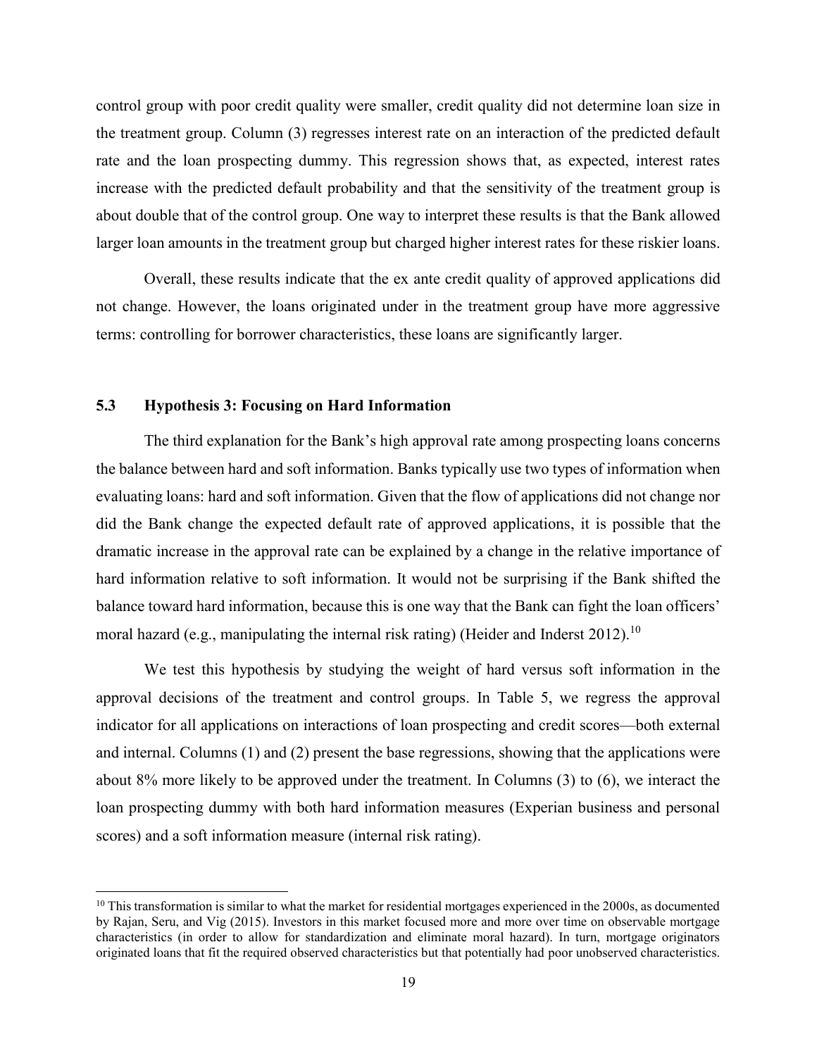control group with poor credit quality were smaller, credit quality did not determine loan size in the treatment group. Column (3) regresses interest rate on an interaction of the predicted default rate and the loan prospecting dummy. This regression shows that, as expected, interest rates increase with the predicted default probability and that the sensitivity of the treatment group is about double that of the control group. One way to interpret these results is that the Bank allowed larger loan amounts in the treatment group but charged higher interest rates for these riskier loans.

Overall, these results indicate that the ex ante credit quality of approved applications did not change. However, the loans originated under in the treatment group have more aggressive terms: controlling for borrower characteristics, these loans are significantly larger.

### 5.3 Hypothesis 3: Focusing on Hard Information

The third explanation for the Bank's high approval rate among prospecting loans concerns the balance between hard and soft information. Banks typically use two types of information when evaluating loans: hard and soft information. Given that the flow of applications did not change nor did the Bank change the expected default rate of approved applications, it is possible that the dramatic increase in the approval rate can be explained by a change in the relative importance of hard information relative to soft information. It would not be surprising if the Bank shifted the balance toward hard information, because this is one way that the Bank can fight the loan officers' moral hazard (e.g., manipulating the internal risk rating) (Heider and Inderst 2012).[10]

We test this hypothesis by studying the weight of hard versus soft information in the approval decisions of the treatment and control groups. In Table 5, we regress the approval indicator for all applications on interactions of loan prospecting and credit scores—both external and internal. Columns (1) and (2) present the base regressions, showing that the applications were about 8% more likely to be approved under the treatment. In Columns (3) to (6), we interact the loan prospecting dummy with both hard information measures (Experian business and personal scores) and a soft information measure (internal risk rating).

[10] This transformation is similar to what the market for residential mortgages experienced in the 2000s, as documented by Rajan, Seru, and Vig (2015). Investors in this market focused more and more over time on observable mortgage characteristics (in order to allow for standardization and eliminate moral hazard). In turn, mortgage originators originated loans that fit the required observed characteristics but that potentially had poor unobserved characteristics.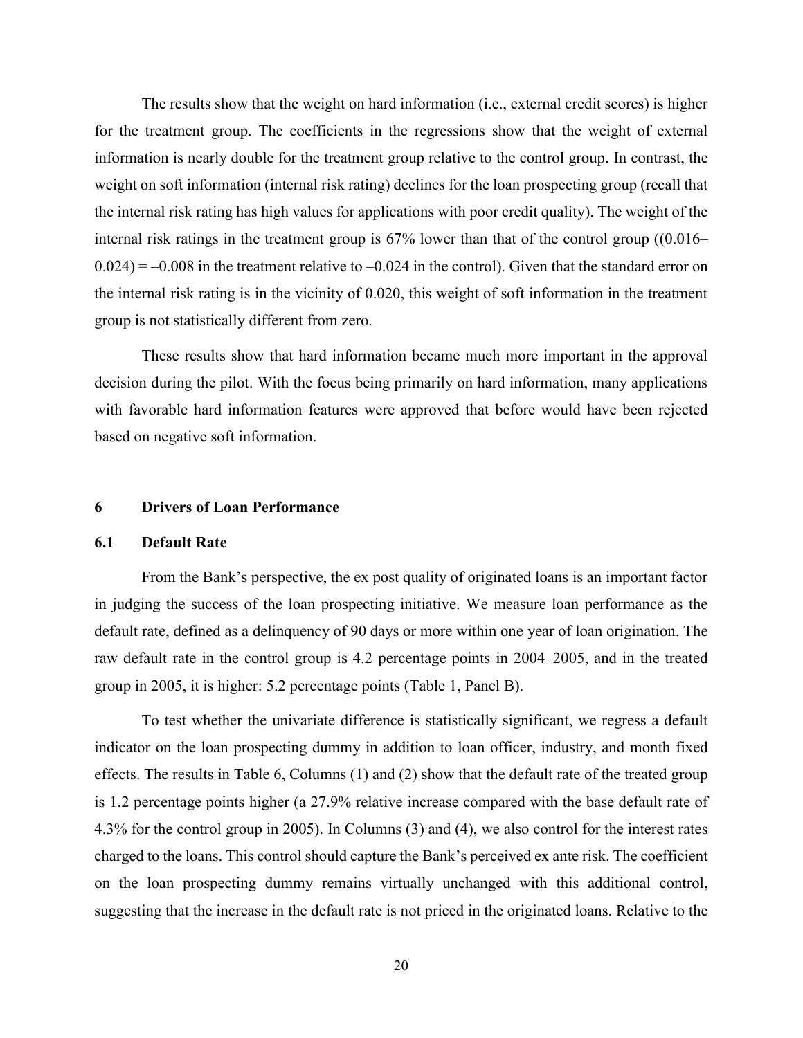The results show that the weight on hard information (i.e., external credit scores) is higher for the treatment group. The coefficients in the regressions show that the weight of external information is nearly double for the treatment group relative to the control group. In contrast, the weight on soft information (internal risk rating) declines for the loan prospecting group (recall that the internal risk rating has high values for applications with poor credit quality). The weight of the internal risk ratings in the treatment group is 67% lower than that of the control group ((0.016–0.024) = –0.008 in the treatment relative to –0.024 in the control). Given that the standard error on the internal risk rating is in the vicinity of 0.020, this weight of soft information in the treatment group is not statistically different from zero.

These results show that hard information became much more important in the approval decision during the pilot. With the focus being primarily on hard information, many applications with favorable hard information features were approved that before would have been rejected based on negative soft information.

## 6 Drivers of Loan Performance

### 6.1 Default Rate

From the Bank's perspective, the ex post quality of originated loans is an important factor in judging the success of the loan prospecting initiative. We measure loan performance as the default rate, defined as a delinquency of 90 days or more within one year of loan origination. The raw default rate in the control group is 4.2 percentage points in 2004–2005, and in the treated group in 2005, it is higher: 5.2 percentage points (Table 1, Panel B).

To test whether the univariate difference is statistically significant, we regress a default indicator on the loan prospecting dummy in addition to loan officer, industry, and month fixed effects. The results in Table 6, Columns (1) and (2) show that the default rate of the treated group is 1.2 percentage points higher (a 27.9% relative increase compared with the base default rate of 4.3% for the control group in 2005). In Columns (3) and (4), we also control for the interest rates charged to the loans. This control should capture the Bank's perceived ex ante risk. The coefficient on the loan prospecting dummy remains virtually unchanged with this additional control, suggesting that the increase in the default rate is not priced in the originated loans. Relative to the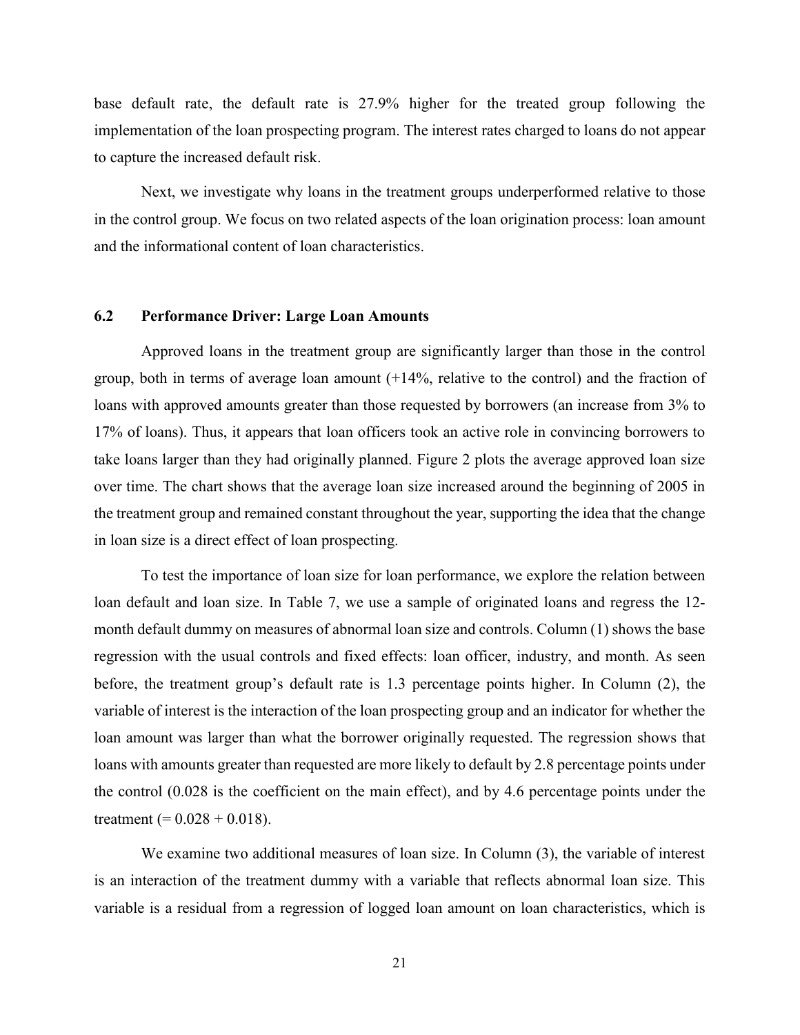base default rate, the default rate is 27.9% higher for the treated group following the implementation of the loan prospecting program. The interest rates charged to loans do not appear to capture the increased default risk.

Next, we investigate why loans in the treatment groups underperformed relative to those in the control group. We focus on two related aspects of the loan origination process: loan amount and the informational content of loan characteristics.

### 6.2 Performance Driver: Large Loan Amounts

Approved loans in the treatment group are significantly larger than those in the control group, both in terms of average loan amount (+14%, relative to the control) and the fraction of loans with approved amounts greater than those requested by borrowers (an increase from 3% to 17% of loans). Thus, it appears that loan officers took an active role in convincing borrowers to take loans larger than they had originally planned. Figure 2 plots the average approved loan size over time. The chart shows that the average loan size increased around the beginning of 2005 in the treatment group and remained constant throughout the year, supporting the idea that the change in loan size is a direct effect of loan prospecting.

To test the importance of loan size for loan performance, we explore the relation between loan default and loan size. In Table 7, we use a sample of originated loans and regress the 12-month default dummy on measures of abnormal loan size and controls. Column (1) shows the base regression with the usual controls and fixed effects: loan officer, industry, and month. As seen before, the treatment group's default rate is 1.3 percentage points higher. In Column (2), the variable of interest is the interaction of the loan prospecting group and an indicator for whether the loan amount was larger than what the borrower originally requested. The regression shows that loans with amounts greater than requested are more likely to default by 2.8 percentage points under the control (0.028 is the coefficient on the main effect), and by 4.6 percentage points under the treatment (= 0.028 + 0.018).

We examine two additional measures of loan size. In Column (3), the variable of interest is an interaction of the treatment dummy with a variable that reflects abnormal loan size. This variable is a residual from a regression of logged loan amount on loan characteristics, which is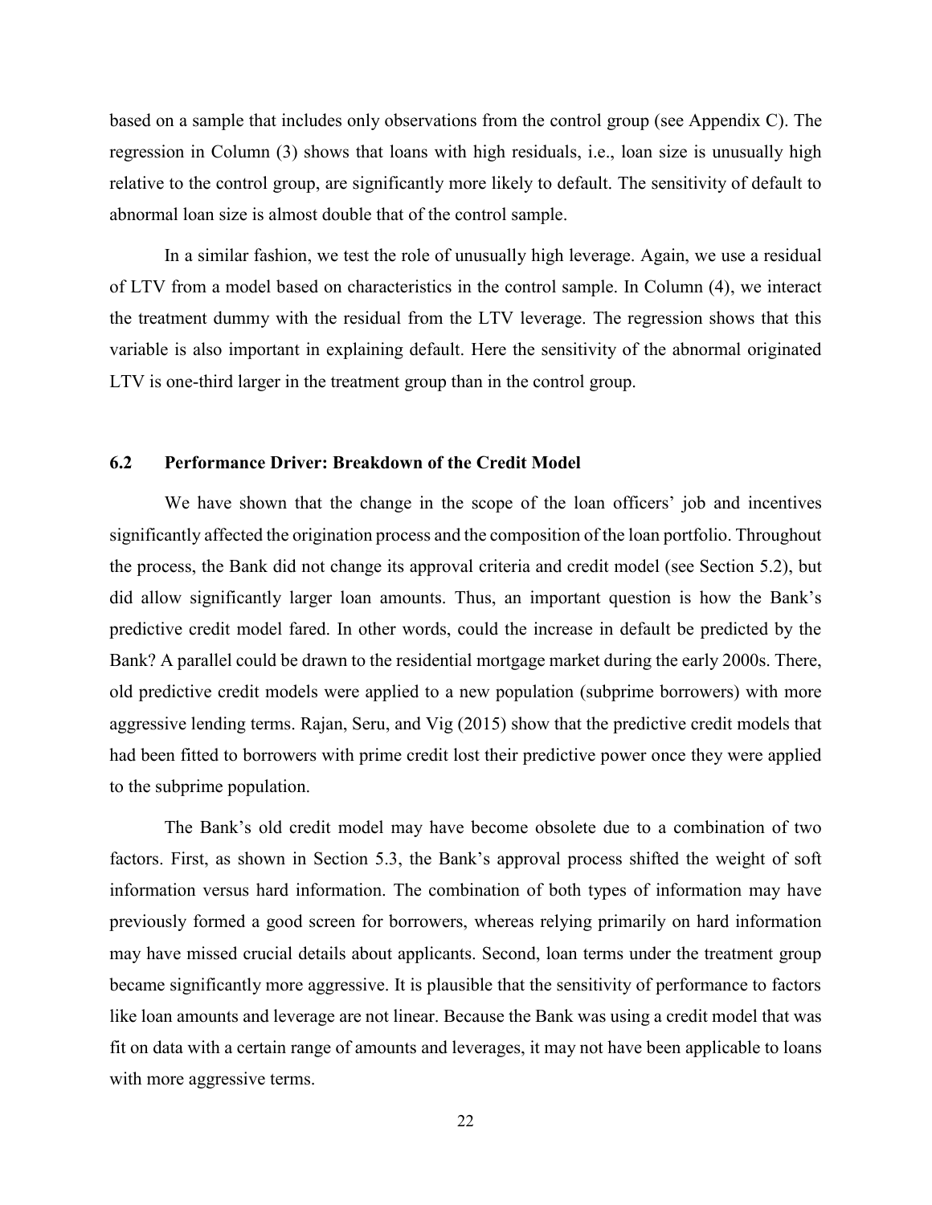based on a sample that includes only observations from the control group (see Appendix C). The regression in Column (3) shows that loans with high residuals, i.e., loan size is unusually high relative to the control group, are significantly more likely to default. The sensitivity of default to abnormal loan size is almost double that of the control sample.

In a similar fashion, we test the role of unusually high leverage. Again, we use a residual of LTV from a model based on characteristics in the control sample. In Column (4), we interact the treatment dummy with the residual from the LTV leverage. The regression shows that this variable is also important in explaining default. Here the sensitivity of the abnormal originated LTV is one-third larger in the treatment group than in the control group.

### 6.2 Performance Driver: Breakdown of the Credit Model

We have shown that the change in the scope of the loan officers' job and incentives significantly affected the origination process and the composition of the loan portfolio. Throughout the process, the Bank did not change its approval criteria and credit model (see Section 5.2), but did allow significantly larger loan amounts. Thus, an important question is how the Bank's predictive credit model fared. In other words, could the increase in default be predicted by the Bank? A parallel could be drawn to the residential mortgage market during the early 2000s. There, old predictive credit models were applied to a new population (subprime borrowers) with more aggressive lending terms. Rajan, Seru, and Vig (2015) show that the predictive credit models that had been fitted to borrowers with prime credit lost their predictive power once they were applied to the subprime population.

The Bank's old credit model may have become obsolete due to a combination of two factors. First, as shown in Section 5.3, the Bank's approval process shifted the weight of soft information versus hard information. The combination of both types of information may have previously formed a good screen for borrowers, whereas relying primarily on hard information may have missed crucial details about applicants. Second, loan terms under the treatment group became significantly more aggressive. It is plausible that the sensitivity of performance to factors like loan amounts and leverage are not linear. Because the Bank was using a credit model that was fit on data with a certain range of amounts and leverages, it may not have been applicable to loans with more aggressive terms.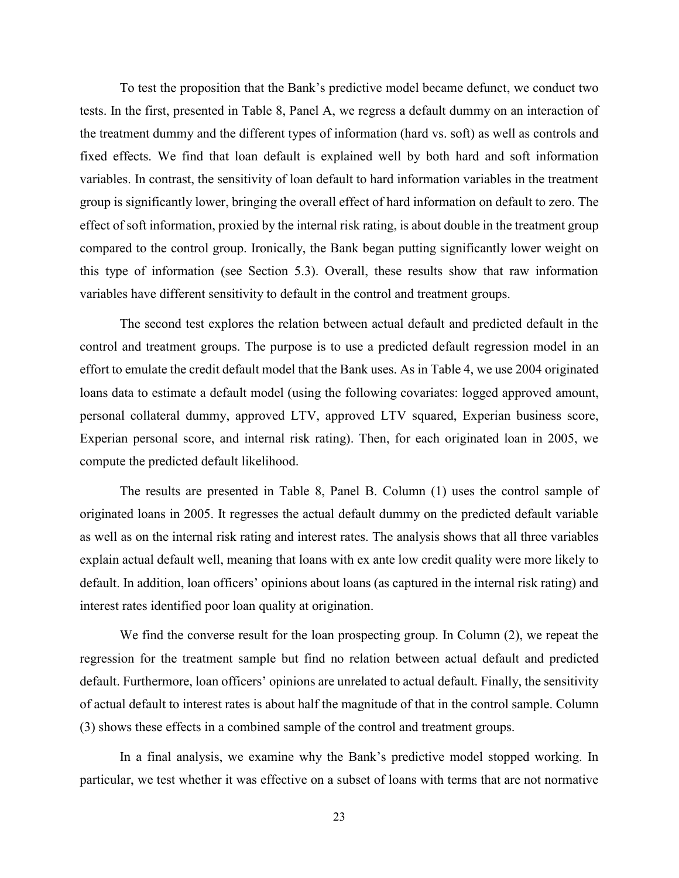To test the proposition that the Bank's predictive model became defunct, we conduct two tests. In the first, presented in Table 8, Panel A, we regress a default dummy on an interaction of the treatment dummy and the different types of information (hard vs. soft) as well as controls and fixed effects. We find that loan default is explained well by both hard and soft information variables. In contrast, the sensitivity of loan default to hard information variables in the treatment group is significantly lower, bringing the overall effect of hard information on default to zero. The effect of soft information, proxied by the internal risk rating, is about double in the treatment group compared to the control group. Ironically, the Bank began putting significantly lower weight on this type of information (see Section 5.3). Overall, these results show that raw information variables have different sensitivity to default in the control and treatment groups.

The second test explores the relation between actual default and predicted default in the control and treatment groups. The purpose is to use a predicted default regression model in an effort to emulate the credit default model that the Bank uses. As in Table 4, we use 2004 originated loans data to estimate a default model (using the following covariates: logged approved amount, personal collateral dummy, approved LTV, approved LTV squared, Experian business score, Experian personal score, and internal risk rating). Then, for each originated loan in 2005, we compute the predicted default likelihood.

The results are presented in Table 8, Panel B. Column (1) uses the control sample of originated loans in 2005. It regresses the actual default dummy on the predicted default variable as well as on the internal risk rating and interest rates. The analysis shows that all three variables explain actual default well, meaning that loans with ex ante low credit quality were more likely to default. In addition, loan officers' opinions about loans (as captured in the internal risk rating) and interest rates identified poor loan quality at origination.

We find the converse result for the loan prospecting group. In Column (2), we repeat the regression for the treatment sample but find no relation between actual default and predicted default. Furthermore, loan officers' opinions are unrelated to actual default. Finally, the sensitivity of actual default to interest rates is about half the magnitude of that in the control sample. Column (3) shows these effects in a combined sample of the control and treatment groups.

In a final analysis, we examine why the Bank's predictive model stopped working. In particular, we test whether it was effective on a subset of loans with terms that are not normative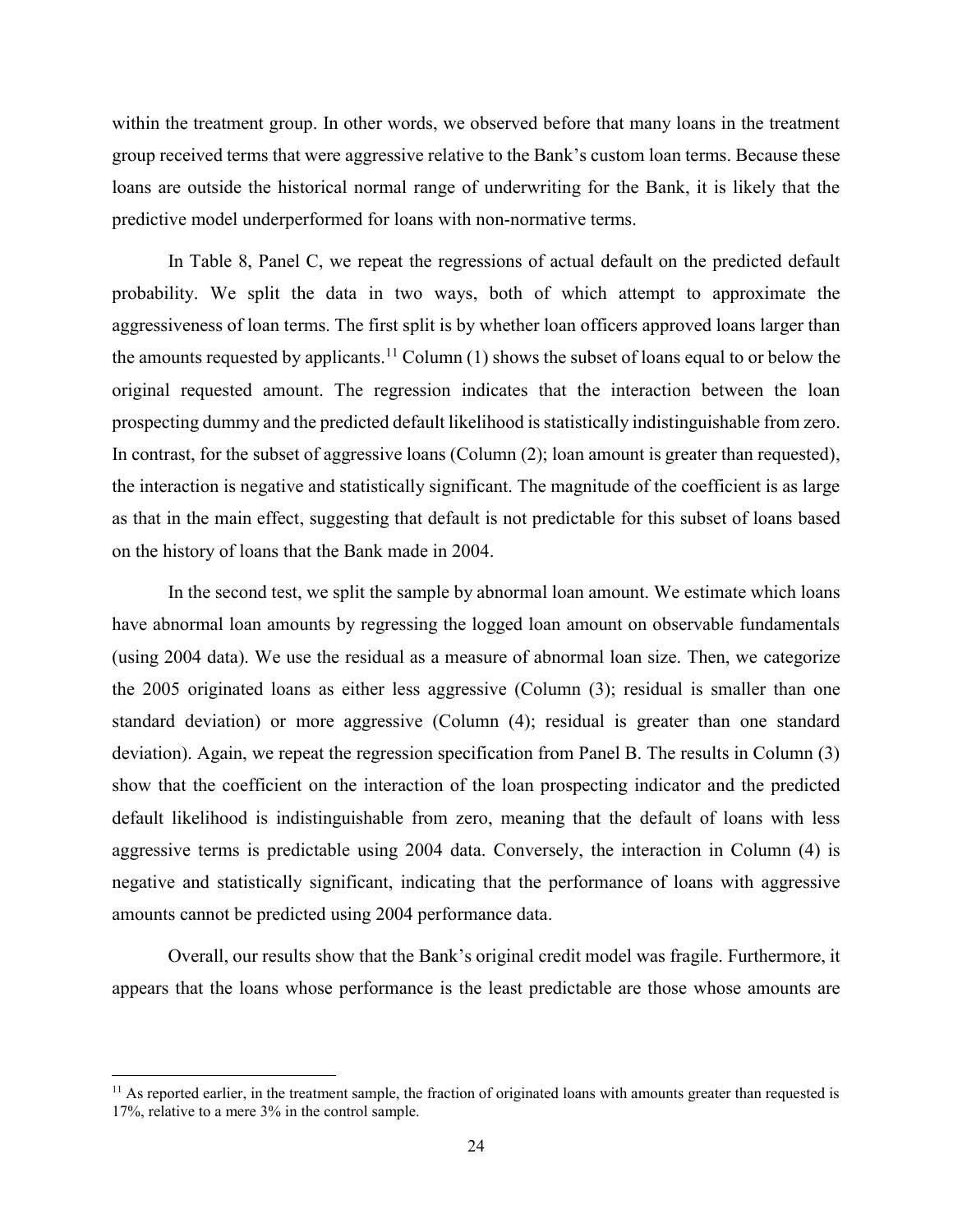within the treatment group. In other words, we observed before that many loans in the treatment group received terms that were aggressive relative to the Bank's custom loan terms. Because these loans are outside the historical normal range of underwriting for the Bank, it is likely that the predictive model underperformed for loans with non-normative terms.

In Table 8, Panel C, we repeat the regressions of actual default on the predicted default probability. We split the data in two ways, both of which attempt to approximate the aggressiveness of loan terms. The first split is by whether loan officers approved loans larger than the amounts requested by applicants.[11] Column (1) shows the subset of loans equal to or below the original requested amount. The regression indicates that the interaction between the loan prospecting dummy and the predicted default likelihood is statistically indistinguishable from zero. In contrast, for the subset of aggressive loans (Column (2); loan amount is greater than requested), the interaction is negative and statistically significant. The magnitude of the coefficient is as large as that in the main effect, suggesting that default is not predictable for this subset of loans based on the history of loans that the Bank made in 2004.

In the second test, we split the sample by abnormal loan amount. We estimate which loans have abnormal loan amounts by regressing the logged loan amount on observable fundamentals (using 2004 data). We use the residual as a measure of abnormal loan size. Then, we categorize the 2005 originated loans as either less aggressive (Column (3); residual is smaller than one standard deviation) or more aggressive (Column (4); residual is greater than one standard deviation). Again, we repeat the regression specification from Panel B. The results in Column (3) show that the coefficient on the interaction of the loan prospecting indicator and the predicted default likelihood is indistinguishable from zero, meaning that the default of loans with less aggressive terms is predictable using 2004 data. Conversely, the interaction in Column (4) is negative and statistically significant, indicating that the performance of loans with aggressive amounts cannot be predicted using 2004 performance data.

Overall, our results show that the Bank's original credit model was fragile. Furthermore, it appears that the loans whose performance is the least predictable are those whose amounts are

[11] As reported earlier, in the treatment sample, the fraction of originated loans with amounts greater than requested is 17%, relative to a mere 3% in the control sample.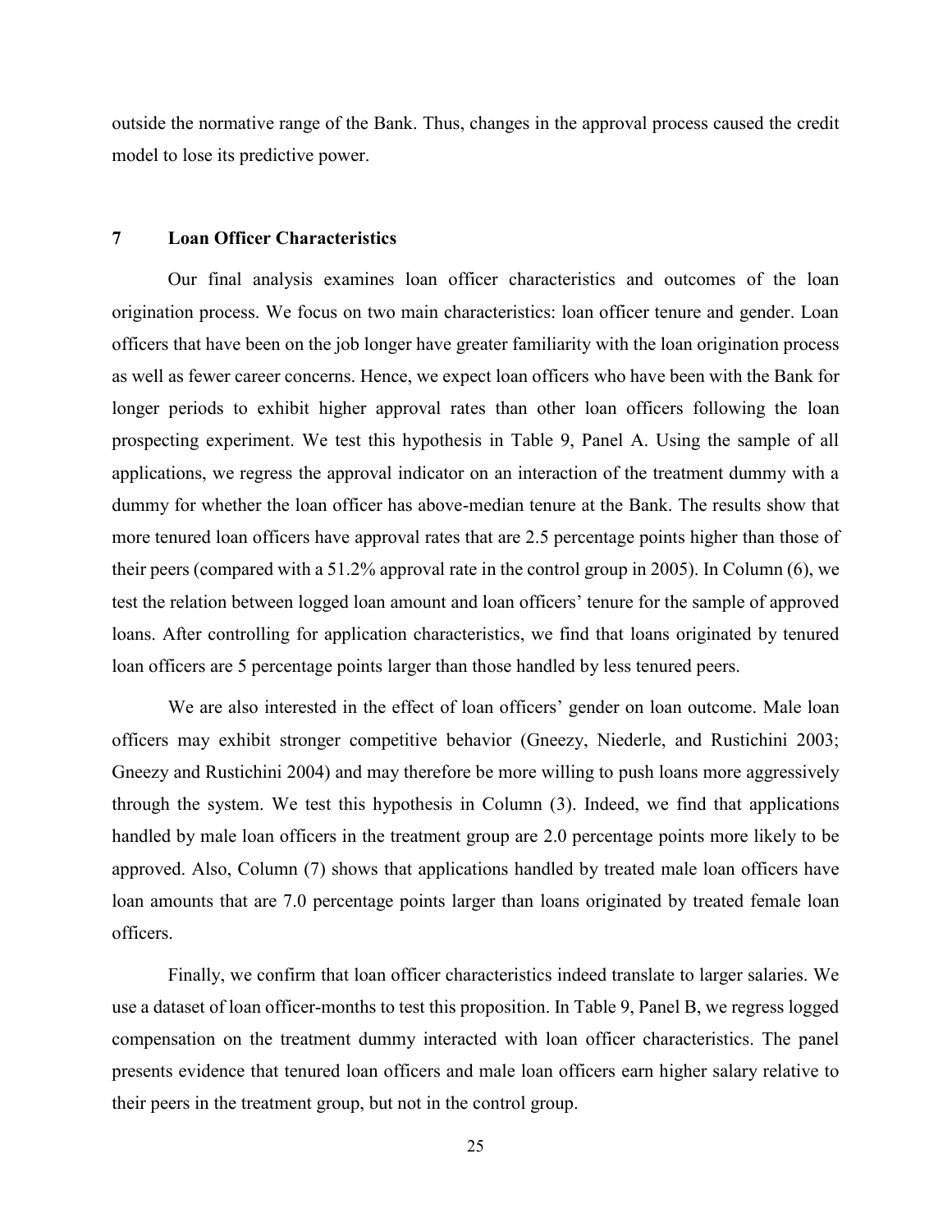outside the normative range of the Bank. Thus, changes in the approval process caused the credit model to lose its predictive power.

## 7 Loan Officer Characteristics

Our final analysis examines loan officer characteristics and outcomes of the loan origination process. We focus on two main characteristics: loan officer tenure and gender. Loan officers that have been on the job longer have greater familiarity with the loan origination process as well as fewer career concerns. Hence, we expect loan officers who have been with the Bank for longer periods to exhibit higher approval rates than other loan officers following the loan prospecting experiment. We test this hypothesis in Table 9, Panel A. Using the sample of all applications, we regress the approval indicator on an interaction of the treatment dummy with a dummy for whether the loan officer has above-median tenure at the Bank. The results show that more tenured loan officers have approval rates that are 2.5 percentage points higher than those of their peers (compared with a 51.2% approval rate in the control group in 2005). In Column (6), we test the relation between logged loan amount and loan officers' tenure for the sample of approved loans. After controlling for application characteristics, we find that loans originated by tenured loan officers are 5 percentage points larger than those handled by less tenured peers.

We are also interested in the effect of loan officers' gender on loan outcome. Male loan officers may exhibit stronger competitive behavior (Gneezy, Niederle, and Rustichini 2003; Gneezy and Rustichini 2004) and may therefore be more willing to push loans more aggressively through the system. We test this hypothesis in Column (3). Indeed, we find that applications handled by male loan officers in the treatment group are 2.0 percentage points more likely to be approved. Also, Column (7) shows that applications handled by treated male loan officers have loan amounts that are 7.0 percentage points larger than loans originated by treated female loan officers.

Finally, we confirm that loan officer characteristics indeed translate to larger salaries. We use a dataset of loan officer-months to test this proposition. In Table 9, Panel B, we regress logged compensation on the treatment dummy interacted with loan officer characteristics. The panel presents evidence that tenured loan officers and male loan officers earn higher salary relative to their peers in the treatment group, but not in the control group.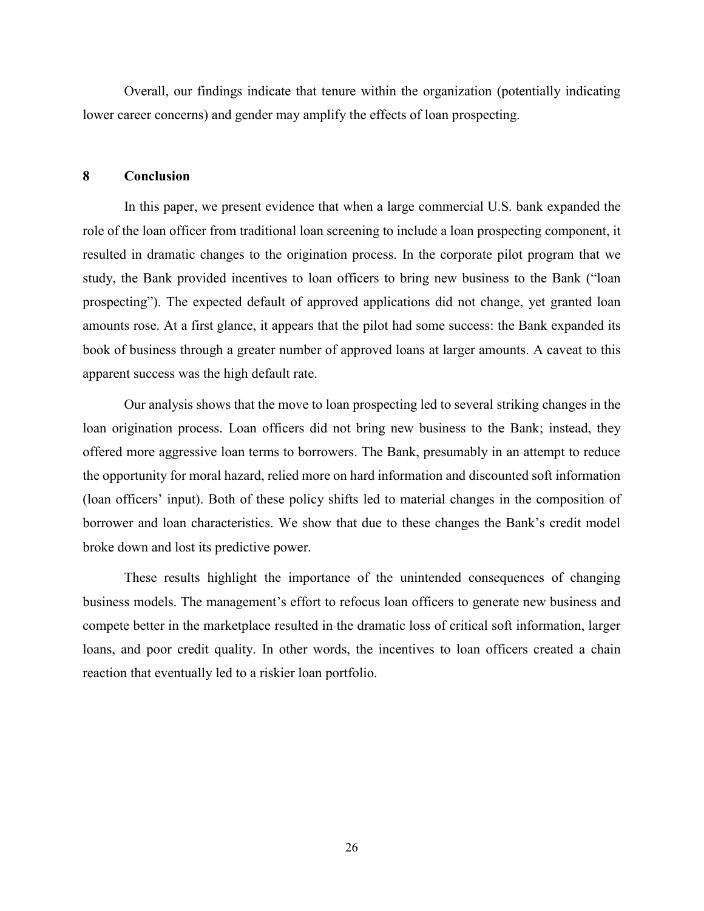Overall, our findings indicate that tenure within the organization (potentially indicating lower career concerns) and gender may amplify the effects of loan prospecting.

## 8 Conclusion

In this paper, we present evidence that when a large commercial U.S. bank expanded the role of the loan officer from traditional loan screening to include a loan prospecting component, it resulted in dramatic changes to the origination process. In the corporate pilot program that we study, the Bank provided incentives to loan officers to bring new business to the Bank ("loan prospecting"). The expected default of approved applications did not change, yet granted loan amounts rose. At a first glance, it appears that the pilot had some success: the Bank expanded its book of business through a greater number of approved loans at larger amounts. A caveat to this apparent success was the high default rate.

Our analysis shows that the move to loan prospecting led to several striking changes in the loan origination process. Loan officers did not bring new business to the Bank; instead, they offered more aggressive loan terms to borrowers. The Bank, presumably in an attempt to reduce the opportunity for moral hazard, relied more on hard information and discounted soft information (loan officers' input). Both of these policy shifts led to material changes in the composition of borrower and loan characteristics. We show that due to these changes the Bank's credit model broke down and lost its predictive power.

These results highlight the importance of the unintended consequences of changing business models. The management's effort to refocus loan officers to generate new business and compete better in the marketplace resulted in the dramatic loss of critical soft information, larger loans, and poor credit quality. In other words, the incentives to loan officers created a chain reaction that eventually led to a riskier loan portfolio.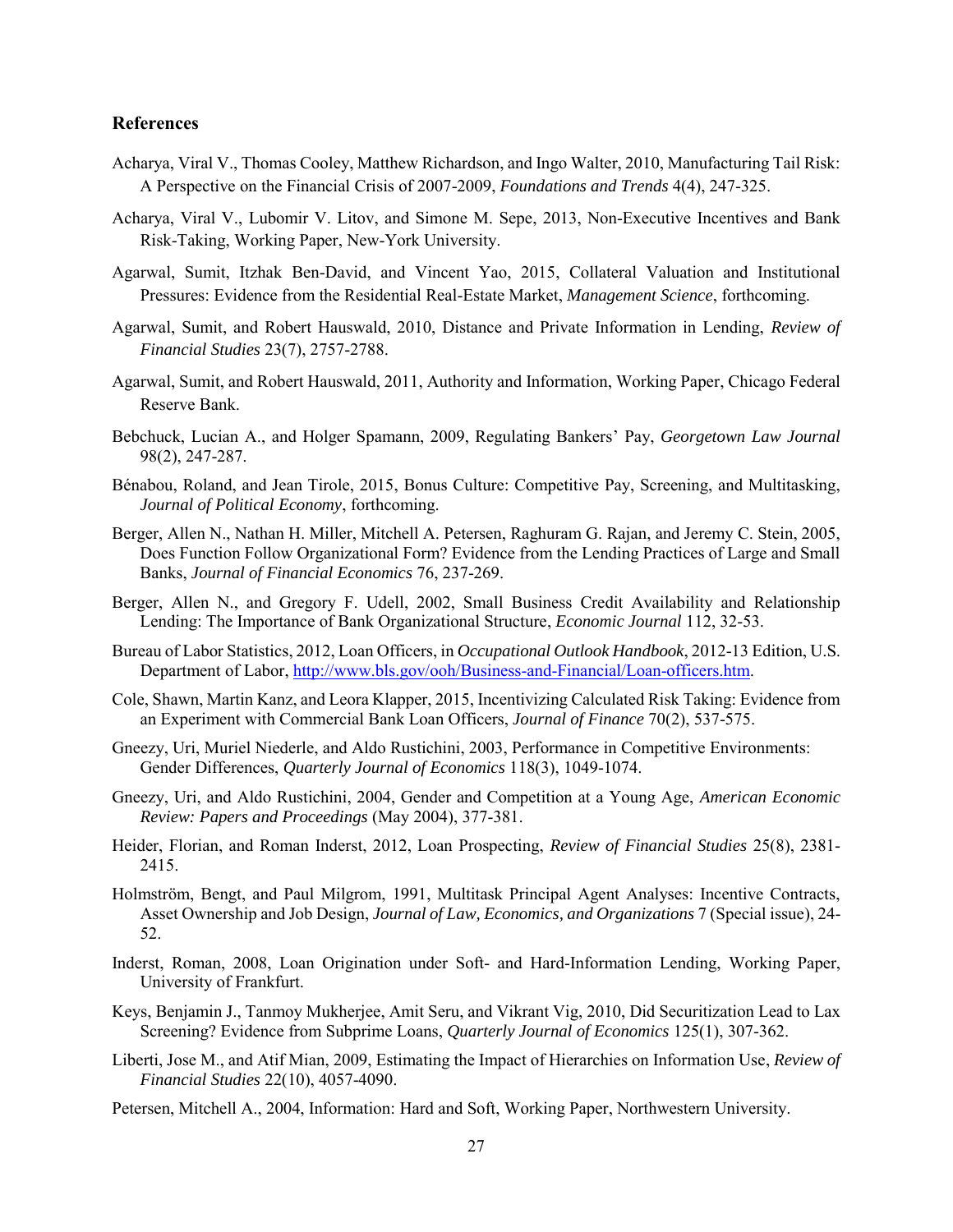## References

Acharya, Viral V., Thomas Cooley, Matthew Richardson, and Ingo Walter, 2010, Manufacturing Tail Risk: A Perspective on the Financial Crisis of 2007-2009, *Foundations and Trends* 4(4), 247-325.

Acharya, Viral V., Lubomir V. Litov, and Simone M. Sepe, 2013, Non-Executive Incentives and Bank Risk-Taking, Working Paper, New-York University.

Agarwal, Sumit, Itzhak Ben-David, and Vincent Yao, 2015, Collateral Valuation and Institutional Pressures: Evidence from the Residential Real-Estate Market, *Management Science*, forthcoming.

Agarwal, Sumit, and Robert Hauswald, 2010, Distance and Private Information in Lending, *Review of Financial Studies* 23(7), 2757-2788.

Agarwal, Sumit, and Robert Hauswald, 2011, Authority and Information, Working Paper, Chicago Federal Reserve Bank.

Bebchuck, Lucian A., and Holger Spamann, 2009, Regulating Bankers' Pay, *Georgetown Law Journal* 98(2), 247-287.

Bénabou, Roland, and Jean Tirole, 2015, Bonus Culture: Competitive Pay, Screening, and Multitasking, *Journal of Political Economy*, forthcoming.

Berger, Allen N., Nathan H. Miller, Mitchell A. Petersen, Raghuram G. Rajan, and Jeremy C. Stein, 2005, Does Function Follow Organizational Form? Evidence from the Lending Practices of Large and Small Banks, *Journal of Financial Economics* 76, 237-269.

Berger, Allen N., and Gregory F. Udell, 2002, Small Business Credit Availability and Relationship Lending: The Importance of Bank Organizational Structure, *Economic Journal* 112, 32-53.

Bureau of Labor Statistics, 2012, Loan Officers, in *Occupational Outlook Handbook*, 2012-13 Edition, U.S. Department of Labor, http://www.bls.gov/ooh/Business-and-Financial/Loan-officers.htm.

Cole, Shawn, Martin Kanz, and Leora Klapper, 2015, Incentivizing Calculated Risk Taking: Evidence from an Experiment with Commercial Bank Loan Officers, *Journal of Finance* 70(2), 537-575.

Gneezy, Uri, Muriel Niederle, and Aldo Rustichini, 2003, Performance in Competitive Environments: Gender Differences, *Quarterly Journal of Economics* 118(3), 1049-1074.

Gneezy, Uri, and Aldo Rustichini, 2004, Gender and Competition at a Young Age, *American Economic Review: Papers and Proceedings* (May 2004), 377-381.

Heider, Florian, and Roman Inderst, 2012, Loan Prospecting, *Review of Financial Studies* 25(8), 2381-2415.

Holmström, Bengt, and Paul Milgrom, 1991, Multitask Principal Agent Analyses: Incentive Contracts, Asset Ownership and Job Design, *Journal of Law, Economics, and Organizations* 7 (Special issue), 24-52.

Inderst, Roman, 2008, Loan Origination under Soft- and Hard-Information Lending, Working Paper, University of Frankfurt.

Keys, Benjamin J., Tanmoy Mukherjee, Amit Seru, and Vikrant Vig, 2010, Did Securitization Lead to Lax Screening? Evidence from Subprime Loans, *Quarterly Journal of Economics* 125(1), 307-362.

Liberti, Jose M., and Atif Mian, 2009, Estimating the Impact of Hierarchies on Information Use, *Review of Financial Studies* 22(10), 4057-4090.

Petersen, Mitchell A., 2004, Information: Hard and Soft, Working Paper, Northwestern University.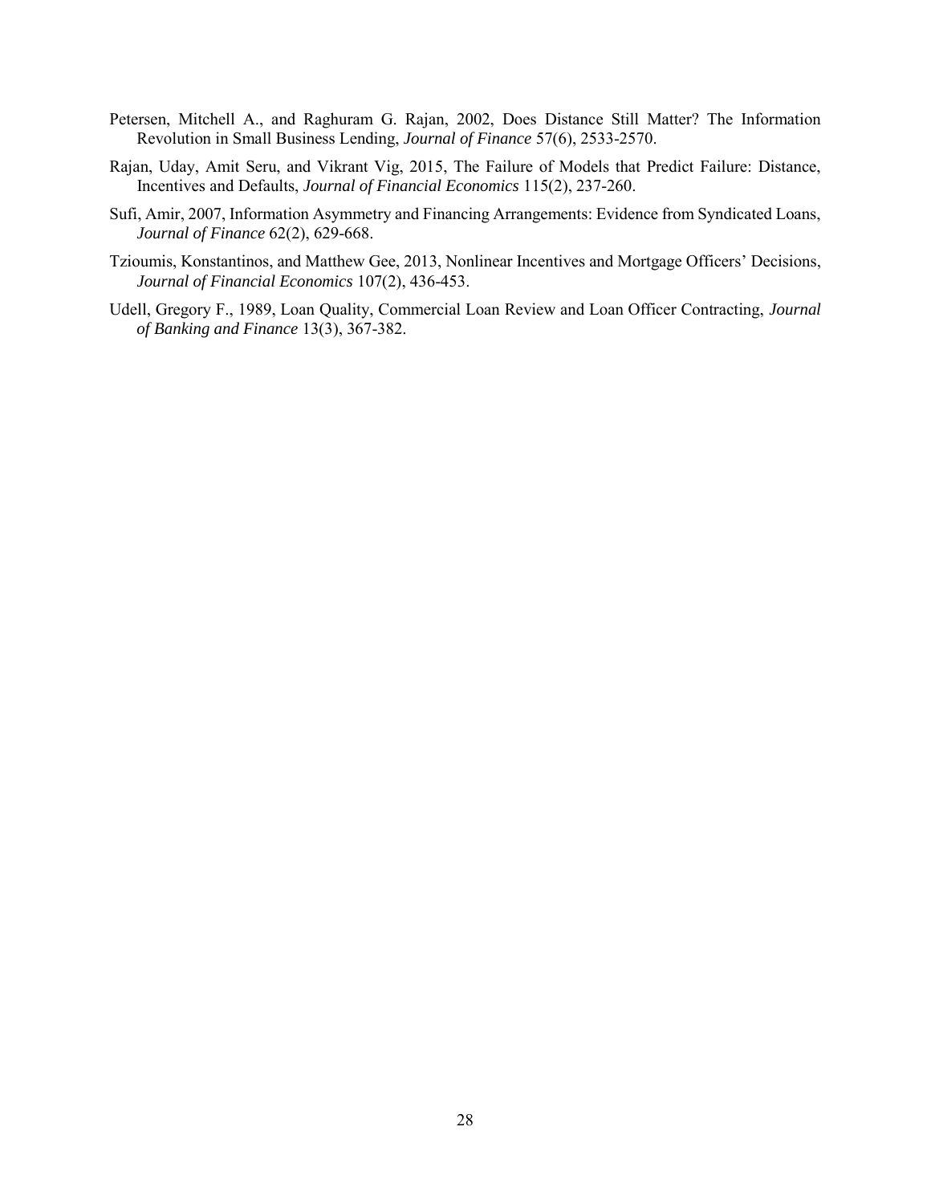Petersen, Mitchell A., and Raghuram G. Rajan, 2002, Does Distance Still Matter? The Information Revolution in Small Business Lending, *Journal of Finance* 57(6), 2533-2570.

Rajan, Uday, Amit Seru, and Vikrant Vig, 2015, The Failure of Models that Predict Failure: Distance, Incentives and Defaults, *Journal of Financial Economics* 115(2), 237-260.

Sufi, Amir, 2007, Information Asymmetry and Financing Arrangements: Evidence from Syndicated Loans, *Journal of Finance* 62(2), 629-668.

Tzioumis, Konstantinos, and Matthew Gee, 2013, Nonlinear Incentives and Mortgage Officers' Decisions, *Journal of Financial Economics* 107(2), 436-453.

Udell, Gregory F., 1989, Loan Quality, Commercial Loan Review and Loan Officer Contracting, *Journal of Banking and Finance* 13(3), 367-382.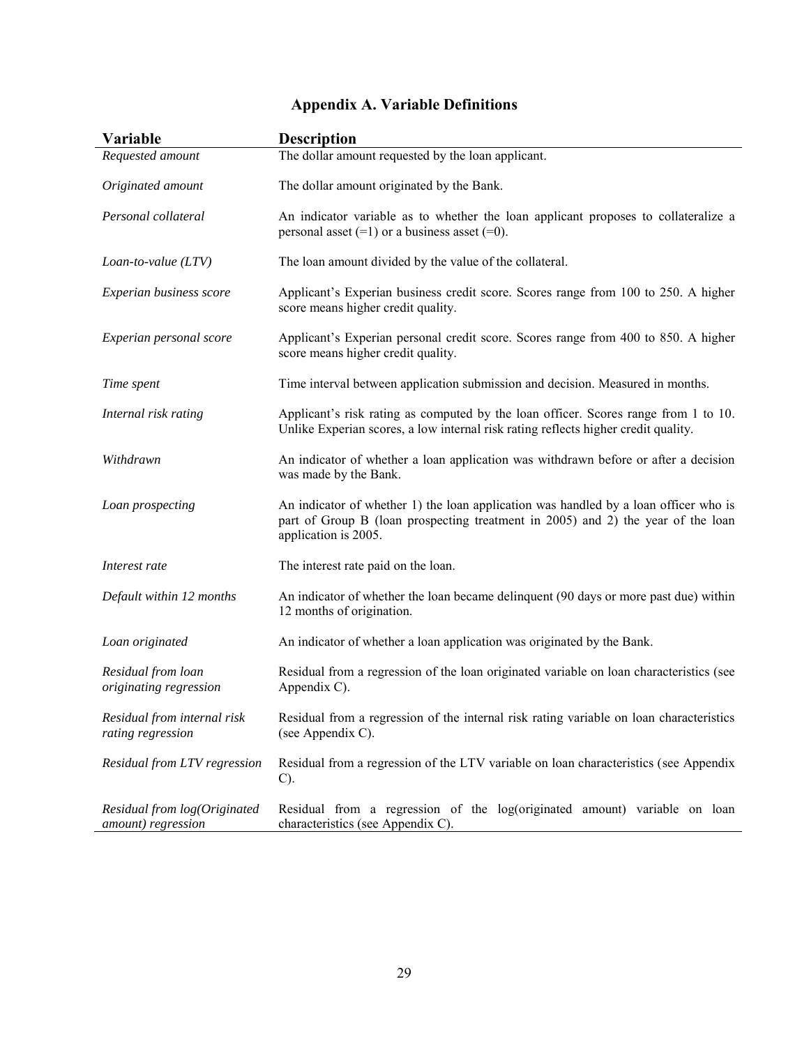## Appendix A. Variable Definitions

| Variable | Description |
|---|---|
| *Requested amount* | The dollar amount requested by the loan applicant. |
| *Originated amount* | The dollar amount originated by the Bank. |
| *Personal collateral* | An indicator variable as to whether the loan applicant proposes to collateralize a personal asset (=1) or a business asset (=0). |
| *Loan-to-value (LTV)* | The loan amount divided by the value of the collateral. |
| *Experian business score* | Applicant's Experian business credit score. Scores range from 100 to 250. A higher score means higher credit quality. |
| *Experian personal score* | Applicant's Experian personal credit score. Scores range from 400 to 850. A higher score means higher credit quality. |
| *Time spent* | Time interval between application submission and decision. Measured in months. |
| *Internal risk rating* | Applicant's risk rating as computed by the loan officer. Scores range from 1 to 10. Unlike Experian scores, a low internal risk rating reflects higher credit quality. |
| *Withdrawn* | An indicator of whether a loan application was withdrawn before or after a decision was made by the Bank. |
| *Loan prospecting* | An indicator of whether 1) the loan application was handled by a loan officer who is part of Group B (loan prospecting treatment in 2005) and 2) the year of the loan application is 2005. |
| *Interest rate* | The interest rate paid on the loan. |
| *Default within 12 months* | An indicator of whether the loan became delinquent (90 days or more past due) within 12 months of origination. |
| *Loan originated* | An indicator of whether a loan application was originated by the Bank. |
| *Residual from loan originating regression* | Residual from a regression of the loan originated variable on loan characteristics (see Appendix C). |
| *Residual from internal risk rating regression* | Residual from a regression of the internal risk rating variable on loan characteristics (see Appendix C). |
| *Residual from LTV regression* | Residual from a regression of the LTV variable on loan characteristics (see Appendix C). |
| *Residual from log(Originated amount) regression* | Residual from a regression of the log(originated amount) variable on loan characteristics (see Appendix C). |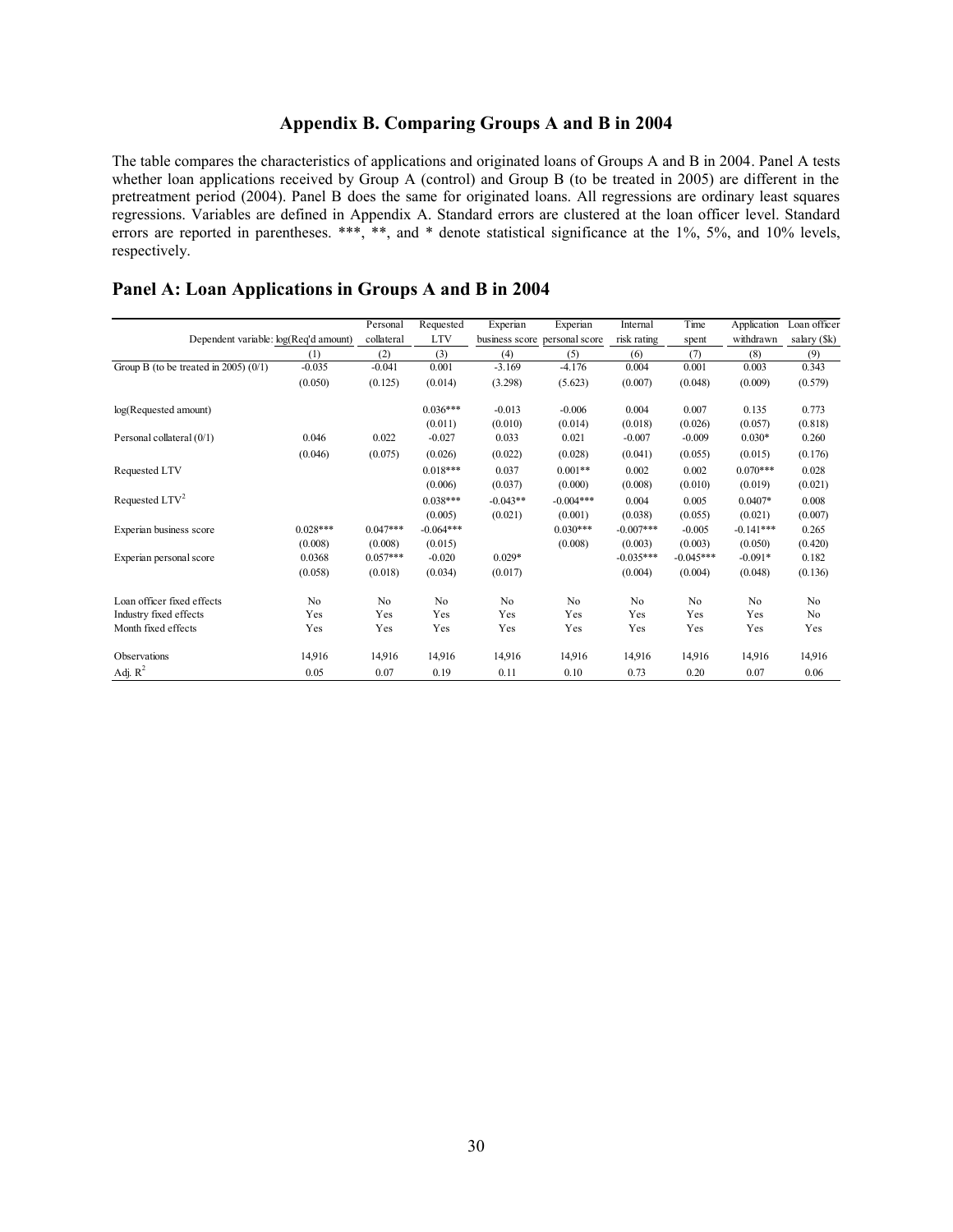## Appendix B. Comparing Groups A and B in 2004

The table compares the characteristics of applications and originated loans of Groups A and B in 2004. Panel A tests whether loan applications received by Group A (control) and Group B (to be treated in 2005) are different in the pretreatment period (2004). Panel B does the same for originated loans. All regressions are ordinary least squares regressions. Variables are defined in Appendix A. Standard errors are clustered at the loan officer level. Standard errors are reported in parentheses. ***, **, and * denote statistical significance at the 1%, 5%, and 10% levels, respectively.

## Panel A: Loan Applications in Groups A and B in 2004

| Dependent variable: | log(Req'd amount) | Personal collateral | Requested LTV | Experian business score | Experian personal score | Internal risk rating | Time spent | Application withdrawn | Loan officer salary ($k) |
|---|---|---|---|---|---|---|---|---|---|
| | (1) | (2) | (3) | (4) | (5) | (6) | (7) | (8) | (9) |
| Group B (to be treated in 2005) (0/1) | -0.035 | -0.041 | 0.001 | -3.169 | -4.176 | 0.004 | 0.001 | 0.003 | 0.343 |
| | (0.050) | (0.125) | (0.014) | (3.298) | (5.623) | (0.007) | (0.048) | (0.009) | (0.579) |
| log(Requested amount) | | | 0.036*** | -0.013 | -0.006 | 0.004 | 0.007 | 0.135 | 0.773 |
| | | | (0.011) | (0.010) | (0.014) | (0.018) | (0.026) | (0.057) | (0.818) |
| Personal collateral (0/1) | 0.046 | 0.022 | -0.027 | 0.033 | 0.021 | -0.007 | -0.009 | 0.030* | 0.260 |
| | (0.046) | (0.075) | (0.026) | (0.022) | (0.028) | (0.041) | (0.055) | (0.015) | (0.176) |
| Requested LTV | | | 0.018*** | 0.037 | 0.001** | 0.002 | 0.002 | 0.070*** | 0.028 |
| | | | (0.006) | (0.037) | (0.000) | (0.008) | (0.010) | (0.019) | (0.021) |
| Requested LTV$^2$ | | | 0.038*** | -0.043** | -0.004*** | 0.004 | 0.005 | 0.0407* | 0.008 |
| | | | (0.005) | (0.021) | (0.001) | (0.038) | (0.055) | (0.021) | (0.007) |
| Experian business score | 0.028*** | 0.047*** | -0.064*** | | 0.030*** | -0.007*** | -0.005 | -0.141*** | 0.265 |
| | (0.008) | (0.008) | (0.015) | | (0.008) | (0.003) | (0.003) | (0.050) | (0.420) |
| Experian personal score | 0.0368 | 0.057*** | -0.020 | 0.029* | | -0.035*** | -0.045*** | -0.091* | 0.182 |
| | (0.058) | (0.018) | (0.034) | (0.017) | | (0.004) | (0.004) | (0.048) | (0.136) |
| Loan officer fixed effects | No | No | No | No | No | No | No | No | No |
| Industry fixed effects | Yes | Yes | Yes | Yes | Yes | Yes | Yes | Yes | No |
| Month fixed effects | Yes | Yes | Yes | Yes | Yes | Yes | Yes | Yes | Yes |
| Observations | 14,916 | 14,916 | 14,916 | 14,916 | 14,916 | 14,916 | 14,916 | 14,916 | 14,916 |
| Adj. $R^2$ | 0.05 | 0.07 | 0.19 | 0.11 | 0.10 | 0.73 | 0.20 | 0.07 | 0.06 |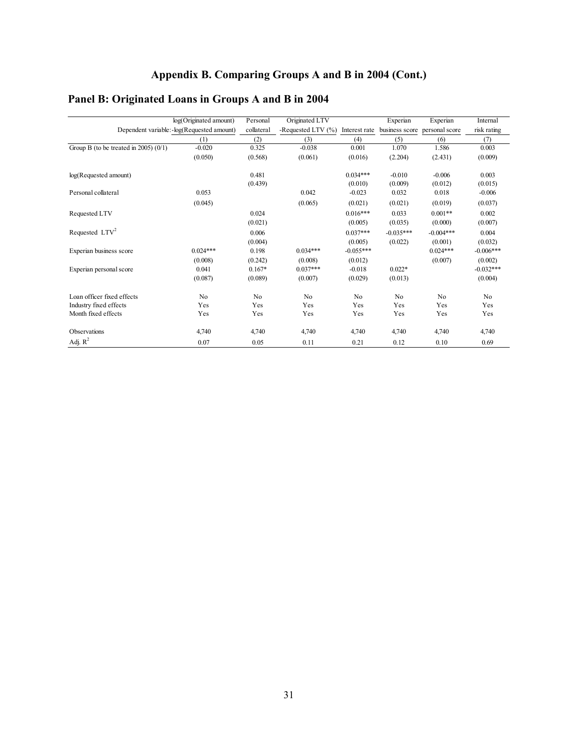## Appendix B. Comparing Groups A and B in 2004 (Cont.)

## Panel B: Originated Loans in Groups A and B in 2004

| Dependent variable: | log(Originated amount) -log(Requested amount) | Personal collateral | Originated LTV -Requested LTV (%) | Interest rate | Experian business score | Experian personal score | Internal risk rating |
|---|---|---|---|---|---|---|---|
| | (1) | (2) | (3) | (4) | (5) | (6) | (7) |
| Group B (to be treated in 2005) (0/1) | -0.020 | 0.325 | -0.038 | 0.001 | 1.070 | 1.586 | 0.003 |
| | (0.050) | (0.568) | (0.061) | (0.016) | (2.204) | (2.431) | (0.009) |
| log(Requested amount) | | 0.481 | | 0.034*** | -0.010 | -0.006 | 0.003 |
| | | (0.439) | | (0.010) | (0.009) | (0.012) | (0.015) |
| Personal collateral | 0.053 | | 0.042 | -0.023 | 0.032 | 0.018 | -0.006 |
| | (0.045) | | (0.065) | (0.021) | (0.021) | (0.019) | (0.037) |
| Requested LTV | | 0.024 | | 0.016*** | 0.033 | 0.001** | 0.002 |
| | | (0.021) | | (0.005) | (0.035) | (0.000) | (0.007) |
| Requested $LTV^2$ | | 0.006 | | 0.037*** | -0.035*** | -0.004*** | 0.004 |
| | | (0.004) | | (0.005) | (0.022) | (0.001) | (0.032) |
| Experian business score | 0.024*** | 0.198 | 0.034*** | -0.055*** | | 0.024*** | -0.006*** |
| | (0.008) | (0.242) | (0.008) | (0.012) | | (0.007) | (0.002) |
| Experian personal score | 0.041 | 0.167* | 0.037*** | -0.018 | 0.022* | | -0.032*** |
| | (0.087) | (0.089) | (0.007) | (0.029) | (0.013) | | (0.004) |
| Loan officer fixed effects | No | No | No | No | No | No | No |
| Industry fixed effects | Yes | Yes | Yes | Yes | Yes | Yes | Yes |
| Month fixed effects | Yes | Yes | Yes | Yes | Yes | Yes | Yes |
| Observations | 4,740 | 4,740 | 4,740 | 4,740 | 4,740 | 4,740 | 4,740 |
| Adj. $R^2$ | 0.07 | 0.05 | 0.11 | 0.21 | 0.12 | 0.10 | 0.69 |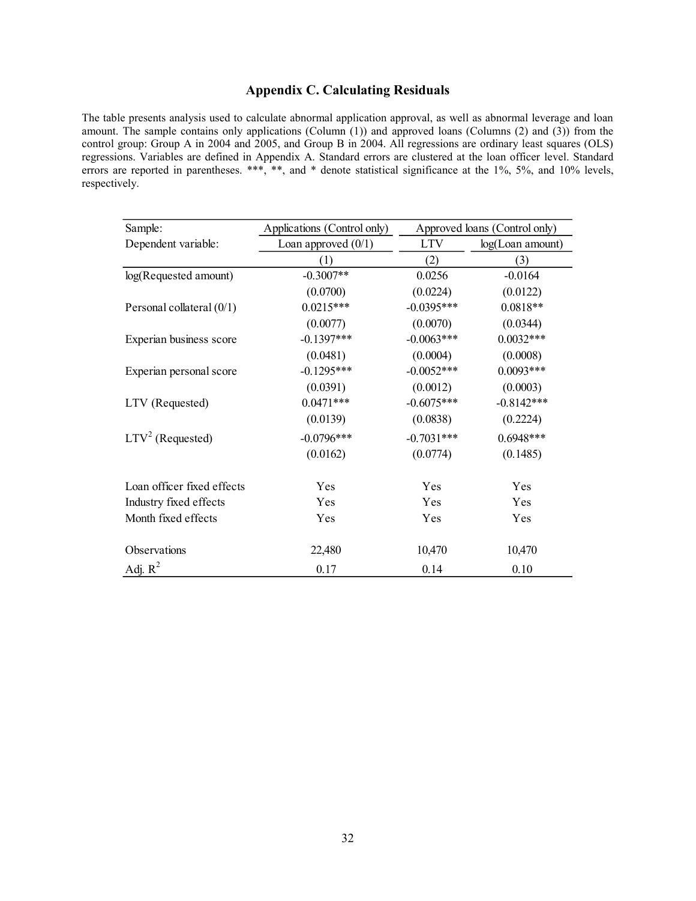## Appendix C. Calculating Residuals

The table presents analysis used to calculate abnormal application approval, as well as abnormal leverage and loan amount. The sample contains only applications (Column (1)) and approved loans (Columns (2) and (3)) from the control group: Group A in 2004 and 2005, and Group B in 2004. All regressions are ordinary least squares (OLS) regressions. Variables are defined in Appendix A. Standard errors are clustered at the loan officer level. Standard errors are reported in parentheses. ***, **, and * denote statistical significance at the 1%, 5%, and 10% levels, respectively.

| Sample: | Applications (Control only) | Approved loans (Control only) | |
|---|---|---|---|
| Dependent variable: | Loan approved (0/1) | LTV | log(Loan amount) |
| | (1) | (2) | (3) |
| log(Requested amount) | -0.3007** | 0.0256 | -0.0164 |
| | (0.0700) | (0.0224) | (0.0122) |
| Personal collateral (0/1) | 0.0215*** | -0.0395*** | 0.0818** |
| | (0.0077) | (0.0070) | (0.0344) |
| Experian business score | -0.1397*** | -0.0063*** | 0.0032*** |
| | (0.0481) | (0.0004) | (0.0008) |
| Experian personal score | -0.1295*** | -0.0052*** | 0.0093*** |
| | (0.0391) | (0.0012) | (0.0003) |
| LTV (Requested) | 0.0471*** | -0.6075*** | -0.8142*** |
| | (0.0139) | (0.0838) | (0.2224) |
| $LTV^2$ (Requested) | -0.0796*** | -0.7031*** | 0.6948*** |
| | (0.0162) | (0.0774) | (0.1485) |
| Loan officer fixed effects | Yes | Yes | Yes |
| Industry fixed effects | Yes | Yes | Yes |
| Month fixed effects | Yes | Yes | Yes |
| Observations | 22,480 | 10,470 | 10,470 |
| Adj. $R^2$ | 0.17 | 0.14 | 0.10 |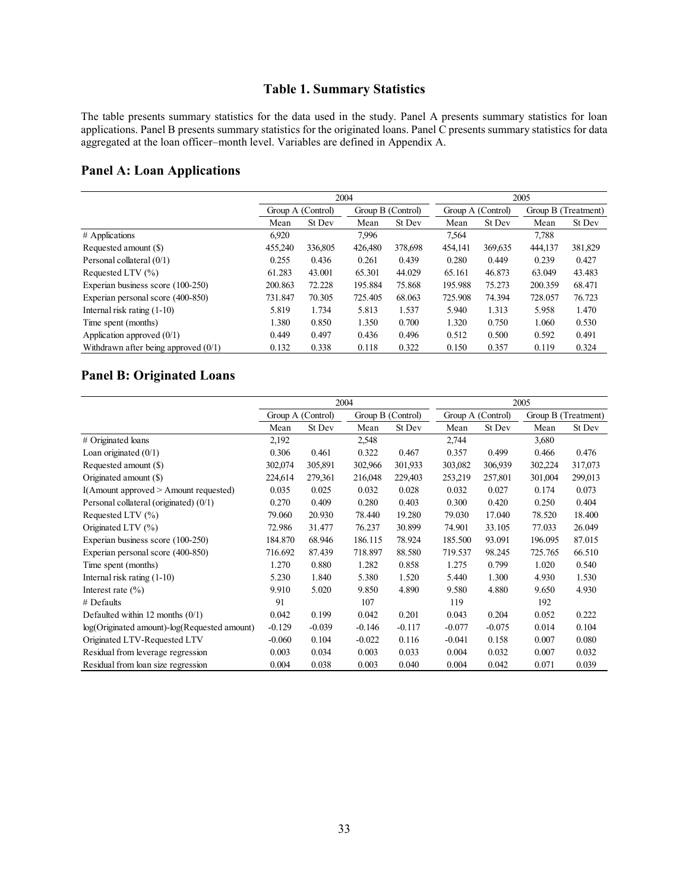## Table 1. Summary Statistics

The table presents summary statistics for the data used in the study. Panel A presents summary statistics for loan applications. Panel B presents summary statistics for the originated loans. Panel C presents summary statistics for data aggregated at the loan officer–month level. Variables are defined in Appendix A.

### Panel A: Loan Applications

| | 2004 | | | | 2005 | | | |
|---|---|---|---|---|---|---|---|---|
| | Group A (Control) | | Group B (Control) | | Group A (Control) | | Group B (Treatment) | |
| | Mean | St Dev | Mean | St Dev | Mean | St Dev | Mean | St Dev |
| # Applications | 6,920 | | 7,996 | | 7,564 | | 7,788 | |
| Requested amount ($) | 455,240 | 336,805 | 426,480 | 378,698 | 454,141 | 369,635 | 444,137 | 381,829 |
| Personal collateral (0/1) | 0.255 | 0.436 | 0.261 | 0.439 | 0.280 | 0.449 | 0.239 | 0.427 |
| Requested LTV (%) | 61.283 | 43.001 | 65.301 | 44.029 | 65.161 | 46.873 | 63.049 | 43.483 |
| Experian business score (100-250) | 200.863 | 72.228 | 195.884 | 75.868 | 195.988 | 75.273 | 200.359 | 68.471 |
| Experian personal score (400-850) | 731.847 | 70.305 | 725.405 | 68.063 | 725.908 | 74.394 | 728.057 | 76.723 |
| Internal risk rating (1-10) | 5.819 | 1.734 | 5.813 | 1.537 | 5.940 | 1.313 | 5.958 | 1.470 |
| Time spent (months) | 1.380 | 0.850 | 1.350 | 0.700 | 1.320 | 0.750 | 1.060 | 0.530 |
| Application approved (0/1) | 0.449 | 0.497 | 0.436 | 0.496 | 0.512 | 0.500 | 0.592 | 0.491 |
| Withdrawn after being approved (0/1) | 0.132 | 0.338 | 0.118 | 0.322 | 0.150 | 0.357 | 0.119 | 0.324 |

### Panel B: Originated Loans

| | 2004 | | | | 2005 | | | |
|---|---|---|---|---|---|---|---|---|
| | Group A (Control) | | Group B (Control) | | Group A (Control) | | Group B (Treatment) | |
| | Mean | St Dev | Mean | St Dev | Mean | St Dev | Mean | St Dev |
| # Originated loans | 2,192 | | 2,548 | | 2,744 | | 3,680 | |
| Loan originated (0/1) | 0.306 | 0.461 | 0.322 | 0.467 | 0.357 | 0.499 | 0.466 | 0.476 |
| Requested amount ($) | 302,074 | 305,891 | 302,966 | 301,933 | 303,082 | 306,939 | 302,224 | 317,073 |
| Originated amount ($) | 224,614 | 279,361 | 216,048 | 229,403 | 253,219 | 257,801 | 301,004 | 299,013 |
| I(Amount approved > Amount requested) | 0.035 | 0.025 | 0.032 | 0.028 | 0.032 | 0.027 | 0.174 | 0.073 |
| Personal collateral (originated) (0/1) | 0.270 | 0.409 | 0.280 | 0.403 | 0.300 | 0.420 | 0.250 | 0.404 |
| Requested LTV (%) | 79.060 | 20.930 | 78.440 | 19.280 | 79.030 | 17.040 | 78.520 | 18.400 |
| Originated LTV (%) | 72.986 | 31.477 | 76.237 | 30.899 | 74.901 | 33.105 | 77.033 | 26.049 |
| Experian business score (100-250) | 184.870 | 68.946 | 186.115 | 78.924 | 185.500 | 93.091 | 196.095 | 87.015 |
| Experian personal score (400-850) | 716.692 | 87.439 | 718.897 | 88.580 | 719.537 | 98.245 | 725.765 | 66.510 |
| Time spent (months) | 1.270 | 0.880 | 1.282 | 0.858 | 1.275 | 0.799 | 1.020 | 0.540 |
| Internal risk rating (1-10) | 5.230 | 1.840 | 5.380 | 1.520 | 5.440 | 1.300 | 4.930 | 1.530 |
| Interest rate (%) | 9.910 | 5.020 | 9.850 | 4.890 | 9.580 | 4.880 | 9.650 | 4.930 |
| # Defaults | 91 | | 107 | | 119 | | 192 | |
| Defaulted within 12 months (0/1) | 0.042 | 0.199 | 0.042 | 0.201 | 0.043 | 0.204 | 0.052 | 0.222 |
| log(Originated amount)-log(Requested amount) | -0.129 | -0.039 | -0.146 | -0.117 | -0.077 | -0.075 | 0.014 | 0.104 |
| Originated LTV-Requested LTV | -0.060 | 0.104 | -0.022 | 0.116 | -0.041 | 0.158 | 0.007 | 0.080 |
| Residual from leverage regression | 0.003 | 0.034 | 0.003 | 0.033 | 0.004 | 0.032 | 0.007 | 0.032 |
| Residual from loan size regression | 0.004 | 0.038 | 0.003 | 0.040 | 0.004 | 0.042 | 0.071 | 0.039 |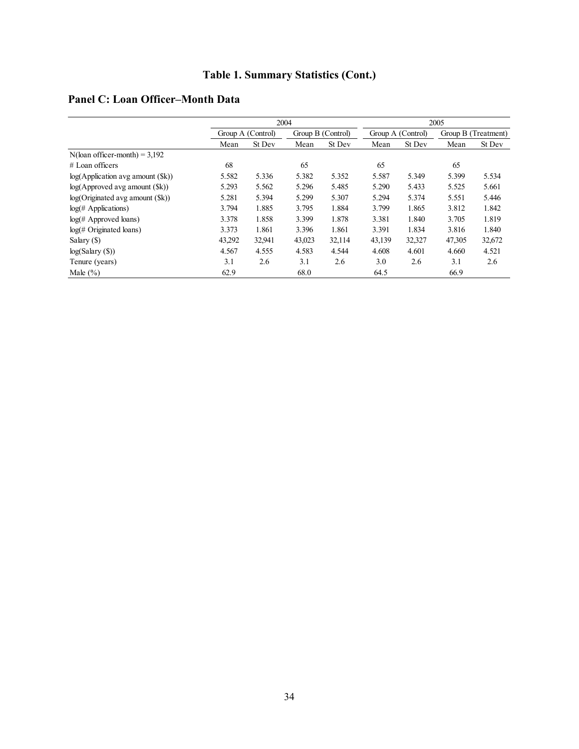## Table 1. Summary Statistics (Cont.)

### Panel C: Loan Officer–Month Data

| | 2004 | | | | 2005 | | | |
|---|---|---|---|---|---|---|---|---|
| | Group A (Control) | | Group B (Control) | | Group A (Control) | | Group B (Treatment) | |
| | Mean | St Dev | Mean | St Dev | Mean | St Dev | Mean | St Dev |
| N(loan officer-month) = 3,192 | | | | | | | | |
| # Loan officers | 68 | | 65 | | 65 | | 65 | |
| log(Application avg amount ($k)) | 5.582 | 5.336 | 5.382 | 5.352 | 5.587 | 5.349 | 5.399 | 5.534 |
| log(Approved avg amount ($k)) | 5.293 | 5.562 | 5.296 | 5.485 | 5.290 | 5.433 | 5.525 | 5.661 |
| log(Originated avg amount ($k)) | 5.281 | 5.394 | 5.299 | 5.307 | 5.294 | 5.374 | 5.551 | 5.446 |
| log(# Applications) | 3.794 | 1.885 | 3.795 | 1.884 | 3.799 | 1.865 | 3.812 | 1.842 |
| log(# Approved loans) | 3.378 | 1.858 | 3.399 | 1.878 | 3.381 | 1.840 | 3.705 | 1.819 |
| log(# Originated loans) | 3.373 | 1.861 | 3.396 | 1.861 | 3.391 | 1.834 | 3.816 | 1.840 |
| Salary ($) | 43,292 | 32,941 | 43,023 | 32,114 | 43,139 | 32,327 | 47,305 | 32,672 |
| log(Salary ($)) | 4.567 | 4.555 | 4.583 | 4.544 | 4.608 | 4.601 | 4.660 | 4.521 |
| Tenure (years) | 3.1 | 2.6 | 3.1 | 2.6 | 3.0 | 2.6 | 3.1 | 2.6 |
| Male (%) | 62.9 | | 68.0 | | 64.5 | | 66.9 | |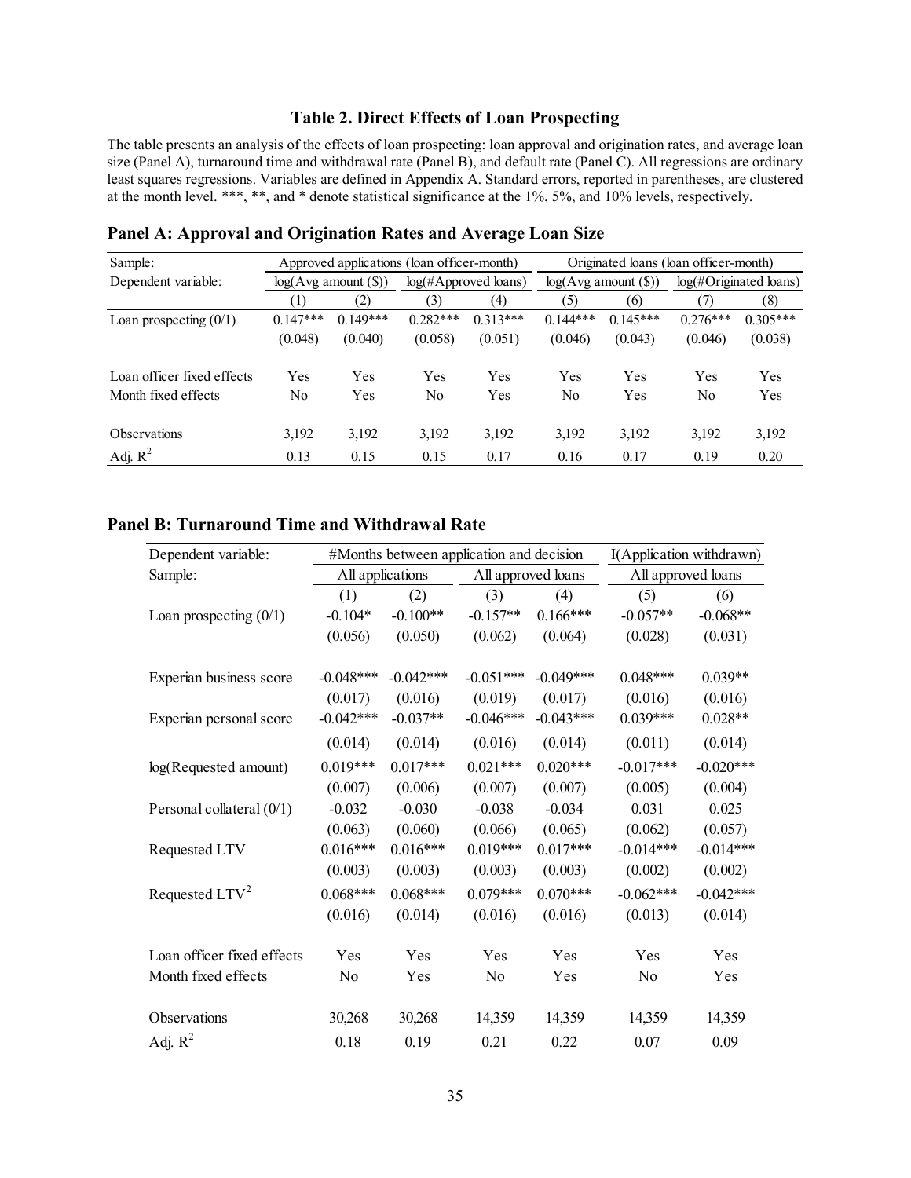### Table 2. Direct Effects of Loan Prospecting

The table presents an analysis of the effects of loan prospecting: loan approval and origination rates, and average loan size (Panel A), turnaround time and withdrawal rate (Panel B), and default rate (Panel C). All regressions are ordinary least squares regressions. Variables are defined in Appendix A. Standard errors, reported in parentheses, are clustered at the month level. ***, **, and * denote statistical significance at the 1%, 5%, and 10% levels, respectively.

#### Panel A: Approval and Origination Rates and Average Loan Size

| Sample: | Approved applications (loan officer-month) | | | | Originated loans (loan officer-month) | | | |
|---|---|---|---|---|---|---|---|---|
| Dependent variable: | log(Avg amount ($)) | | log(#Approved loans) | | log(Avg amount ($)) | | log(#Originated loans) | |
| | (1) | (2) | (3) | (4) | (5) | (6) | (7) | (8) |
| Loan prospecting (0/1) | 0.147*** | 0.149*** | 0.282*** | 0.313*** | 0.144*** | 0.145*** | 0.276*** | 0.305*** |
| | (0.048) | (0.040) | (0.058) | (0.051) | (0.046) | (0.043) | (0.046) | (0.038) |
| Loan officer fixed effects | Yes | Yes | Yes | Yes | Yes | Yes | Yes | Yes |
| Month fixed effects | No | Yes | No | Yes | No | Yes | No | Yes |
| Observations | 3,192 | 3,192 | 3,192 | 3,192 | 3,192 | 3,192 | 3,192 | 3,192 |
| Adj. $R^2$ | 0.13 | 0.15 | 0.15 | 0.17 | 0.16 | 0.17 | 0.19 | 0.20 |

#### Panel B: Turnaround Time and Withdrawal Rate

| Dependent variable: | #Months between application and decision | | | | I(Application withdrawn) | |
|---|---|---|---|---|---|---|
| Sample: | All applications | | All approved loans | | All approved loans | |
| | (1) | (2) | (3) | (4) | (5) | (6) |
| Loan prospecting (0/1) | -0.104* | -0.100** | -0.157** | 0.166*** | -0.057** | -0.068** |
| | (0.056) | (0.050) | (0.062) | (0.064) | (0.028) | (0.031) |
| Experian business score | -0.048*** | -0.042*** | -0.051*** | -0.049*** | 0.048*** | 0.039** |
| | (0.017) | (0.016) | (0.019) | (0.017) | (0.016) | (0.016) |
| Experian personal score | -0.042*** | -0.037** | -0.046*** | -0.043*** | 0.039*** | 0.028** |
| | (0.014) | (0.014) | (0.016) | (0.014) | (0.011) | (0.014) |
| log(Requested amount) | 0.019*** | 0.017*** | 0.021*** | 0.020*** | -0.017*** | -0.020*** |
| | (0.007) | (0.006) | (0.007) | (0.007) | (0.005) | (0.004) |
| Personal collateral (0/1) | -0.032 | -0.030 | -0.038 | -0.034 | 0.031 | 0.025 |
| | (0.063) | (0.060) | (0.066) | (0.065) | (0.062) | (0.057) |
| Requested LTV | 0.016*** | 0.016*** | 0.019*** | 0.017*** | -0.014*** | -0.014*** |
| | (0.003) | (0.003) | (0.003) | (0.003) | (0.002) | (0.002) |
| Requested LTV$^2$ | 0.068*** | 0.068*** | 0.079*** | 0.070*** | -0.062*** | -0.042*** |
| | (0.016) | (0.014) | (0.016) | (0.016) | (0.013) | (0.014) |
| Loan officer fixed effects | Yes | Yes | Yes | Yes | Yes | Yes |
| Month fixed effects | No | Yes | No | Yes | No | Yes |
| Observations | 30,268 | 30,268 | 14,359 | 14,359 | 14,359 | 14,359 |
| Adj. $R^2$ | 0.18 | 0.19 | 0.21 | 0.22 | 0.07 | 0.09 |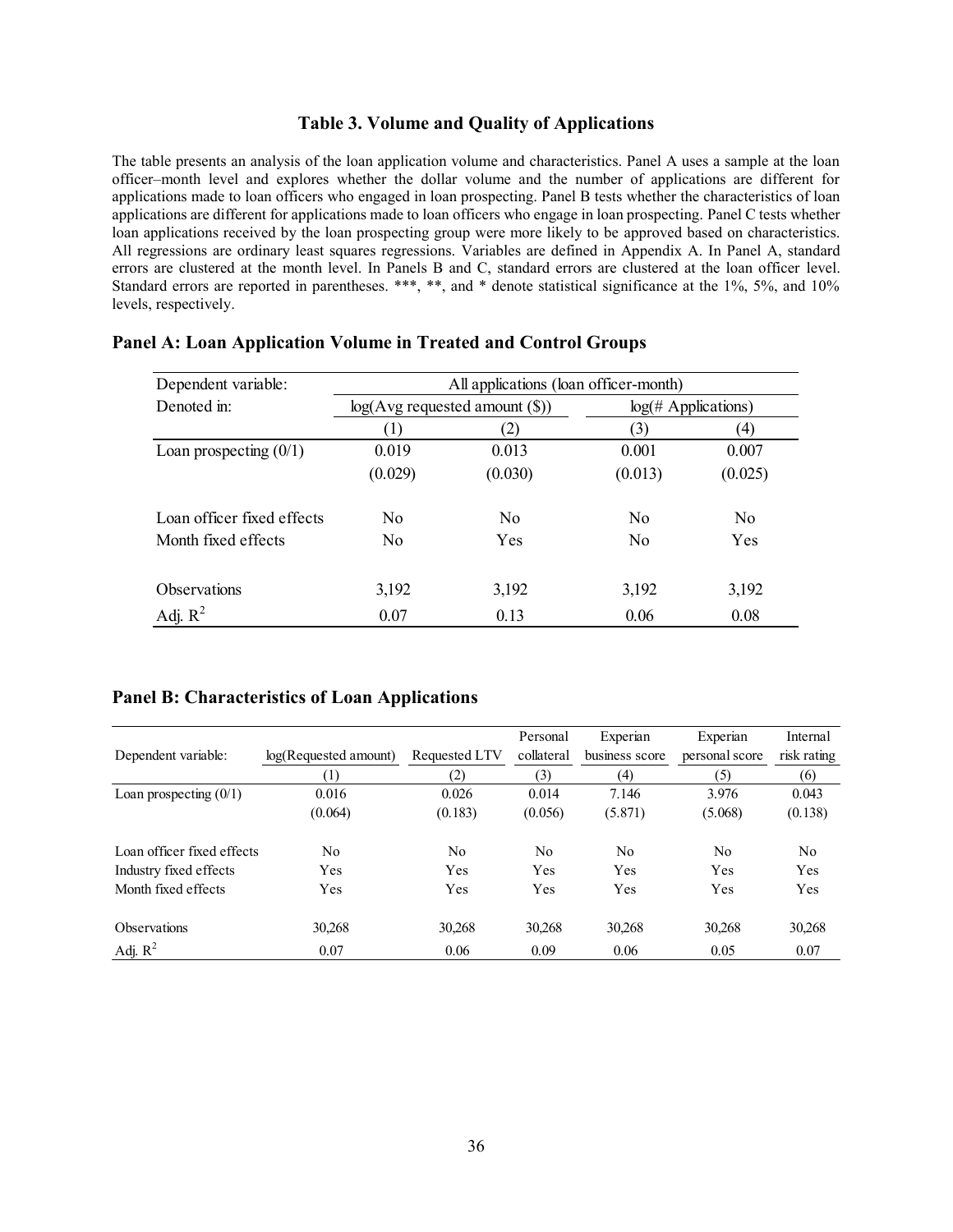### Table 3. Volume and Quality of Applications

The table presents an analysis of the loan application volume and characteristics. Panel A uses a sample at the loan officer–month level and explores whether the dollar volume and the number of applications are different for applications made to loan officers who engaged in loan prospecting. Panel B tests whether the characteristics of loan applications are different for applications made to loan officers who engage in loan prospecting. Panel C tests whether loan applications received by the loan prospecting group were more likely to be approved based on characteristics. All regressions are ordinary least squares regressions. Variables are defined in Appendix A. In Panel A, standard errors are clustered at the month level. In Panels B and C, standard errors are clustered at the loan officer level. Standard errors are reported in parentheses. ***, **, and * denote statistical significance at the 1%, 5%, and 10% levels, respectively.

#### Panel A: Loan Application Volume in Treated and Control Groups

| Dependent variable: | All applications (loan officer-month) | | | |
|---|---|---|---|---|
| Denoted in: | log(Avg requested amount ($)) | | log(# Applications) | |
| | (1) | (2) | (3) | (4) |
| Loan prospecting (0/1) | 0.019 | 0.013 | 0.001 | 0.007 |
| | (0.029) | (0.030) | (0.013) | (0.025) |
| Loan officer fixed effects | No | No | No | No |
| Month fixed effects | No | Yes | No | Yes |
| Observations | 3,192 | 3,192 | 3,192 | 3,192 |
| Adj. $R^2$ | 0.07 | 0.13 | 0.06 | 0.08 |

#### Panel B: Characteristics of Loan Applications

| Dependent variable: | log(Requested amount) | Requested LTV | Personal collateral | Experian business score | Experian personal score | Internal risk rating |
|---|---|---|---|---|---|---|
| | (1) | (2) | (3) | (4) | (5) | (6) |
| Loan prospecting (0/1) | 0.016 | 0.026 | 0.014 | 7.146 | 3.976 | 0.043 |
| | (0.064) | (0.183) | (0.056) | (5.871) | (5.068) | (0.138) |
| Loan officer fixed effects | No | No | No | No | No | No |
| Industry fixed effects | Yes | Yes | Yes | Yes | Yes | Yes |
| Month fixed effects | Yes | Yes | Yes | Yes | Yes | Yes |
| Observations | 30,268 | 30,268 | 30,268 | 30,268 | 30,268 | 30,268 |
| Adj. $R^2$ | 0.07 | 0.06 | 0.09 | 0.06 | 0.05 | 0.07 |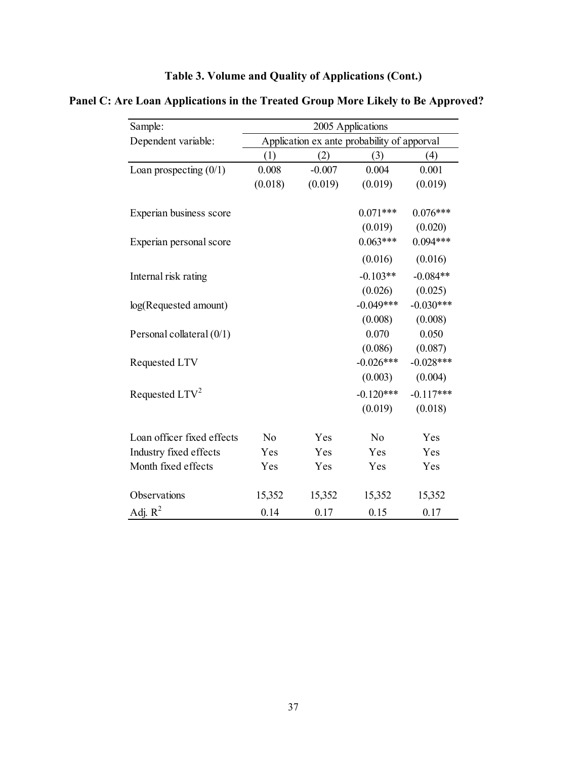# Table 3. Volume and Quality of Applications (Cont.)

## Panel C: Are Loan Applications in the Treated Group More Likely to Be Approved?

| Sample: | 2005 Applications | | | |
|---|---|---|---|---|
| Dependent variable: | Application ex ante probability of apporval | | | |
| | (1) | (2) | (3) | (4) |
| Loan prospecting (0/1) | 0.008 | -0.007 | 0.004 | 0.001 |
| | (0.018) | (0.019) | (0.019) | (0.019) |
| Experian business score | | | 0.071*** | 0.076*** |
| | | | (0.019) | (0.020) |
| Experian personal score | | | 0.063*** | 0.094*** |
| | | | (0.016) | (0.016) |
| Internal risk rating | | | -0.103** | -0.084** |
| | | | (0.026) | (0.025) |
| log(Requested amount) | | | -0.049*** | -0.030*** |
| | | | (0.008) | (0.008) |
| Personal collateral (0/1) | | | 0.070 | 0.050 |
| | | | (0.086) | (0.087) |
| Requested LTV | | | -0.026*** | -0.028*** |
| | | | (0.003) | (0.004) |
| Requested LTV$^2$ | | | -0.120*** | -0.117*** |
| | | | (0.019) | (0.018) |
| Loan officer fixed effects | No | Yes | No | Yes |
| Industry fixed effects | Yes | Yes | Yes | Yes |
| Month fixed effects | Yes | Yes | Yes | Yes |
| Observations | 15,352 | 15,352 | 15,352 | 15,352 |
| Adj. $R^2$ | 0.14 | 0.17 | 0.15 | 0.17 |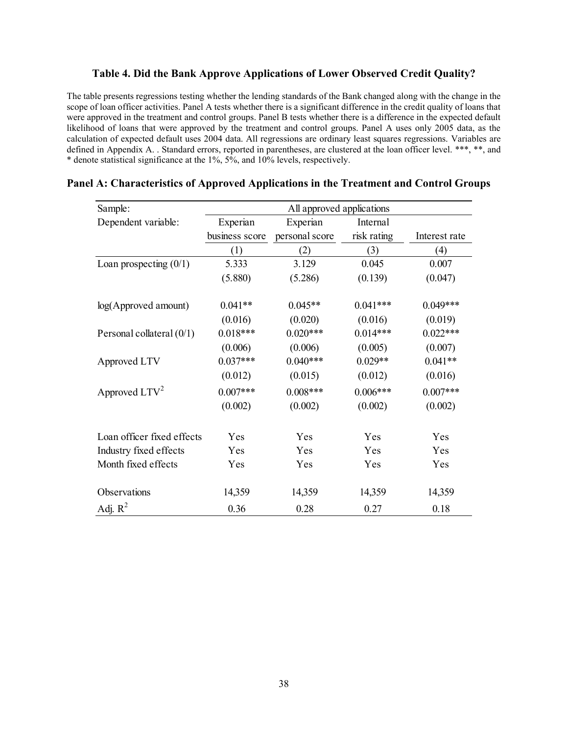### Table 4. Did the Bank Approve Applications of Lower Observed Credit Quality?

The table presents regressions testing whether the lending standards of the Bank changed along with the change in the scope of loan officer activities. Panel A tests whether there is a significant difference in the credit quality of loans that were approved in the treatment and control groups. Panel B tests whether there is a difference in the expected default likelihood of loans that were approved by the treatment and control groups. Panel A uses only 2005 data, as the calculation of expected default uses 2004 data. All regressions are ordinary least squares regressions. Variables are defined in Appendix A. . Standard errors, reported in parentheses, are clustered at the loan officer level. ***, **, and * denote statistical significance at the 1%, 5%, and 10% levels, respectively.

**Panel A: Characteristics of Approved Applications in the Treatment and Control Groups**

| Sample: | All approved applications | | | |
|---|---|---|---|---|
| Dependent variable: | Experian business score | Experian personal score | Internal risk rating | Interest rate |
| | (1) | (2) | (3) | (4) |
| Loan prospecting (0/1) | 5.333 | 3.129 | 0.045 | 0.007 |
| | (5.880) | (5.286) | (0.139) | (0.047) |
| log(Approved amount) | 0.041** | 0.045** | 0.041*** | 0.049*** |
| | (0.016) | (0.020) | (0.016) | (0.019) |
| Personal collateral (0/1) | 0.018*** | 0.020*** | 0.014*** | 0.022*** |
| | (0.006) | (0.006) | (0.005) | (0.007) |
| Approved LTV | 0.037*** | 0.040*** | 0.029** | 0.041** |
| | (0.012) | (0.015) | (0.012) | (0.016) |
| Approved LTV$^2$ | 0.007*** | 0.008*** | 0.006*** | 0.007*** |
| | (0.002) | (0.002) | (0.002) | (0.002) |
| Loan officer fixed effects | Yes | Yes | Yes | Yes |
| Industry fixed effects | Yes | Yes | Yes | Yes |
| Month fixed effects | Yes | Yes | Yes | Yes |
| Observations | 14,359 | 14,359 | 14,359 | 14,359 |
| Adj. $R^2$ | 0.36 | 0.28 | 0.27 | 0.18 |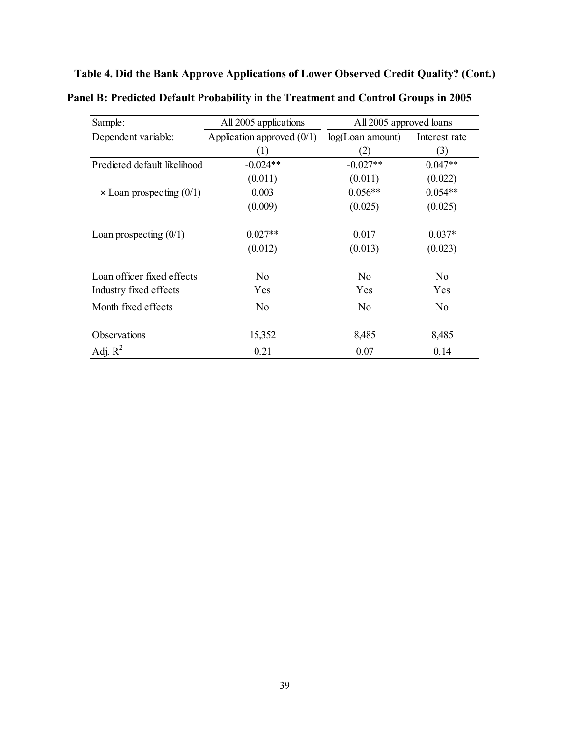**Table 4. Did the Bank Approve Applications of Lower Observed Credit Quality? (Cont.)**

**Panel B: Predicted Default Probability in the Treatment and Control Groups in 2005**

| Sample: | All 2005 applications | All 2005 approved loans | |
|---|---|---|---|
| Dependent variable: | Application approved (0/1) | log(Loan amount) | Interest rate |
| | (1) | (2) | (3) |
| Predicted default likelihood | -0.024** | -0.027** | 0.047** |
| | (0.011) | (0.011) | (0.022) |
| × Loan prospecting (0/1) | 0.003 | 0.056** | 0.054** |
| | (0.009) | (0.025) | (0.025) |
| Loan prospecting (0/1) | 0.027** | 0.017 | 0.037* |
| | (0.012) | (0.013) | (0.023) |
| Loan officer fixed effects | No | No | No |
| Industry fixed effects | Yes | Yes | Yes |
| Month fixed effects | No | No | No |
| Observations | 15,352 | 8,485 | 8,485 |
| Adj. $R^2$ | 0.21 | 0.07 | 0.14 |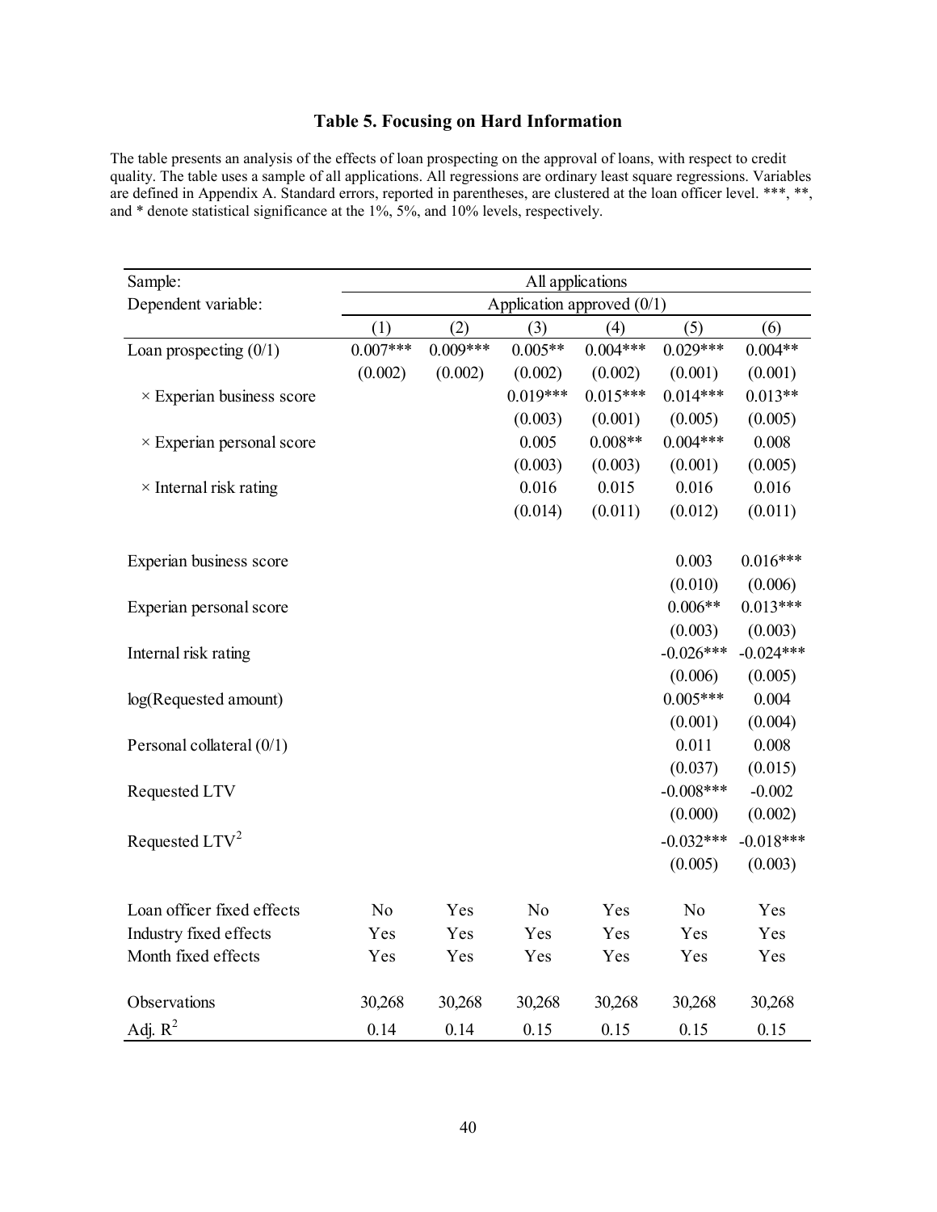## Table 5. Focusing on Hard Information

The table presents an analysis of the effects of loan prospecting on the approval of loans, with respect to credit quality. The table uses a sample of all applications. All regressions are ordinary least square regressions. Variables are defined in Appendix A. Standard errors, reported in parentheses, are clustered at the loan officer level. ***, **, and * denote statistical significance at the 1%, 5%, and 10% levels, respectively.

| Sample: | All applications | | | | | |
|---|---|---|---|---|---|---|
| Dependent variable: | Application approved (0/1) | | | | | |
| | (1) | (2) | (3) | (4) | (5) | (6) |
| Loan prospecting (0/1) | 0.007*** | 0.009*** | 0.005** | 0.004*** | 0.029*** | 0.004** |
| | (0.002) | (0.002) | (0.002) | (0.002) | (0.001) | (0.001) |
| × Experian business score | | | 0.019*** | 0.015*** | 0.014*** | 0.013** |
| | | | (0.003) | (0.001) | (0.005) | (0.005) |
| × Experian personal score | | | 0.005 | 0.008** | 0.004*** | 0.008 |
| | | | (0.003) | (0.003) | (0.001) | (0.005) |
| × Internal risk rating | | | 0.016 | 0.015 | 0.016 | 0.016 |
| | | | (0.014) | (0.011) | (0.012) | (0.011) |
| Experian business score | | | | | 0.003 | 0.016*** |
| | | | | | (0.010) | (0.006) |
| Experian personal score | | | | | 0.006** | 0.013*** |
| | | | | | (0.003) | (0.003) |
| Internal risk rating | | | | | -0.026*** | -0.024*** |
| | | | | | (0.006) | (0.005) |
| log(Requested amount) | | | | | 0.005*** | 0.004 |
| | | | | | (0.001) | (0.004) |
| Personal collateral (0/1) | | | | | 0.011 | 0.008 |
| | | | | | (0.037) | (0.015) |
| Requested LTV | | | | | -0.008*** | -0.002 |
| | | | | | (0.000) | (0.002) |
| Requested LTV$^2$ | | | | | -0.032*** | -0.018*** |
| | | | | | (0.005) | (0.003) |
| Loan officer fixed effects | No | Yes | No | Yes | No | Yes |
| Industry fixed effects | Yes | Yes | Yes | Yes | Yes | Yes |
| Month fixed effects | Yes | Yes | Yes | Yes | Yes | Yes |
| Observations | 30,268 | 30,268 | 30,268 | 30,268 | 30,268 | 30,268 |
| Adj. $R^2$ | 0.14 | 0.14 | 0.15 | 0.15 | 0.15 | 0.15 |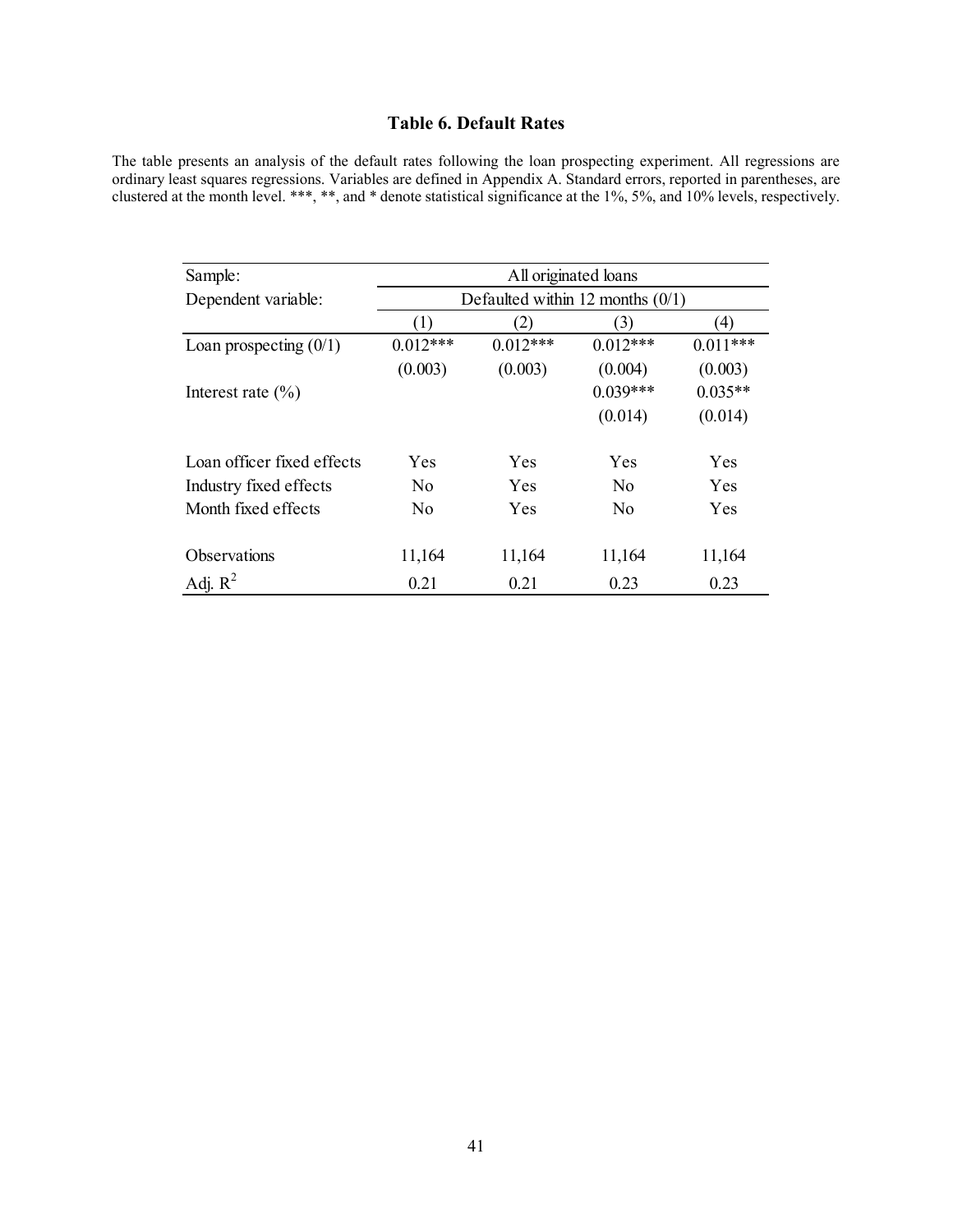# Table 6. Default Rates

The table presents an analysis of the default rates following the loan prospecting experiment. All regressions are ordinary least squares regressions. Variables are defined in Appendix A. Standard errors, reported in parentheses, are clustered at the month level. ***, **, and * denote statistical significance at the 1%, 5%, and 10% levels, respectively.

| Sample: | All originated loans | | | |
|---|---|---|---|---|
| Dependent variable: | Defaulted within 12 months (0/1) | | | |
| | (1) | (2) | (3) | (4) |
| Loan prospecting (0/1) | 0.012*** | 0.012*** | 0.012*** | 0.011*** |
| | (0.003) | (0.003) | (0.004) | (0.003) |
| Interest rate (%) | | | 0.039*** | 0.035** |
| | | | (0.014) | (0.014) |
| | | | | |
| Loan officer fixed effects | Yes | Yes | Yes | Yes |
| Industry fixed effects | No | Yes | No | Yes |
| Month fixed effects | No | Yes | No | Yes |
| | | | | |
| Observations | 11,164 | 11,164 | 11,164 | 11,164 |
| Adj. $R^2$ | 0.21 | 0.21 | 0.23 | 0.23 |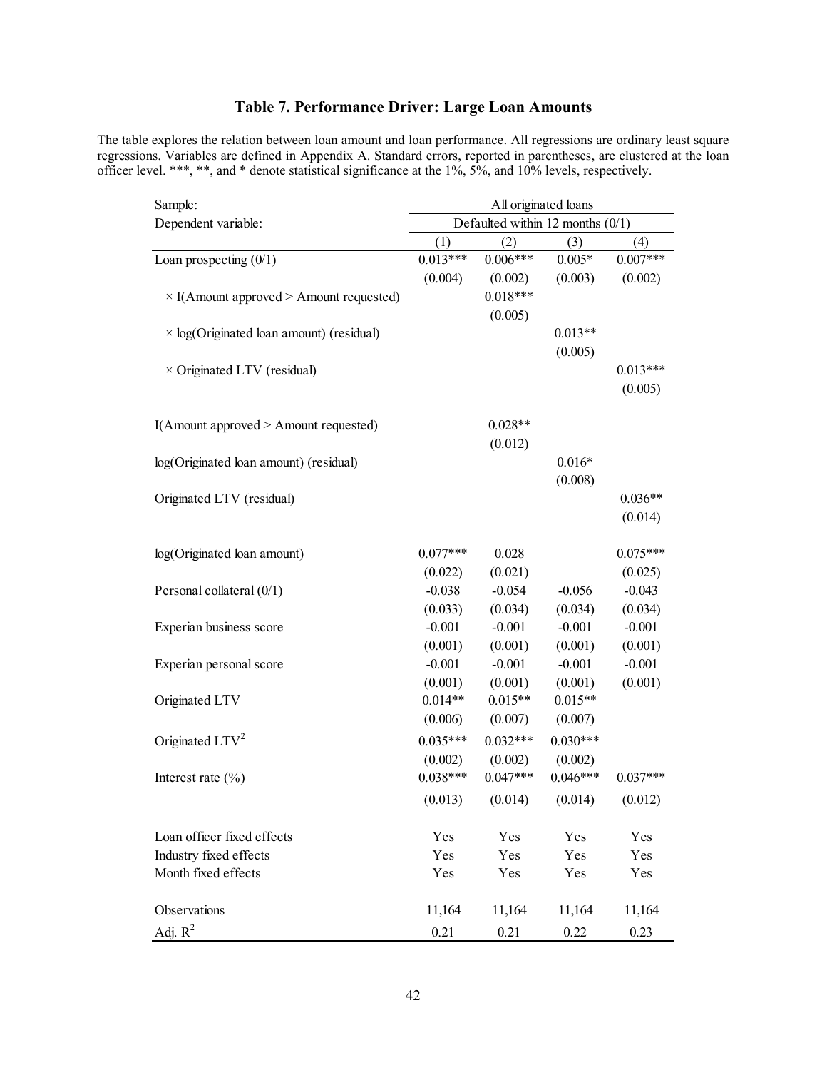# Table 7. Performance Driver: Large Loan Amounts

The table explores the relation between loan amount and loan performance. All regressions are ordinary least square regressions. Variables are defined in Appendix A. Standard errors, reported in parentheses, are clustered at the loan officer level. ***, **, and * denote statistical significance at the 1%, 5%, and 10% levels, respectively.

| Sample: | All originated loans | | | |
|---|---|---|---|---|
| Dependent variable: | Defaulted within 12 months (0/1) | | | |
| | (1) | (2) | (3) | (4) |
| Loan prospecting (0/1) | 0.013*** | 0.006*** | 0.005* | 0.007*** |
| | (0.004) | (0.002) | (0.003) | (0.002) |
| × I(Amount approved > Amount requested) | | 0.018*** | | |
| | | (0.005) | | |
| × log(Originated loan amount) (residual) | | | 0.013** | |
| | | | (0.005) | |
| × Originated LTV (residual) | | | | 0.013*** |
| | | | | (0.005) |
| I(Amount approved > Amount requested) | | 0.028** | | |
| | | (0.012) | | |
| log(Originated loan amount) (residual) | | | 0.016* | |
| | | | (0.008) | |
| Originated LTV (residual) | | | | 0.036** |
| | | | | (0.014) |
| log(Originated loan amount) | 0.077*** | 0.028 | | 0.075*** |
| | (0.022) | (0.021) | | (0.025) |
| Personal collateral (0/1) | -0.038 | -0.054 | -0.056 | -0.043 |
| | (0.033) | (0.034) | (0.034) | (0.034) |
| Experian business score | -0.001 | -0.001 | -0.001 | -0.001 |
| | (0.001) | (0.001) | (0.001) | (0.001) |
| Experian personal score | -0.001 | -0.001 | -0.001 | -0.001 |
| | (0.001) | (0.001) | (0.001) | (0.001) |
| Originated LTV | 0.014** | 0.015** | 0.015** | |
| | (0.006) | (0.007) | (0.007) | |
| Originated LTV$^2$ | 0.035*** | 0.032*** | 0.030*** | |
| | (0.002) | (0.002) | (0.002) | |
| Interest rate (%) | 0.038*** | 0.047*** | 0.046*** | 0.037*** |
| | (0.013) | (0.014) | (0.014) | (0.012) |
| Loan officer fixed effects | Yes | Yes | Yes | Yes |
| Industry fixed effects | Yes | Yes | Yes | Yes |
| Month fixed effects | Yes | Yes | Yes | Yes |
| Observations | 11,164 | 11,164 | 11,164 | 11,164 |
| Adj. $R^2$ | 0.21 | 0.21 | 0.22 | 0.23 |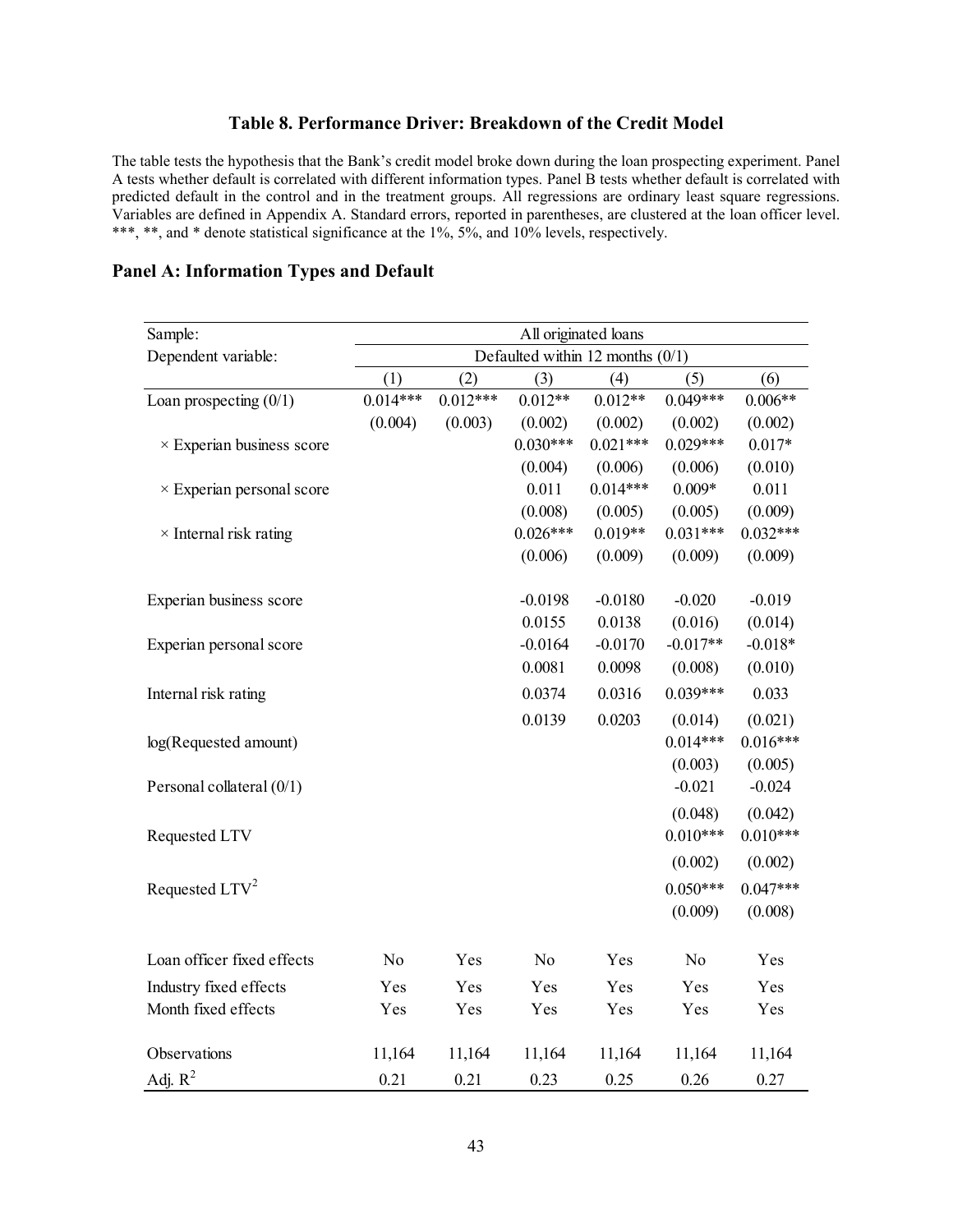### Table 8. Performance Driver: Breakdown of the Credit Model

The table tests the hypothesis that the Bank's credit model broke down during the loan prospecting experiment. Panel A tests whether default is correlated with different information types. Panel B tests whether default is correlated with predicted default in the control and in the treatment groups. All regressions are ordinary least square regressions. Variables are defined in Appendix A. Standard errors, reported in parentheses, are clustered at the loan officer level. ***, **, and * denote statistical significance at the 1%, 5%, and 10% levels, respectively.

## Panel A: Information Types and Default

| Sample: | All originated loans | | | | | |
|---|---|---|---|---|---|---|
| Dependent variable: | Defaulted within 12 months (0/1) | | | | | |
| | (1) | (2) | (3) | (4) | (5) | (6) |
| Loan prospecting (0/1) | 0.014*** | 0.012*** | 0.012** | 0.012** | 0.049*** | 0.006** |
| | (0.004) | (0.003) | (0.002) | (0.002) | (0.002) | (0.002) |
| × Experian business score | | | 0.030*** | 0.021*** | 0.029*** | 0.017* |
| | | | (0.004) | (0.006) | (0.006) | (0.010) |
| × Experian personal score | | | 0.011 | 0.014*** | 0.009* | 0.011 |
| | | | (0.008) | (0.005) | (0.005) | (0.009) |
| × Internal risk rating | | | 0.026*** | 0.019** | 0.031*** | 0.032*** |
| | | | (0.006) | (0.009) | (0.009) | (0.009) |
| Experian business score | | | -0.0198 | -0.0180 | -0.020 | -0.019 |
| | | | 0.0155 | 0.0138 | (0.016) | (0.014) |
| Experian personal score | | | -0.0164 | -0.0170 | -0.017** | -0.018* |
| | | | 0.0081 | 0.0098 | (0.008) | (0.010) |
| Internal risk rating | | | 0.0374 | 0.0316 | 0.039*** | 0.033 |
| | | | 0.0139 | 0.0203 | (0.014) | (0.021) |
| log(Requested amount) | | | | | 0.014*** | 0.016*** |
| | | | | | (0.003) | (0.005) |
| Personal collateral (0/1) | | | | | -0.021 | -0.024 |
| | | | | | (0.048) | (0.042) |
| Requested LTV | | | | | 0.010*** | 0.010*** |
| | | | | | (0.002) | (0.002) |
| Requested LTV$^2$ | | | | | 0.050*** | 0.047*** |
| | | | | | (0.009) | (0.008) |
| Loan officer fixed effects | No | Yes | No | Yes | No | Yes |
| Industry fixed effects | Yes | Yes | Yes | Yes | Yes | Yes |
| Month fixed effects | Yes | Yes | Yes | Yes | Yes | Yes |
| Observations | 11,164 | 11,164 | 11,164 | 11,164 | 11,164 | 11,164 |
| Adj. $R^2$ | 0.21 | 0.21 | 0.23 | 0.25 | 0.26 | 0.27 |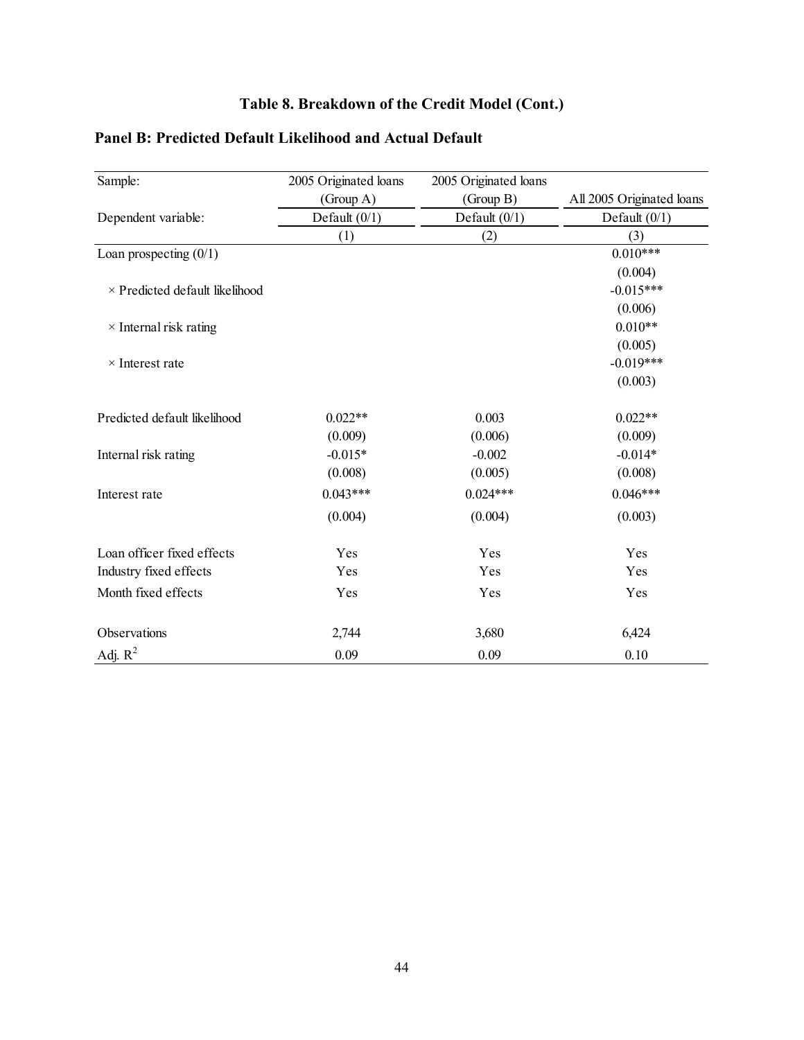## Table 8. Breakdown of the Credit Model (Cont.)

### Panel B: Predicted Default Likelihood and Actual Default

| Sample: | 2005 Originated loans (Group A) | 2005 Originated loans (Group B) | All 2005 Originated loans |
|---|---|---|---|
| Dependent variable: | Default (0/1) | Default (0/1) | Default (0/1) |
| | (1) | (2) | (3) |
| Loan prospecting (0/1) | | | 0.010*** |
| | | | (0.004) |
| × Predicted default likelihood | | | -0.015*** |
| | | | (0.006) |
| × Internal risk rating | | | 0.010** |
| | | | (0.005) |
| × Interest rate | | | -0.019*** |
| | | | (0.003) |
| Predicted default likelihood | 0.022** | 0.003 | 0.022** |
| | (0.009) | (0.006) | (0.009) |
| Internal risk rating | -0.015* | -0.002 | -0.014* |
| | (0.008) | (0.005) | (0.008) |
| Interest rate | 0.043*** | 0.024*** | 0.046*** |
| | (0.004) | (0.004) | (0.003) |
| Loan officer fixed effects | Yes | Yes | Yes |
| Industry fixed effects | Yes | Yes | Yes |
| Month fixed effects | Yes | Yes | Yes |
| Observations | 2,744 | 3,680 | 6,424 |
| Adj. $R^2$ | 0.09 | 0.09 | 0.10 |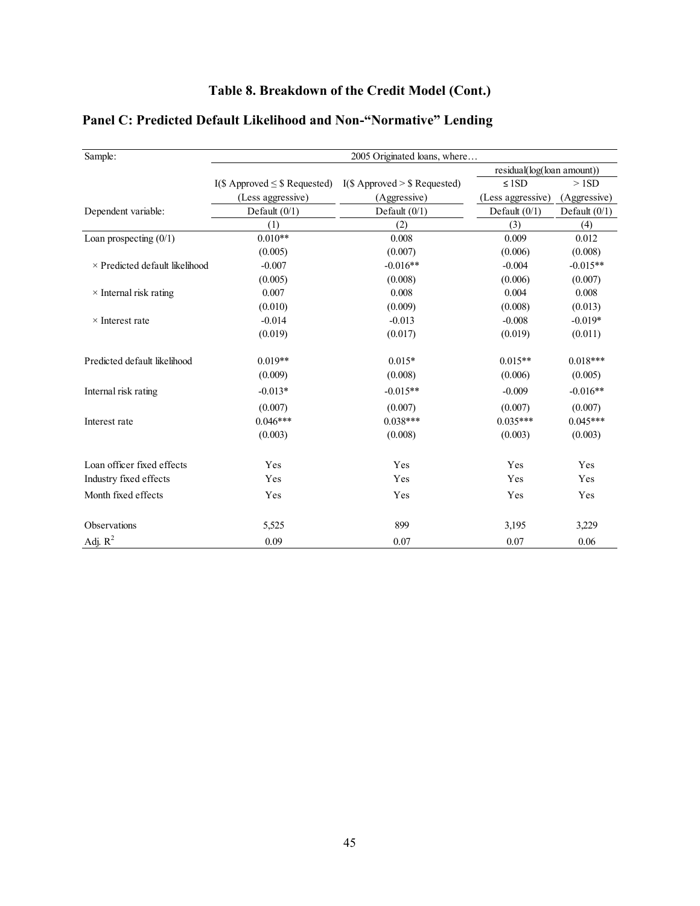# Table 8. Breakdown of the Credit Model (Cont.)

## Panel C: Predicted Default Likelihood and Non-"Normative" Lending

| Sample: | 2005 Originated loans, where… | | | |
|---|---|---|---|---|
| | | | residual(log(loan amount)) | |
| | I($ Approved ≤ $ Requested) | I($ Approved > $ Requested) | ≤ 1SD | > 1SD |
| | (Less aggressive) | (Aggressive) | (Less aggressive) | (Aggressive) |
| Dependent variable: | Default (0/1) | Default (0/1) | Default (0/1) | Default (0/1) |
| | (1) | (2) | (3) | (4) |
| Loan prospecting (0/1) | 0.010** | 0.008 | 0.009 | 0.012 |
| | (0.005) | (0.007) | (0.006) | (0.008) |
| × Predicted default likelihood | -0.007 | -0.016** | -0.004 | -0.015** |
| | (0.005) | (0.008) | (0.006) | (0.007) |
| × Internal risk rating | 0.007 | 0.008 | 0.004 | 0.008 |
| | (0.010) | (0.009) | (0.008) | (0.013) |
| × Interest rate | -0.014 | -0.013 | -0.008 | -0.019* |
| | (0.019) | (0.017) | (0.019) | (0.011) |
| Predicted default likelihood | 0.019** | 0.015* | 0.015** | 0.018*** |
| | (0.009) | (0.008) | (0.006) | (0.005) |
| Internal risk rating | -0.013* | -0.015** | -0.009 | -0.016** |
| | (0.007) | (0.007) | (0.007) | (0.007) |
| Interest rate | 0.046*** | 0.038*** | 0.035*** | 0.045*** |
| | (0.003) | (0.008) | (0.003) | (0.003) |
| Loan officer fixed effects | Yes | Yes | Yes | Yes |
| Industry fixed effects | Yes | Yes | Yes | Yes |
| Month fixed effects | Yes | Yes | Yes | Yes |
| Observations | 5,525 | 899 | 3,195 | 3,229 |
| Adj. $R^2$ | 0.09 | 0.07 | 0.07 | 0.06 |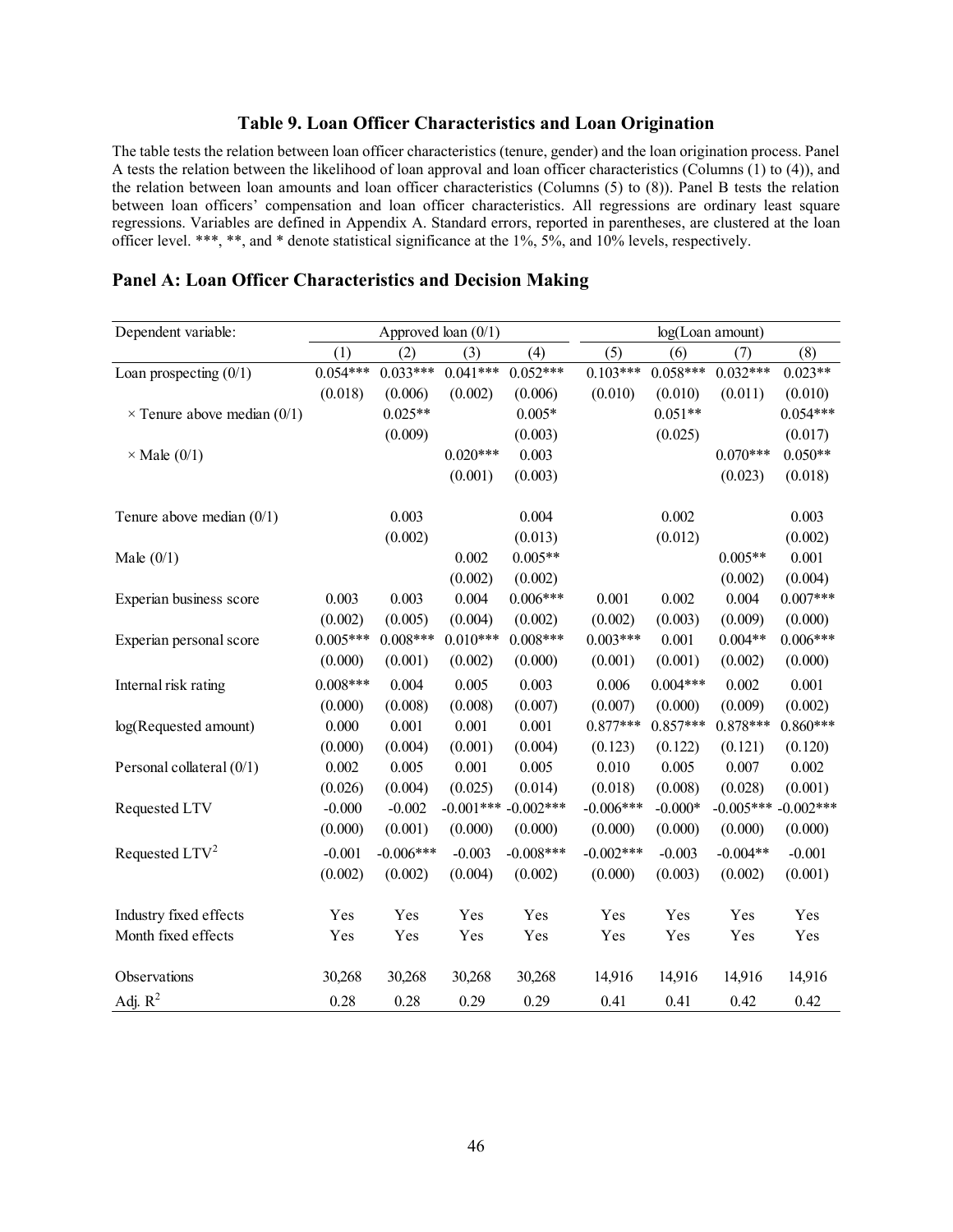### Table 9. Loan Officer Characteristics and Loan Origination

The table tests the relation between loan officer characteristics (tenure, gender) and the loan origination process. Panel A tests the relation between the likelihood of loan approval and loan officer characteristics (Columns (1) to (4)), and the relation between loan amounts and loan officer characteristics (Columns (5) to (8)). Panel B tests the relation between loan officers' compensation and loan officer characteristics. All regressions are ordinary least square regressions. Variables are defined in Appendix A. Standard errors, reported in parentheses, are clustered at the loan officer level. ***, **, and * denote statistical significance at the 1%, 5%, and 10% levels, respectively.

## Panel A: Loan Officer Characteristics and Decision Making

| Dependent variable: | Approved loan (0/1) | | | | log(Loan amount) | | | |
|---|---|---|---|---|---|---|---|---|
| | (1) | (2) | (3) | (4) | (5) | (6) | (7) | (8) |
| Loan prospecting (0/1) | 0.054*** | 0.033*** | 0.041*** | 0.052*** | 0.103*** | 0.058*** | 0.032*** | 0.023** |
| | (0.018) | (0.006) | (0.002) | (0.006) | (0.010) | (0.010) | (0.011) | (0.010) |
| × Tenure above median (0/1) | | 0.025** | | 0.005* | | 0.051** | | 0.054*** |
| | | (0.009) | | (0.003) | | (0.025) | | (0.017) |
| × Male (0/1) | | | 0.020*** | 0.003 | | | 0.070*** | 0.050** |
| | | | (0.001) | (0.003) | | | (0.023) | (0.018) |
| Tenure above median (0/1) | | 0.003 | | 0.004 | | 0.002 | | 0.003 |
| | | (0.002) | | (0.013) | | (0.012) | | (0.002) |
| Male (0/1) | | | 0.002 | 0.005** | | | 0.005** | 0.001 |
| | | | (0.002) | (0.002) | | | (0.002) | (0.004) |
| Experian business score | 0.003 | 0.003 | 0.004 | 0.006*** | 0.001 | 0.002 | 0.004 | 0.007*** |
| | (0.002) | (0.005) | (0.004) | (0.002) | (0.002) | (0.003) | (0.009) | (0.000) |
| Experian personal score | 0.005*** | 0.008*** | 0.010*** | 0.008*** | 0.003*** | 0.001 | 0.004** | 0.006*** |
| | (0.000) | (0.001) | (0.002) | (0.000) | (0.001) | (0.001) | (0.002) | (0.000) |
| Internal risk rating | 0.008*** | 0.004 | 0.005 | 0.003 | 0.006 | 0.004*** | 0.002 | 0.001 |
| | (0.000) | (0.008) | (0.008) | (0.007) | (0.007) | (0.000) | (0.009) | (0.002) |
| log(Requested amount) | 0.000 | 0.001 | 0.001 | 0.001 | 0.877*** | 0.857*** | 0.878*** | 0.860*** |
| | (0.000) | (0.004) | (0.001) | (0.004) | (0.123) | (0.122) | (0.121) | (0.120) |
| Personal collateral (0/1) | 0.002 | 0.005 | 0.001 | 0.005 | 0.010 | 0.005 | 0.007 | 0.002 |
| | (0.026) | (0.004) | (0.025) | (0.014) | (0.018) | (0.008) | (0.028) | (0.001) |
| Requested LTV | -0.000 | -0.002 | -0.001*** | -0.002*** | -0.006*** | -0.000* | -0.005*** | -0.002*** |
| | (0.000) | (0.001) | (0.000) | (0.000) | (0.000) | (0.000) | (0.000) | (0.000) |
| Requested LTV$^2$ | -0.001 | -0.006*** | -0.003 | -0.008*** | -0.002*** | -0.003 | -0.004** | -0.001 |
| | (0.002) | (0.002) | (0.004) | (0.002) | (0.000) | (0.003) | (0.002) | (0.001) |
| Industry fixed effects | Yes | Yes | Yes | Yes | Yes | Yes | Yes | Yes |
| Month fixed effects | Yes | Yes | Yes | Yes | Yes | Yes | Yes | Yes |
| Observations | 30,268 | 30,268 | 30,268 | 30,268 | 14,916 | 14,916 | 14,916 | 14,916 |
| Adj. $R^2$ | 0.28 | 0.28 | 0.29 | 0.29 | 0.41 | 0.41 | 0.42 | 0.42 |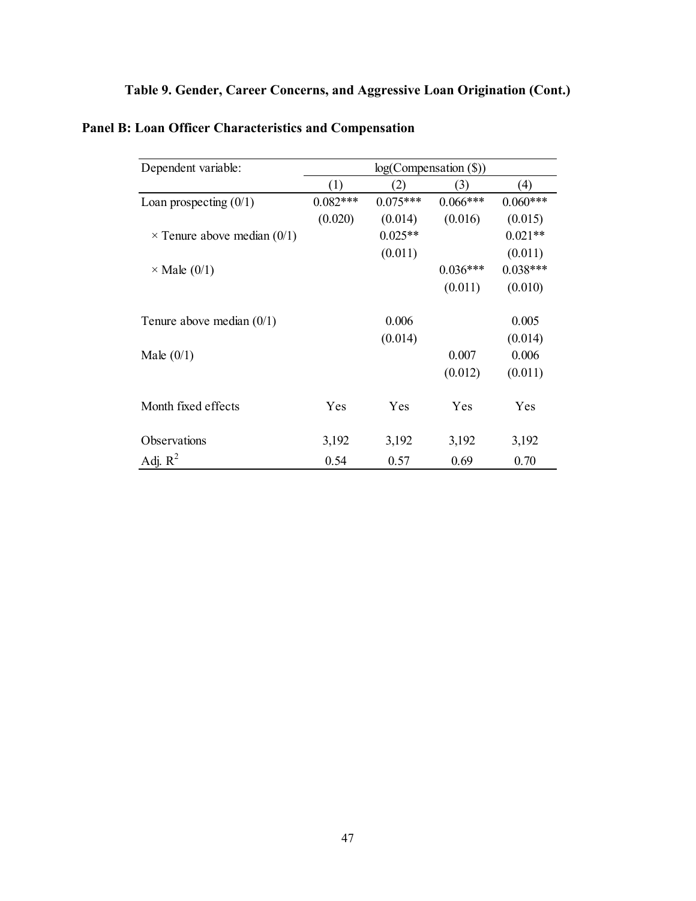# Table 9. Gender, Career Concerns, and Aggressive Loan Origination (Cont.)

## Panel B: Loan Officer Characteristics and Compensation

| Dependent variable: | log(Compensation ($)) | | | |
|---|---|---|---|---|
| | (1) | (2) | (3) | (4) |
| Loan prospecting (0/1) | 0.082*** | 0.075*** | 0.066*** | 0.060*** |
| | (0.020) | (0.014) | (0.016) | (0.015) |
| × Tenure above median (0/1) | | 0.025** | | 0.021** |
| | | (0.011) | | (0.011) |
| × Male (0/1) | | | 0.036*** | 0.038*** |
| | | | (0.011) | (0.010) |
| Tenure above median (0/1) | | 0.006 | | 0.005 |
| | | (0.014) | | (0.014) |
| Male (0/1) | | | 0.007 | 0.006 |
| | | | (0.012) | (0.011) |
| Month fixed effects | Yes | Yes | Yes | Yes |
| Observations | 3,192 | 3,192 | 3,192 | 3,192 |
| Adj. $R^2$ | 0.54 | 0.57 | 0.69 | 0.70 |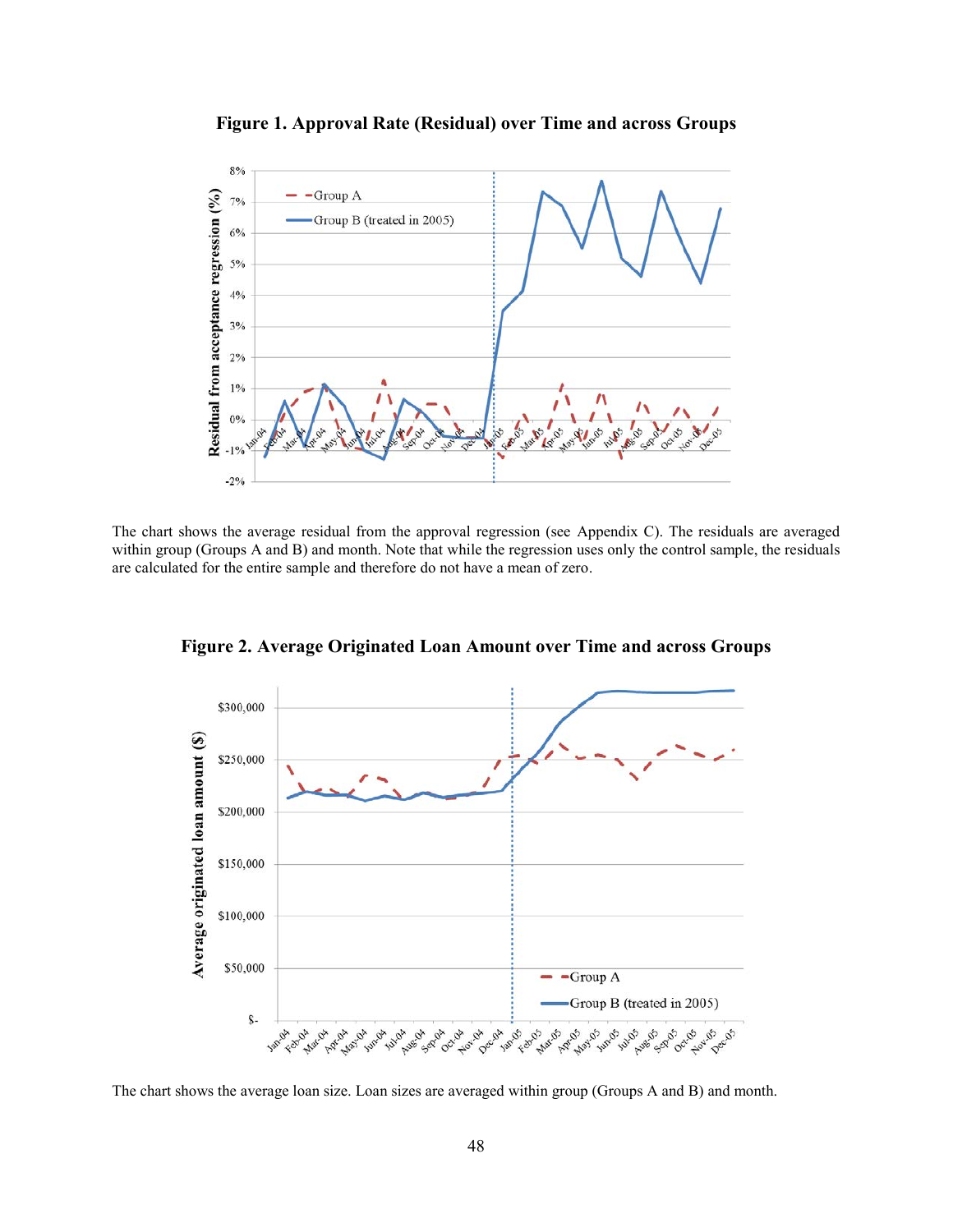**Figure 1. Approval Rate (Residual) over Time and across Groups**

Residual from acceptance regression (%)

8%
7%
6%
5%
4%
3%
2%
1%
0%
-1%
-2%

Group A
Group B (treated in 2005)

Jan-04 Feb-04 Mar-04 Apr-04 May-04 Jun-04 Jul-04 Aug-04 Sep-04 Oct-04 Nov-04 Dec-04 Jan-05 Feb-05 Mar-05 Apr-05 May-05 Jun-05 Jul-05 Aug-05 Sep-05 Oct-05 Nov-05 Dec-05

The chart shows the average residual from the approval regression (see Appendix C). The residuals are averaged within group (Groups A and B) and month. Note that while the regression uses only the control sample, the residuals are calculated for the entire sample and therefore do not have a mean of zero.

**Figure 2. Average Originated Loan Amount over Time and across Groups**

Average originated loan amount ($)

$300,000
$250,000
$200,000
$150,000
$100,000
$50,000
$-

Group A
Group B (treated in 2005)

Jan-04 Feb-04 Mar-04 Apr-04 May-04 Jun-04 Jul-04 Aug-04 Sep-04 Oct-04 Nov-04 Dec-04 Jan-05 Feb-05 Mar-05 Apr-05 May-05 Jun-05 Jul-05 Aug-05 Sep-05 Oct-05 Nov-05 Dec-05

The chart shows the average loan size. Loan sizes are averaged within group (Groups A and B) and month.